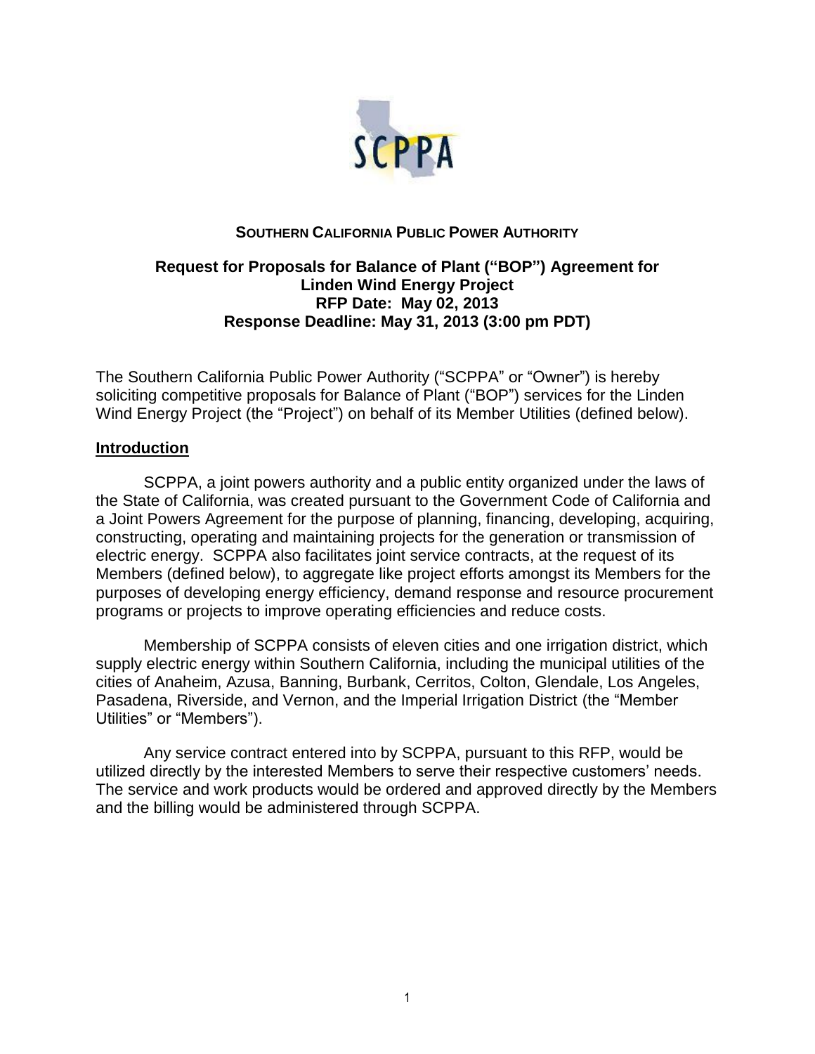SCPPA

**SOUTHERN CALIFORNIA PUBLIC POWER AUTHORITY**

**Request for Proposals for Balance of Plant ("BOP") Agreement for Linden Wind Energy Project**
**RFP Date: May 02, 2013**
**Response Deadline: May 31, 2013 (3:00 pm PDT)**

The Southern California Public Power Authority ("SCPPA" or "Owner") is hereby soliciting competitive proposals for Balance of Plant ("BOP") services for the Linden Wind Energy Project (the "Project") on behalf of its Member Utilities (defined below).

## Introduction

SCPPA, a joint powers authority and a public entity organized under the laws of the State of California, was created pursuant to the Government Code of California and a Joint Powers Agreement for the purpose of planning, financing, developing, acquiring, constructing, operating and maintaining projects for the generation or transmission of electric energy. SCPPA also facilitates joint service contracts, at the request of its Members (defined below), to aggregate like project efforts amongst its Members for the purposes of developing energy efficiency, demand response and resource procurement programs or projects to improve operating efficiencies and reduce costs.

Membership of SCPPA consists of eleven cities and one irrigation district, which supply electric energy within Southern California, including the municipal utilities of the cities of Anaheim, Azusa, Banning, Burbank, Cerritos, Colton, Glendale, Los Angeles, Pasadena, Riverside, and Vernon, and the Imperial Irrigation District (the "Member Utilities" or "Members").

Any service contract entered into by SCPPA, pursuant to this RFP, would be utilized directly by the interested Members to serve their respective customers' needs. The service and work products would be ordered and approved directly by the Members and the billing would be administered through SCPPA.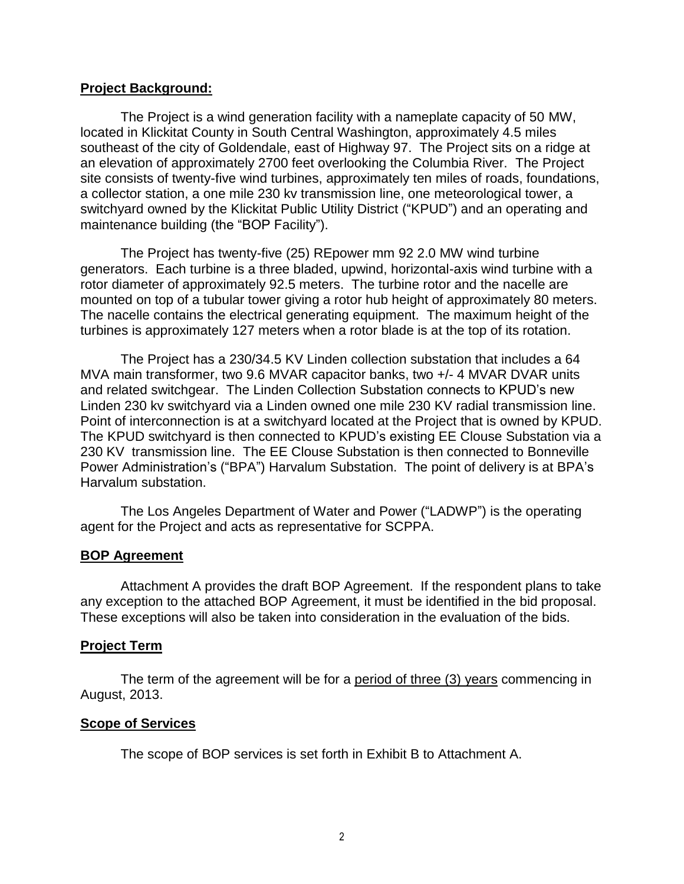**Project Background:**

The Project is a wind generation facility with a nameplate capacity of 50 MW, located in Klickitat County in South Central Washington, approximately 4.5 miles southeast of the city of Goldendale, east of Highway 97. The Project sits on a ridge at an elevation of approximately 2700 feet overlooking the Columbia River. The Project site consists of twenty-five wind turbines, approximately ten miles of roads, foundations, a collector station, a one mile 230 kv transmission line, one meteorological tower, a switchyard owned by the Klickitat Public Utility District ("KPUD") and an operating and maintenance building (the "BOP Facility").

The Project has twenty-five (25) REpower mm 92 2.0 MW wind turbine generators. Each turbine is a three bladed, upwind, horizontal-axis wind turbine with a rotor diameter of approximately 92.5 meters. The turbine rotor and the nacelle are mounted on top of a tubular tower giving a rotor hub height of approximately 80 meters. The nacelle contains the electrical generating equipment. The maximum height of the turbines is approximately 127 meters when a rotor blade is at the top of its rotation.

The Project has a 230/34.5 KV Linden collection substation that includes a 64 MVA main transformer, two 9.6 MVAR capacitor banks, two +/- 4 MVAR DVAR units and related switchgear. The Linden Collection Substation connects to KPUD's new Linden 230 kv switchyard via a Linden owned one mile 230 KV radial transmission line. Point of interconnection is at a switchyard located at the Project that is owned by KPUD. The KPUD switchyard is then connected to KPUD's existing EE Clouse Substation via a 230 KV transmission line. The EE Clouse Substation is then connected to Bonneville Power Administration's ("BPA") Harvalum Substation. The point of delivery is at BPA's Harvalum substation.

The Los Angeles Department of Water and Power ("LADWP") is the operating agent for the Project and acts as representative for SCPPA.

**BOP Agreement**

Attachment A provides the draft BOP Agreement. If the respondent plans to take any exception to the attached BOP Agreement, it must be identified in the bid proposal. These exceptions will also be taken into consideration in the evaluation of the bids.

**Project Term**

The term of the agreement will be for a period of three (3) years commencing in August, 2013.

**Scope of Services**

The scope of BOP services is set forth in Exhibit B to Attachment A.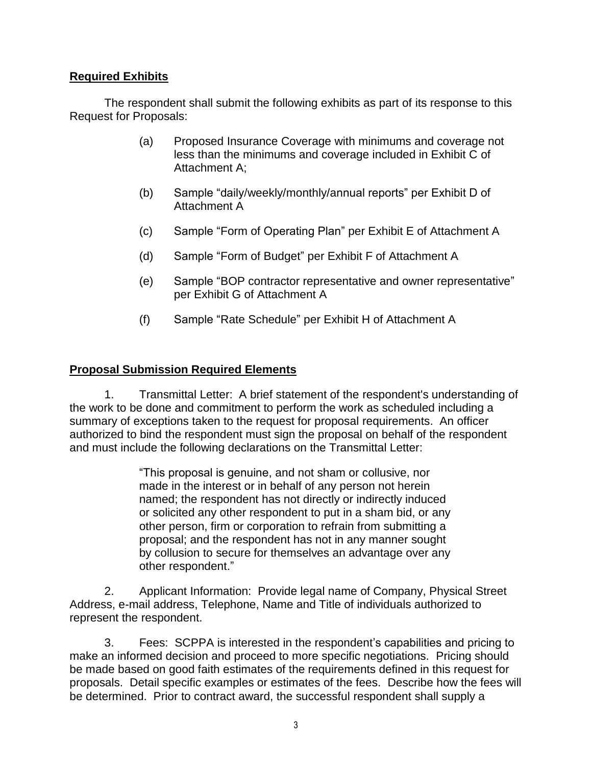**Required Exhibits**

The respondent shall submit the following exhibits as part of its response to this Request for Proposals:

(a) Proposed Insurance Coverage with minimums and coverage not less than the minimums and coverage included in Exhibit C of Attachment A;

(b) Sample "daily/weekly/monthly/annual reports" per Exhibit D of Attachment A

(c) Sample "Form of Operating Plan" per Exhibit E of Attachment A

(d) Sample "Form of Budget" per Exhibit F of Attachment A

(e) Sample "BOP contractor representative and owner representative" per Exhibit G of Attachment A

(f) Sample "Rate Schedule" per Exhibit H of Attachment A

**Proposal Submission Required Elements**

1. Transmittal Letter: A brief statement of the respondent's understanding of the work to be done and commitment to perform the work as scheduled including a summary of exceptions taken to the request for proposal requirements. An officer authorized to bind the respondent must sign the proposal on behalf of the respondent and must include the following declarations on the Transmittal Letter:

> "This proposal is genuine, and not sham or collusive, nor made in the interest or in behalf of any person not herein named; the respondent has not directly or indirectly induced or solicited any other respondent to put in a sham bid, or any other person, firm or corporation to refrain from submitting a proposal; and the respondent has not in any manner sought by collusion to secure for themselves an advantage over any other respondent."

2. Applicant Information: Provide legal name of Company, Physical Street Address, e-mail address, Telephone, Name and Title of individuals authorized to represent the respondent.

3. Fees: SCPPA is interested in the respondent's capabilities and pricing to make an informed decision and proceed to more specific negotiations. Pricing should be made based on good faith estimates of the requirements defined in this request for proposals. Detail specific examples or estimates of the fees. Describe how the fees will be determined. Prior to contract award, the successful respondent shall supply a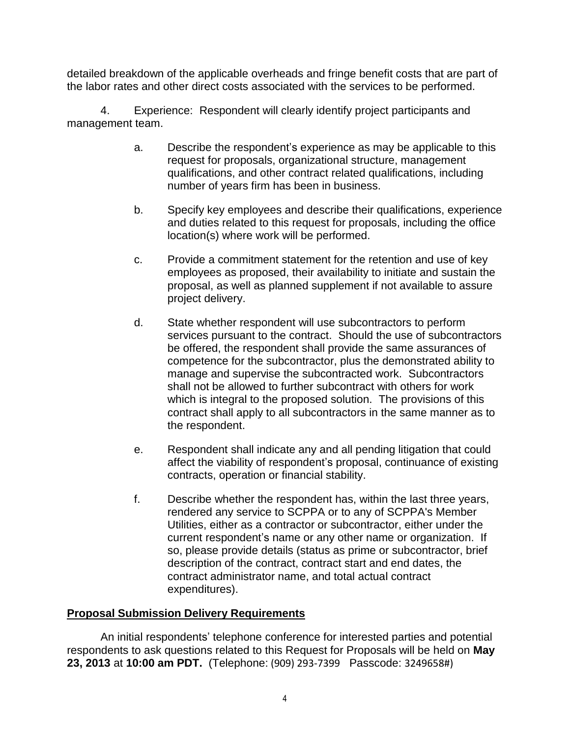detailed breakdown of the applicable overheads and fringe benefit costs that are part of the labor rates and other direct costs associated with the services to be performed.

4. Experience: Respondent will clearly identify project participants and management team.

a. Describe the respondent's experience as may be applicable to this request for proposals, organizational structure, management qualifications, and other contract related qualifications, including number of years firm has been in business.

b. Specify key employees and describe their qualifications, experience and duties related to this request for proposals, including the office location(s) where work will be performed.

c. Provide a commitment statement for the retention and use of key employees as proposed, their availability to initiate and sustain the proposal, as well as planned supplement if not available to assure project delivery.

d. State whether respondent will use subcontractors to perform services pursuant to the contract. Should the use of subcontractors be offered, the respondent shall provide the same assurances of competence for the subcontractor, plus the demonstrated ability to manage and supervise the subcontracted work. Subcontractors shall not be allowed to further subcontract with others for work which is integral to the proposed solution. The provisions of this contract shall apply to all subcontractors in the same manner as to the respondent.

e. Respondent shall indicate any and all pending litigation that could affect the viability of respondent's proposal, continuance of existing contracts, operation or financial stability.

f. Describe whether the respondent has, within the last three years, rendered any service to SCPPA or to any of SCPPA's Member Utilities, either as a contractor or subcontractor, either under the current respondent's name or any other name or organization. If so, please provide details (status as prime or subcontractor, brief description of the contract, contract start and end dates, the contract administrator name, and total actual contract expenditures).

**Proposal Submission Delivery Requirements**

An initial respondents' telephone conference for interested parties and potential respondents to ask questions related to this Request for Proposals will be held on **May 23, 2013** at **10:00 am PDT.** (Telephone: (909) 293-7399 Passcode: 3249658#)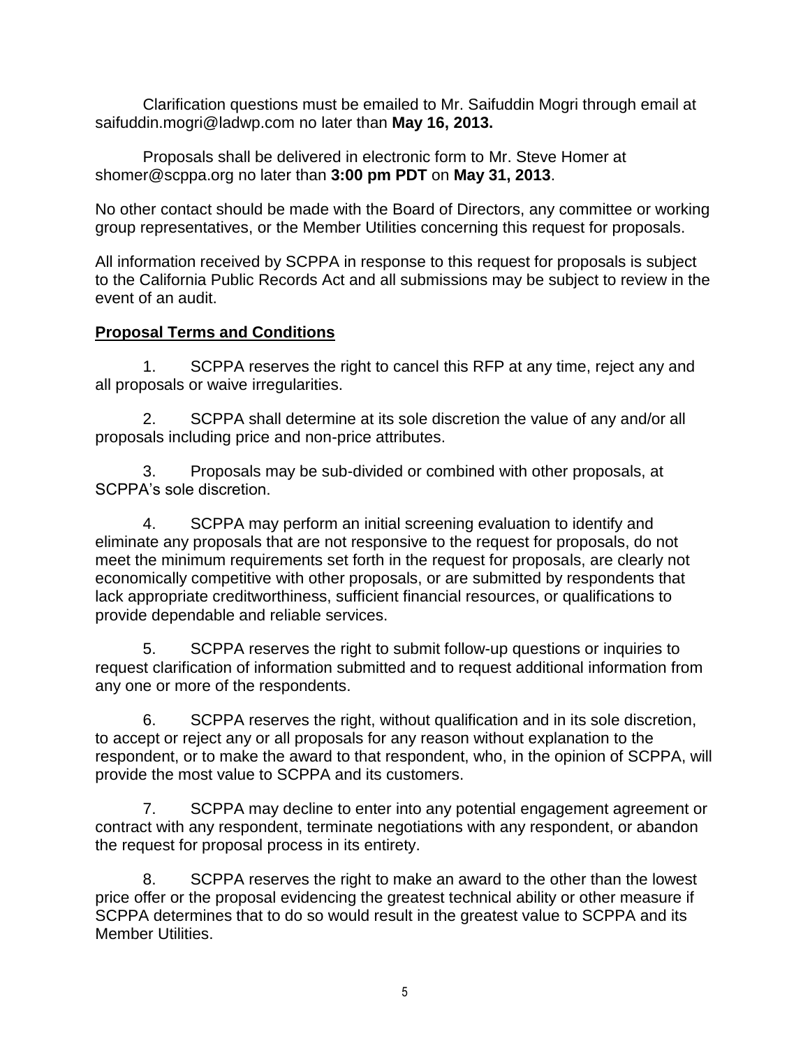Clarification questions must be emailed to Mr. Saifuddin Mogri through email at saifuddin.mogri@ladwp.com no later than **May 16, 2013.**

Proposals shall be delivered in electronic form to Mr. Steve Homer at shomer@scppa.org no later than **3:00 pm PDT** on **May 31, 2013**.

No other contact should be made with the Board of Directors, any committee or working group representatives, or the Member Utilities concerning this request for proposals.

All information received by SCPPA in response to this request for proposals is subject to the California Public Records Act and all submissions may be subject to review in the event of an audit.

**<u>Proposal Terms and Conditions</u>**

1. SCPPA reserves the right to cancel this RFP at any time, reject any and all proposals or waive irregularities.

2. SCPPA shall determine at its sole discretion the value of any and/or all proposals including price and non-price attributes.

3. Proposals may be sub-divided or combined with other proposals, at SCPPA's sole discretion.

4. SCPPA may perform an initial screening evaluation to identify and eliminate any proposals that are not responsive to the request for proposals, do not meet the minimum requirements set forth in the request for proposals, are clearly not economically competitive with other proposals, or are submitted by respondents that lack appropriate creditworthiness, sufficient financial resources, or qualifications to provide dependable and reliable services.

5. SCPPA reserves the right to submit follow-up questions or inquiries to request clarification of information submitted and to request additional information from any one or more of the respondents.

6. SCPPA reserves the right, without qualification and in its sole discretion, to accept or reject any or all proposals for any reason without explanation to the respondent, or to make the award to that respondent, who, in the opinion of SCPPA, will provide the most value to SCPPA and its customers.

7. SCPPA may decline to enter into any potential engagement agreement or contract with any respondent, terminate negotiations with any respondent, or abandon the request for proposal process in its entirety.

8. SCPPA reserves the right to make an award to the other than the lowest price offer or the proposal evidencing the greatest technical ability or other measure if SCPPA determines that to do so would result in the greatest value to SCPPA and its Member Utilities.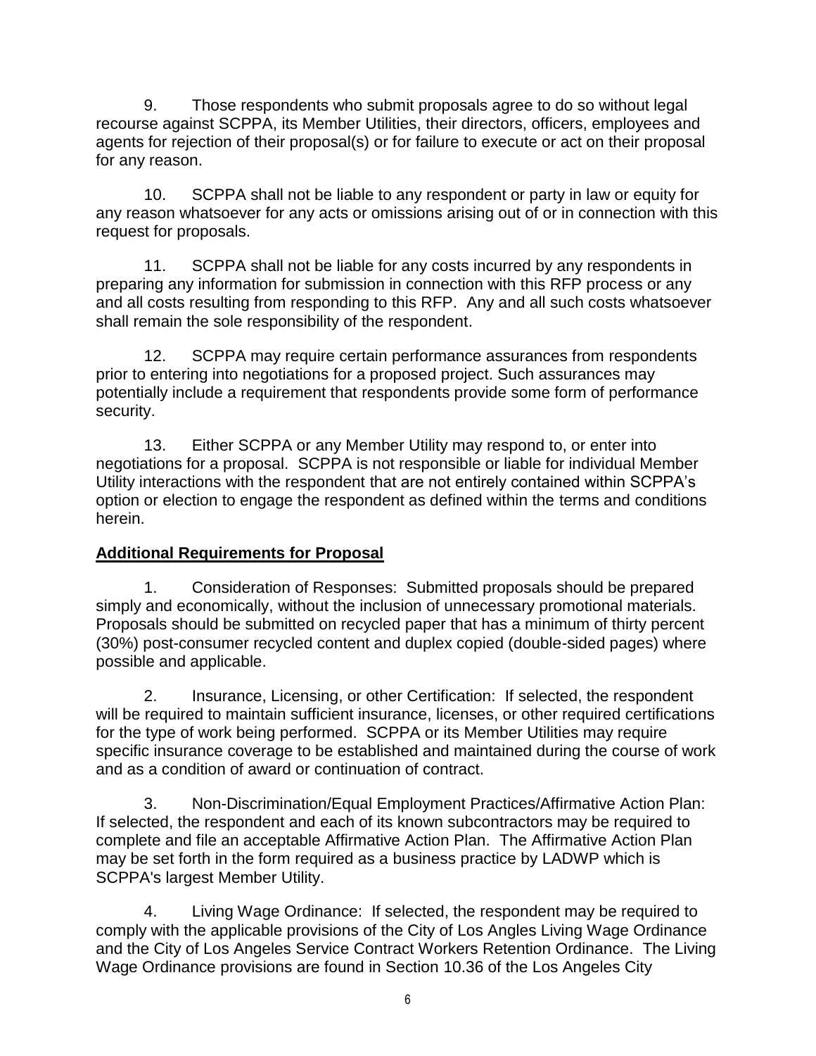9. Those respondents who submit proposals agree to do so without legal recourse against SCPPA, its Member Utilities, their directors, officers, employees and agents for rejection of their proposal(s) or for failure to execute or act on their proposal for any reason.

10. SCPPA shall not be liable to any respondent or party in law or equity for any reason whatsoever for any acts or omissions arising out of or in connection with this request for proposals.

11. SCPPA shall not be liable for any costs incurred by any respondents in preparing any information for submission in connection with this RFP process or any and all costs resulting from responding to this RFP. Any and all such costs whatsoever shall remain the sole responsibility of the respondent.

12. SCPPA may require certain performance assurances from respondents prior to entering into negotiations for a proposed project. Such assurances may potentially include a requirement that respondents provide some form of performance security.

13. Either SCPPA or any Member Utility may respond to, or enter into negotiations for a proposal. SCPPA is not responsible or liable for individual Member Utility interactions with the respondent that are not entirely contained within SCPPA's option or election to engage the respondent as defined within the terms and conditions herein.

## Additional Requirements for Proposal

1. Consideration of Responses: Submitted proposals should be prepared simply and economically, without the inclusion of unnecessary promotional materials. Proposals should be submitted on recycled paper that has a minimum of thirty percent (30%) post-consumer recycled content and duplex copied (double-sided pages) where possible and applicable.

2. Insurance, Licensing, or other Certification: If selected, the respondent will be required to maintain sufficient insurance, licenses, or other required certifications for the type of work being performed. SCPPA or its Member Utilities may require specific insurance coverage to be established and maintained during the course of work and as a condition of award or continuation of contract.

3. Non-Discrimination/Equal Employment Practices/Affirmative Action Plan: If selected, the respondent and each of its known subcontractors may be required to complete and file an acceptable Affirmative Action Plan. The Affirmative Action Plan may be set forth in the form required as a business practice by LADWP which is SCPPA's largest Member Utility.

4. Living Wage Ordinance: If selected, the respondent may be required to comply with the applicable provisions of the City of Los Angles Living Wage Ordinance and the City of Los Angeles Service Contract Workers Retention Ordinance. The Living Wage Ordinance provisions are found in Section 10.36 of the Los Angeles City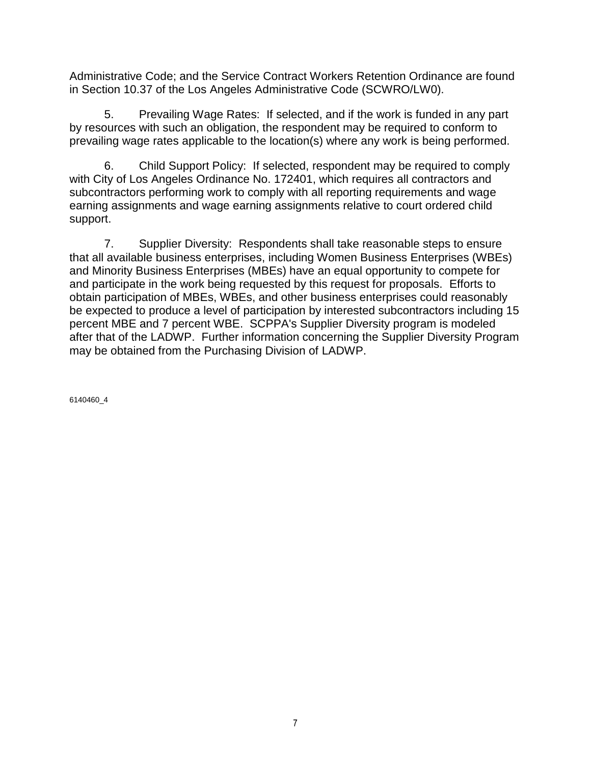Administrative Code; and the Service Contract Workers Retention Ordinance are found in Section 10.37 of the Los Angeles Administrative Code (SCWRO/LW0).

5. Prevailing Wage Rates: If selected, and if the work is funded in any part by resources with such an obligation, the respondent may be required to conform to prevailing wage rates applicable to the location(s) where any work is being performed.

6. Child Support Policy: If selected, respondent may be required to comply with City of Los Angeles Ordinance No. 172401, which requires all contractors and subcontractors performing work to comply with all reporting requirements and wage earning assignments and wage earning assignments relative to court ordered child support.

7. Supplier Diversity: Respondents shall take reasonable steps to ensure that all available business enterprises, including Women Business Enterprises (WBEs) and Minority Business Enterprises (MBEs) have an equal opportunity to compete for and participate in the work being requested by this request for proposals. Efforts to obtain participation of MBEs, WBEs, and other business enterprises could reasonably be expected to produce a level of participation by interested subcontractors including 15 percent MBE and 7 percent WBE. SCPPA's Supplier Diversity program is modeled after that of the LADWP. Further information concerning the Supplier Diversity Program may be obtained from the Purchasing Division of LADWP.

6140460_4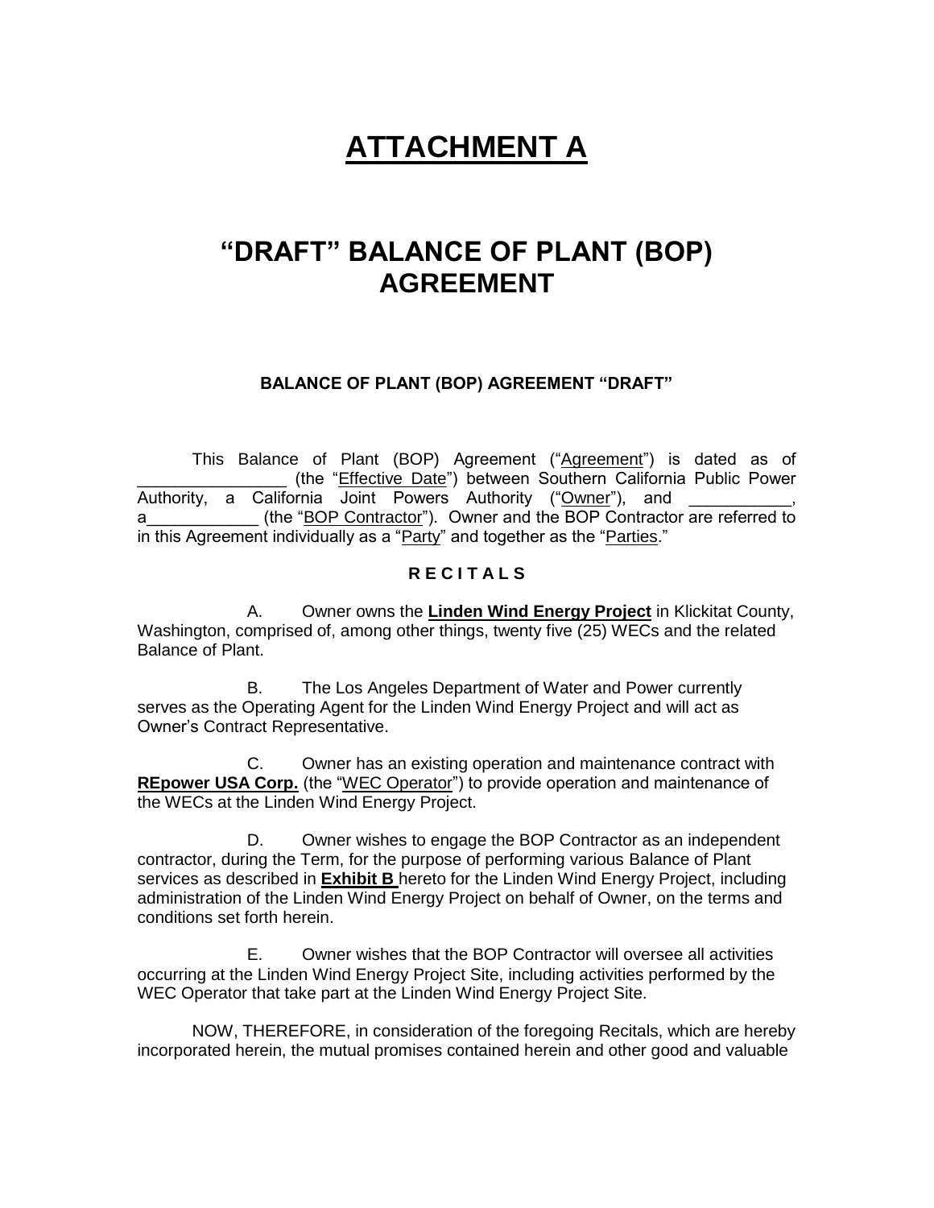# ATTACHMENT A

# "DRAFT" BALANCE OF PLANT (BOP) AGREEMENT

**BALANCE OF PLANT (BOP) AGREEMENT "DRAFT"**

This Balance of Plant (BOP) Agreement ("Agreement") is dated as of ________________ (the "Effective Date") between Southern California Public Power Authority, a California Joint Powers Authority ("Owner"), and ___________, a____________ (the "BOP Contractor"). Owner and the BOP Contractor are referred to in this Agreement individually as a "Party" and together as the "Parties."

**R E C I T A L S**

A. Owner owns the **Linden Wind Energy Project** in Klickitat County, Washington, comprised of, among other things, twenty five (25) WECs and the related Balance of Plant.

B. The Los Angeles Department of Water and Power currently serves as the Operating Agent for the Linden Wind Energy Project and will act as Owner's Contract Representative.

C. Owner has an existing operation and maintenance contract with **REpower USA Corp.** (the "WEC Operator") to provide operation and maintenance of the WECs at the Linden Wind Energy Project.

D. Owner wishes to engage the BOP Contractor as an independent contractor, during the Term, for the purpose of performing various Balance of Plant services as described in **Exhibit B** hereto for the Linden Wind Energy Project, including administration of the Linden Wind Energy Project on behalf of Owner, on the terms and conditions set forth herein.

E. Owner wishes that the BOP Contractor will oversee all activities occurring at the Linden Wind Energy Project Site, including activities performed by the WEC Operator that take part at the Linden Wind Energy Project Site.

NOW, THEREFORE, in consideration of the foregoing Recitals, which are hereby incorporated herein, the mutual promises contained herein and other good and valuable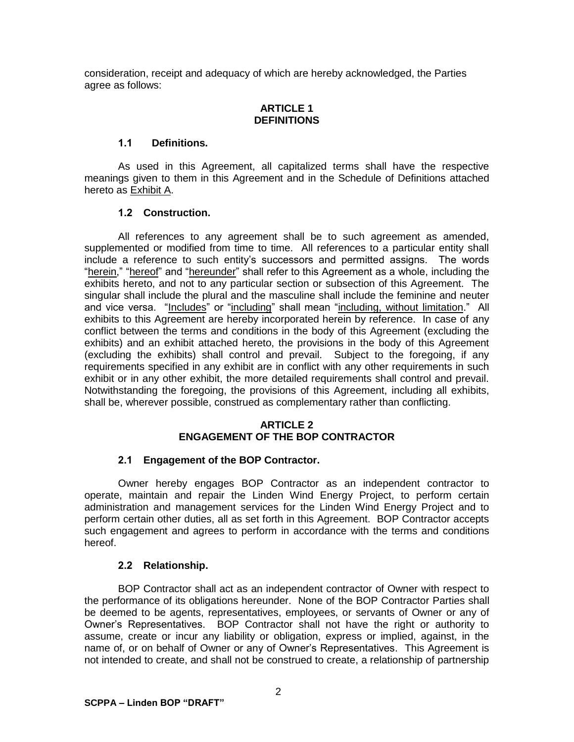consideration, receipt and adequacy of which are hereby acknowledged, the Parties agree as follows:

## ARTICLE 1
## DEFINITIONS

### 1.1 Definitions.

As used in this Agreement, all capitalized terms shall have the respective meanings given to them in this Agreement and in the Schedule of Definitions attached hereto as Exhibit A.

### 1.2 Construction.

All references to any agreement shall be to such agreement as amended, supplemented or modified from time to time. All references to a particular entity shall include a reference to such entity's successors and permitted assigns. The words "herein," "hereof" and "hereunder" shall refer to this Agreement as a whole, including the exhibits hereto, and not to any particular section or subsection of this Agreement. The singular shall include the plural and the masculine shall include the feminine and neuter and vice versa. "Includes" or "including" shall mean "including, without limitation." All exhibits to this Agreement are hereby incorporated herein by reference. In case of any conflict between the terms and conditions in the body of this Agreement (excluding the exhibits) and an exhibit attached hereto, the provisions in the body of this Agreement (excluding the exhibits) shall control and prevail. Subject to the foregoing, if any requirements specified in any exhibit are in conflict with any other requirements in such exhibit or in any other exhibit, the more detailed requirements shall control and prevail. Notwithstanding the foregoing, the provisions of this Agreement, including all exhibits, shall be, wherever possible, construed as complementary rather than conflicting.

## ARTICLE 2
## ENGAGEMENT OF THE BOP CONTRACTOR

### 2.1 Engagement of the BOP Contractor.

Owner hereby engages BOP Contractor as an independent contractor to operate, maintain and repair the Linden Wind Energy Project, to perform certain administration and management services for the Linden Wind Energy Project and to perform certain other duties, all as set forth in this Agreement. BOP Contractor accepts such engagement and agrees to perform in accordance with the terms and conditions hereof.

### 2.2 Relationship.

BOP Contractor shall act as an independent contractor of Owner with respect to the performance of its obligations hereunder. None of the BOP Contractor Parties shall be deemed to be agents, representatives, employees, or servants of Owner or any of Owner's Representatives. BOP Contractor shall not have the right or authority to assume, create or incur any liability or obligation, express or implied, against, in the name of, or on behalf of Owner or any of Owner's Representatives. This Agreement is not intended to create, and shall not be construed to create, a relationship of partnership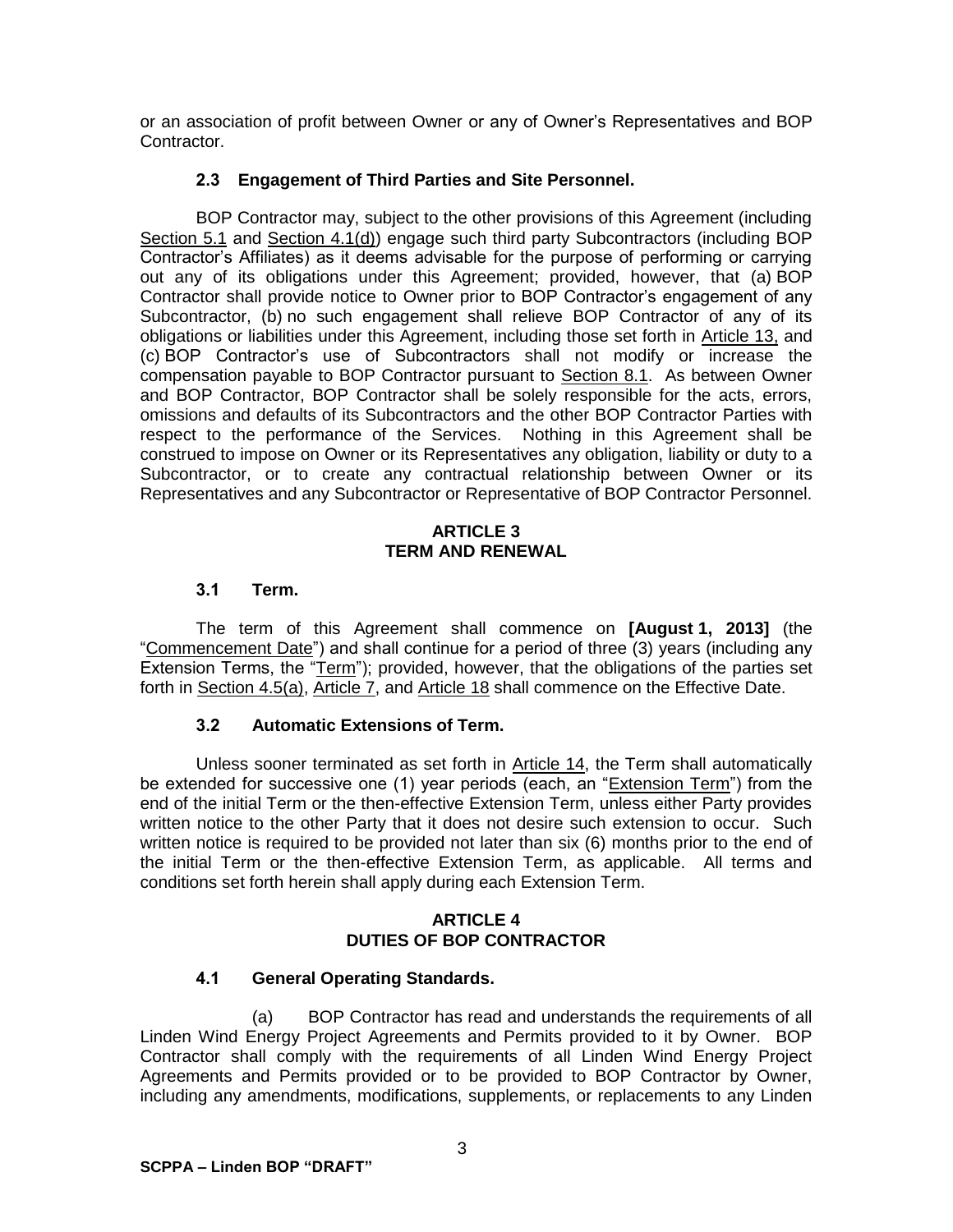or an association of profit between Owner or any of Owner's Representatives and BOP Contractor.

### 2.3 Engagement of Third Parties and Site Personnel.

BOP Contractor may, subject to the other provisions of this Agreement (including Section 5.1 and Section 4.1(d)) engage such third party Subcontractors (including BOP Contractor's Affiliates) as it deems advisable for the purpose of performing or carrying out any of its obligations under this Agreement; provided, however, that (a) BOP Contractor shall provide notice to Owner prior to BOP Contractor's engagement of any Subcontractor, (b) no such engagement shall relieve BOP Contractor of any of its obligations or liabilities under this Agreement, including those set forth in Article 13, and (c) BOP Contractor's use of Subcontractors shall not modify or increase the compensation payable to BOP Contractor pursuant to Section 8.1. As between Owner and BOP Contractor, BOP Contractor shall be solely responsible for the acts, errors, omissions and defaults of its Subcontractors and the other BOP Contractor Parties with respect to the performance of the Services. Nothing in this Agreement shall be construed to impose on Owner or its Representatives any obligation, liability or duty to a Subcontractor, or to create any contractual relationship between Owner or its Representatives and any Subcontractor or Representative of BOP Contractor Personnel.

## ARTICLE 3
## TERM AND RENEWAL

### 3.1 Term.

The term of this Agreement shall commence on **[August 1, 2013]** (the "Commencement Date") and shall continue for a period of three (3) years (including any Extension Terms, the "Term"); provided, however, that the obligations of the parties set forth in Section 4.5(a), Article 7, and Article 18 shall commence on the Effective Date.

### 3.2 Automatic Extensions of Term.

Unless sooner terminated as set forth in Article 14, the Term shall automatically be extended for successive one (1) year periods (each, an "Extension Term") from the end of the initial Term or the then-effective Extension Term, unless either Party provides written notice to the other Party that it does not desire such extension to occur. Such written notice is required to be provided not later than six (6) months prior to the end of the initial Term or the then-effective Extension Term, as applicable. All terms and conditions set forth herein shall apply during each Extension Term.

## ARTICLE 4
## DUTIES OF BOP CONTRACTOR

### 4.1 General Operating Standards.

(a) BOP Contractor has read and understands the requirements of all Linden Wind Energy Project Agreements and Permits provided to it by Owner. BOP Contractor shall comply with the requirements of all Linden Wind Energy Project Agreements and Permits provided or to be provided to BOP Contractor by Owner, including any amendments, modifications, supplements, or replacements to any Linden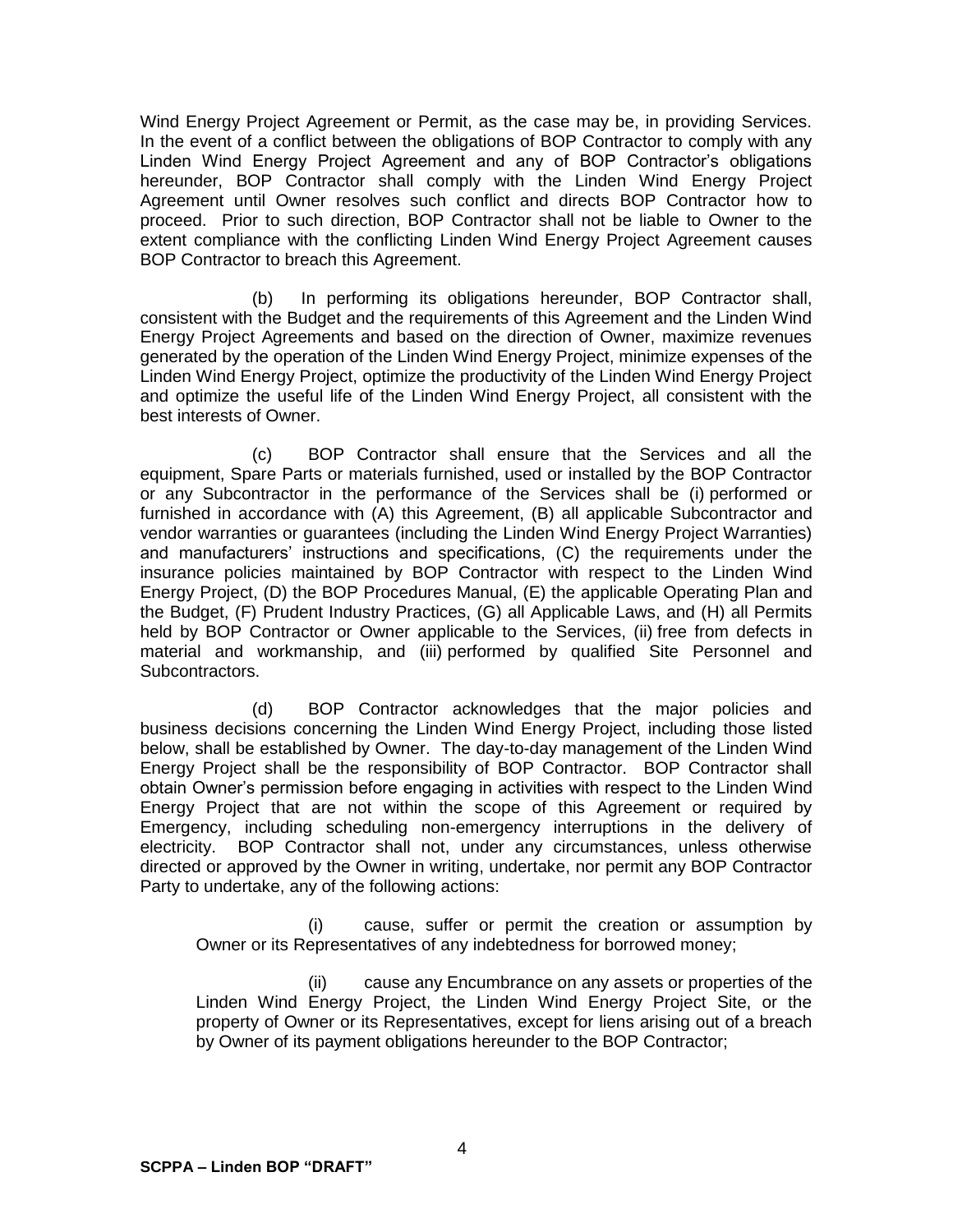Wind Energy Project Agreement or Permit, as the case may be, in providing Services. In the event of a conflict between the obligations of BOP Contractor to comply with any Linden Wind Energy Project Agreement and any of BOP Contractor's obligations hereunder, BOP Contractor shall comply with the Linden Wind Energy Project Agreement until Owner resolves such conflict and directs BOP Contractor how to proceed. Prior to such direction, BOP Contractor shall not be liable to Owner to the extent compliance with the conflicting Linden Wind Energy Project Agreement causes BOP Contractor to breach this Agreement.

(b) In performing its obligations hereunder, BOP Contractor shall, consistent with the Budget and the requirements of this Agreement and the Linden Wind Energy Project Agreements and based on the direction of Owner, maximize revenues generated by the operation of the Linden Wind Energy Project, minimize expenses of the Linden Wind Energy Project, optimize the productivity of the Linden Wind Energy Project and optimize the useful life of the Linden Wind Energy Project, all consistent with the best interests of Owner.

(c) BOP Contractor shall ensure that the Services and all the equipment, Spare Parts or materials furnished, used or installed by the BOP Contractor or any Subcontractor in the performance of the Services shall be (i) performed or furnished in accordance with (A) this Agreement, (B) all applicable Subcontractor and vendor warranties or guarantees (including the Linden Wind Energy Project Warranties) and manufacturers' instructions and specifications, (C) the requirements under the insurance policies maintained by BOP Contractor with respect to the Linden Wind Energy Project, (D) the BOP Procedures Manual, (E) the applicable Operating Plan and the Budget, (F) Prudent Industry Practices, (G) all Applicable Laws, and (H) all Permits held by BOP Contractor or Owner applicable to the Services, (ii) free from defects in material and workmanship, and (iii) performed by qualified Site Personnel and Subcontractors.

(d) BOP Contractor acknowledges that the major policies and business decisions concerning the Linden Wind Energy Project, including those listed below, shall be established by Owner. The day-to-day management of the Linden Wind Energy Project shall be the responsibility of BOP Contractor. BOP Contractor shall obtain Owner's permission before engaging in activities with respect to the Linden Wind Energy Project that are not within the scope of this Agreement or required by Emergency, including scheduling non-emergency interruptions in the delivery of electricity. BOP Contractor shall not, under any circumstances, unless otherwise directed or approved by the Owner in writing, undertake, nor permit any BOP Contractor Party to undertake, any of the following actions:

(i) cause, suffer or permit the creation or assumption by Owner or its Representatives of any indebtedness for borrowed money;

(ii) cause any Encumbrance on any assets or properties of the Linden Wind Energy Project, the Linden Wind Energy Project Site, or the property of Owner or its Representatives, except for liens arising out of a breach by Owner of its payment obligations hereunder to the BOP Contractor;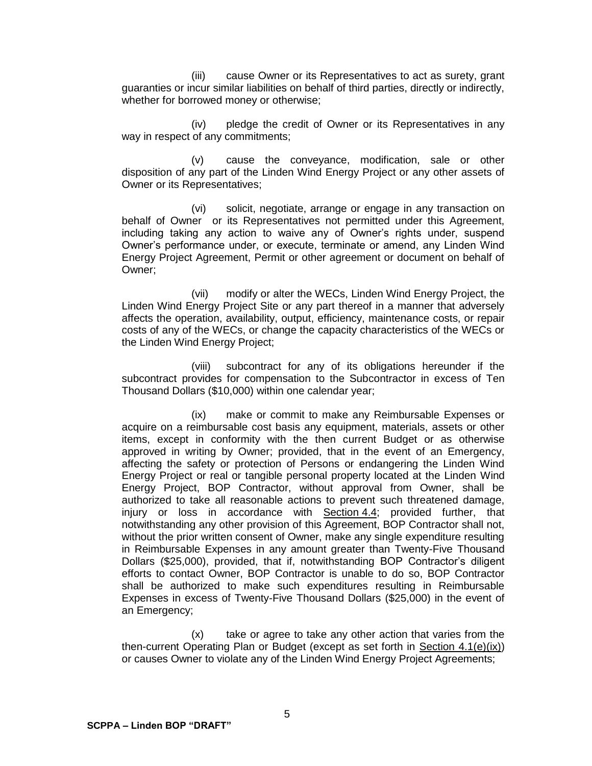(iii) cause Owner or its Representatives to act as surety, grant guaranties or incur similar liabilities on behalf of third parties, directly or indirectly, whether for borrowed money or otherwise;

(iv) pledge the credit of Owner or its Representatives in any way in respect of any commitments;

(v) cause the conveyance, modification, sale or other disposition of any part of the Linden Wind Energy Project or any other assets of Owner or its Representatives;

(vi) solicit, negotiate, arrange or engage in any transaction on behalf of Owner or its Representatives not permitted under this Agreement, including taking any action to waive any of Owner's rights under, suspend Owner's performance under, or execute, terminate or amend, any Linden Wind Energy Project Agreement, Permit or other agreement or document on behalf of Owner;

(vii) modify or alter the WECs, Linden Wind Energy Project, the Linden Wind Energy Project Site or any part thereof in a manner that adversely affects the operation, availability, output, efficiency, maintenance costs, or repair costs of any of the WECs, or change the capacity characteristics of the WECs or the Linden Wind Energy Project;

(viii) subcontract for any of its obligations hereunder if the subcontract provides for compensation to the Subcontractor in excess of Ten Thousand Dollars ($10,000) within one calendar year;

(ix) make or commit to make any Reimbursable Expenses or acquire on a reimbursable cost basis any equipment, materials, assets or other items, except in conformity with the then current Budget or as otherwise approved in writing by Owner; provided, that in the event of an Emergency, affecting the safety or protection of Persons or endangering the Linden Wind Energy Project or real or tangible personal property located at the Linden Wind Energy Project, BOP Contractor, without approval from Owner, shall be authorized to take all reasonable actions to prevent such threatened damage, injury or loss in accordance with Section 4.4; provided further, that notwithstanding any other provision of this Agreement, BOP Contractor shall not, without the prior written consent of Owner, make any single expenditure resulting in Reimbursable Expenses in any amount greater than Twenty-Five Thousand Dollars ($25,000), provided, that if, notwithstanding BOP Contractor's diligent efforts to contact Owner, BOP Contractor is unable to do so, BOP Contractor shall be authorized to make such expenditures resulting in Reimbursable Expenses in excess of Twenty-Five Thousand Dollars ($25,000) in the event of an Emergency;

(x) take or agree to take any other action that varies from the then-current Operating Plan or Budget (except as set forth in Section 4.1(e)(ix)) or causes Owner to violate any of the Linden Wind Energy Project Agreements;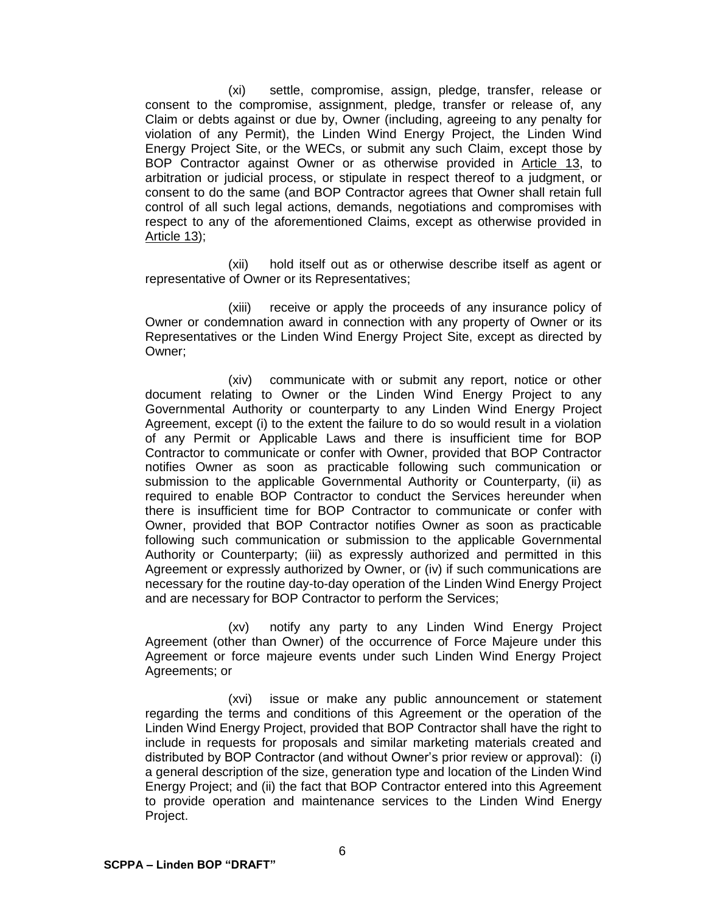(xi) settle, compromise, assign, pledge, transfer, release or consent to the compromise, assignment, pledge, transfer or release of, any Claim or debts against or due by, Owner (including, agreeing to any penalty for violation of any Permit), the Linden Wind Energy Project, the Linden Wind Energy Project Site, or the WECs, or submit any such Claim, except those by BOP Contractor against Owner or as otherwise provided in Article 13, to arbitration or judicial process, or stipulate in respect thereof to a judgment, or consent to do the same (and BOP Contractor agrees that Owner shall retain full control of all such legal actions, demands, negotiations and compromises with respect to any of the aforementioned Claims, except as otherwise provided in Article 13);

(xii) hold itself out as or otherwise describe itself as agent or representative of Owner or its Representatives;

(xiii) receive or apply the proceeds of any insurance policy of Owner or condemnation award in connection with any property of Owner or its Representatives or the Linden Wind Energy Project Site, except as directed by Owner;

(xiv) communicate with or submit any report, notice or other document relating to Owner or the Linden Wind Energy Project to any Governmental Authority or counterparty to any Linden Wind Energy Project Agreement, except (i) to the extent the failure to do so would result in a violation of any Permit or Applicable Laws and there is insufficient time for BOP Contractor to communicate or confer with Owner, provided that BOP Contractor notifies Owner as soon as practicable following such communication or submission to the applicable Governmental Authority or Counterparty, (ii) as required to enable BOP Contractor to conduct the Services hereunder when there is insufficient time for BOP Contractor to communicate or confer with Owner, provided that BOP Contractor notifies Owner as soon as practicable following such communication or submission to the applicable Governmental Authority or Counterparty; (iii) as expressly authorized and permitted in this Agreement or expressly authorized by Owner, or (iv) if such communications are necessary for the routine day-to-day operation of the Linden Wind Energy Project and are necessary for BOP Contractor to perform the Services;

(xv) notify any party to any Linden Wind Energy Project Agreement (other than Owner) of the occurrence of Force Majeure under this Agreement or force majeure events under such Linden Wind Energy Project Agreements; or

(xvi) issue or make any public announcement or statement regarding the terms and conditions of this Agreement or the operation of the Linden Wind Energy Project, provided that BOP Contractor shall have the right to include in requests for proposals and similar marketing materials created and distributed by BOP Contractor (and without Owner's prior review or approval): (i) a general description of the size, generation type and location of the Linden Wind Energy Project; and (ii) the fact that BOP Contractor entered into this Agreement to provide operation and maintenance services to the Linden Wind Energy Project.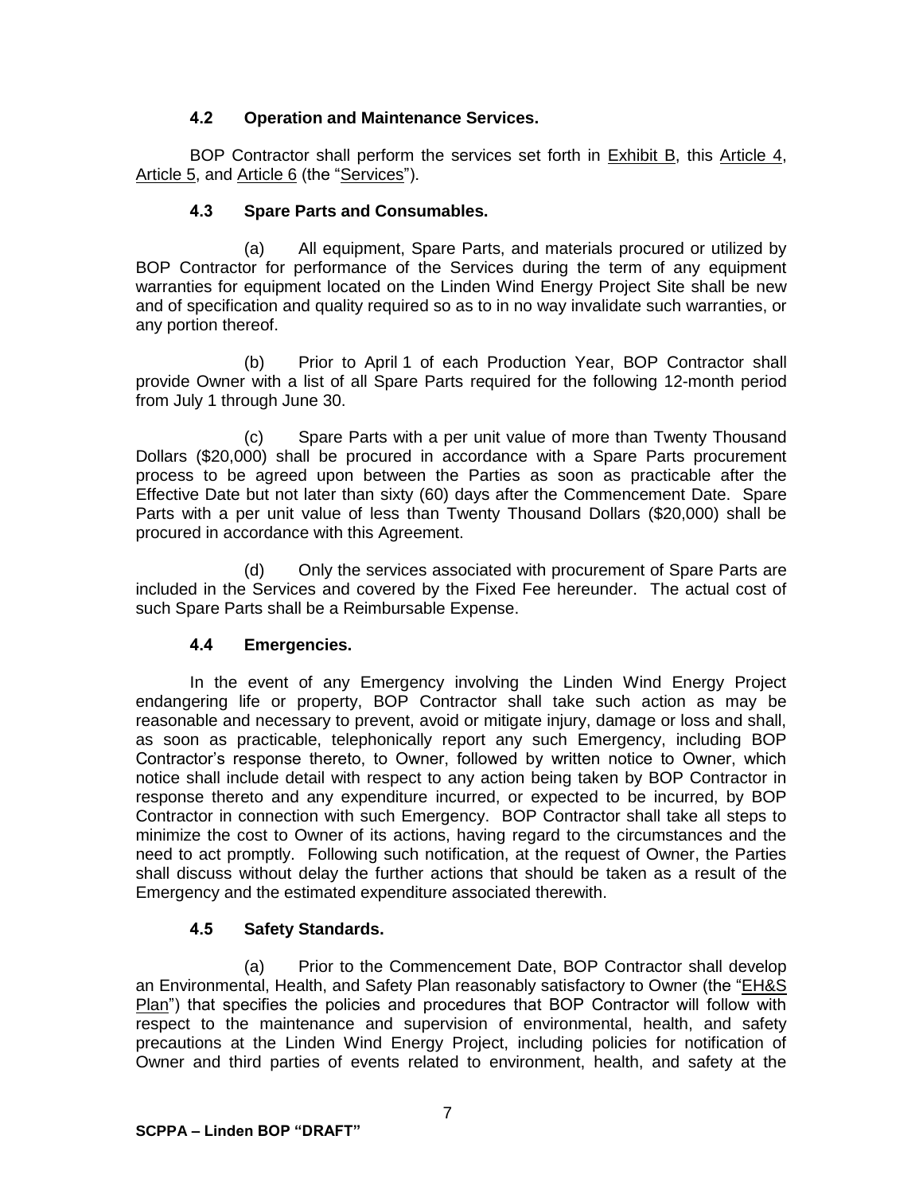### 4.2 Operation and Maintenance Services.

BOP Contractor shall perform the services set forth in Exhibit B, this Article 4, Article 5, and Article 6 (the "Services").

### 4.3 Spare Parts and Consumables.

(a) All equipment, Spare Parts, and materials procured or utilized by BOP Contractor for performance of the Services during the term of any equipment warranties for equipment located on the Linden Wind Energy Project Site shall be new and of specification and quality required so as to in no way invalidate such warranties, or any portion thereof.

(b) Prior to April 1 of each Production Year, BOP Contractor shall provide Owner with a list of all Spare Parts required for the following 12-month period from July 1 through June 30.

(c) Spare Parts with a per unit value of more than Twenty Thousand Dollars ($20,000) shall be procured in accordance with a Spare Parts procurement process to be agreed upon between the Parties as soon as practicable after the Effective Date but not later than sixty (60) days after the Commencement Date. Spare Parts with a per unit value of less than Twenty Thousand Dollars ($20,000) shall be procured in accordance with this Agreement.

(d) Only the services associated with procurement of Spare Parts are included in the Services and covered by the Fixed Fee hereunder. The actual cost of such Spare Parts shall be a Reimbursable Expense.

### 4.4 Emergencies.

In the event of any Emergency involving the Linden Wind Energy Project endangering life or property, BOP Contractor shall take such action as may be reasonable and necessary to prevent, avoid or mitigate injury, damage or loss and shall, as soon as practicable, telephonically report any such Emergency, including BOP Contractor's response thereto, to Owner, followed by written notice to Owner, which notice shall include detail with respect to any action being taken by BOP Contractor in response thereto and any expenditure incurred, or expected to be incurred, by BOP Contractor in connection with such Emergency. BOP Contractor shall take all steps to minimize the cost to Owner of its actions, having regard to the circumstances and the need to act promptly. Following such notification, at the request of Owner, the Parties shall discuss without delay the further actions that should be taken as a result of the Emergency and the estimated expenditure associated therewith.

### 4.5 Safety Standards.

(a) Prior to the Commencement Date, BOP Contractor shall develop an Environmental, Health, and Safety Plan reasonably satisfactory to Owner (the "EH&S Plan") that specifies the policies and procedures that BOP Contractor will follow with respect to the maintenance and supervision of environmental, health, and safety precautions at the Linden Wind Energy Project, including policies for notification of Owner and third parties of events related to environment, health, and safety at the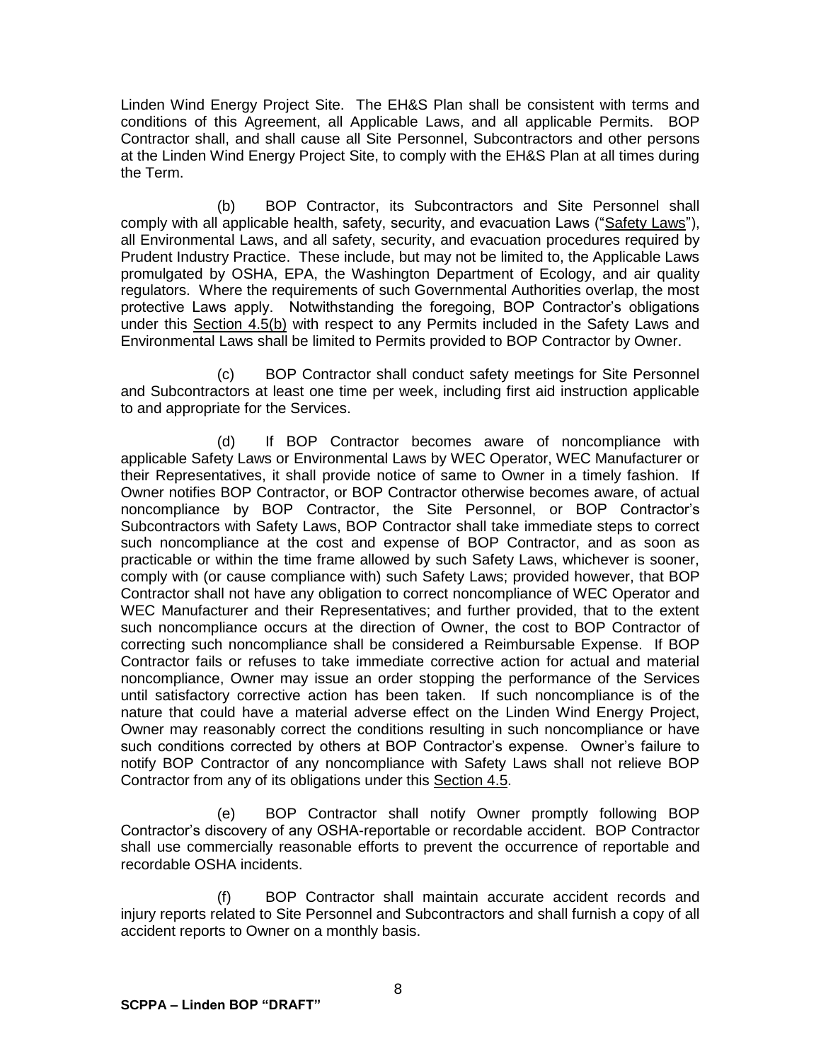Linden Wind Energy Project Site. The EH&S Plan shall be consistent with terms and conditions of this Agreement, all Applicable Laws, and all applicable Permits. BOP Contractor shall, and shall cause all Site Personnel, Subcontractors and other persons at the Linden Wind Energy Project Site, to comply with the EH&S Plan at all times during the Term.

(b) BOP Contractor, its Subcontractors and Site Personnel shall comply with all applicable health, safety, security, and evacuation Laws ("Safety Laws"), all Environmental Laws, and all safety, security, and evacuation procedures required by Prudent Industry Practice. These include, but may not be limited to, the Applicable Laws promulgated by OSHA, EPA, the Washington Department of Ecology, and air quality regulators. Where the requirements of such Governmental Authorities overlap, the most protective Laws apply. Notwithstanding the foregoing, BOP Contractor's obligations under this Section 4.5(b) with respect to any Permits included in the Safety Laws and Environmental Laws shall be limited to Permits provided to BOP Contractor by Owner.

(c) BOP Contractor shall conduct safety meetings for Site Personnel and Subcontractors at least one time per week, including first aid instruction applicable to and appropriate for the Services.

(d) If BOP Contractor becomes aware of noncompliance with applicable Safety Laws or Environmental Laws by WEC Operator, WEC Manufacturer or their Representatives, it shall provide notice of same to Owner in a timely fashion. If Owner notifies BOP Contractor, or BOP Contractor otherwise becomes aware, of actual noncompliance by BOP Contractor, the Site Personnel, or BOP Contractor's Subcontractors with Safety Laws, BOP Contractor shall take immediate steps to correct such noncompliance at the cost and expense of BOP Contractor, and as soon as practicable or within the time frame allowed by such Safety Laws, whichever is sooner, comply with (or cause compliance with) such Safety Laws; provided however, that BOP Contractor shall not have any obligation to correct noncompliance of WEC Operator and WEC Manufacturer and their Representatives; and further provided, that to the extent such noncompliance occurs at the direction of Owner, the cost to BOP Contractor of correcting such noncompliance shall be considered a Reimbursable Expense. If BOP Contractor fails or refuses to take immediate corrective action for actual and material noncompliance, Owner may issue an order stopping the performance of the Services until satisfactory corrective action has been taken. If such noncompliance is of the nature that could have a material adverse effect on the Linden Wind Energy Project, Owner may reasonably correct the conditions resulting in such noncompliance or have such conditions corrected by others at BOP Contractor's expense. Owner's failure to notify BOP Contractor of any noncompliance with Safety Laws shall not relieve BOP Contractor from any of its obligations under this Section 4.5.

(e) BOP Contractor shall notify Owner promptly following BOP Contractor's discovery of any OSHA-reportable or recordable accident. BOP Contractor shall use commercially reasonable efforts to prevent the occurrence of reportable and recordable OSHA incidents.

(f) BOP Contractor shall maintain accurate accident records and injury reports related to Site Personnel and Subcontractors and shall furnish a copy of all accident reports to Owner on a monthly basis.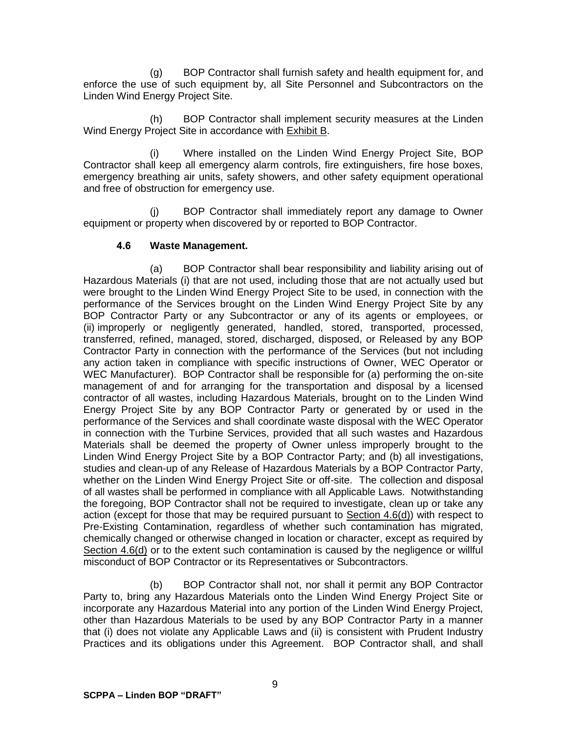(g) BOP Contractor shall furnish safety and health equipment for, and enforce the use of such equipment by, all Site Personnel and Subcontractors on the Linden Wind Energy Project Site.

(h) BOP Contractor shall implement security measures at the Linden Wind Energy Project Site in accordance with Exhibit B.

(i) Where installed on the Linden Wind Energy Project Site, BOP Contractor shall keep all emergency alarm controls, fire extinguishers, fire hose boxes, emergency breathing air units, safety showers, and other safety equipment operational and free of obstruction for emergency use.

(j) BOP Contractor shall immediately report any damage to Owner equipment or property when discovered by or reported to BOP Contractor.

### 4.6 Waste Management.

(a) BOP Contractor shall bear responsibility and liability arising out of Hazardous Materials (i) that are not used, including those that are not actually used but were brought to the Linden Wind Energy Project Site to be used, in connection with the performance of the Services brought on the Linden Wind Energy Project Site by any BOP Contractor Party or any Subcontractor or any of its agents or employees, or (ii) improperly or negligently generated, handled, stored, transported, processed, transferred, refined, managed, stored, discharged, disposed, or Released by any BOP Contractor Party in connection with the performance of the Services (but not including any action taken in compliance with specific instructions of Owner, WEC Operator or WEC Manufacturer). BOP Contractor shall be responsible for (a) performing the on-site management of and for arranging for the transportation and disposal by a licensed contractor of all wastes, including Hazardous Materials, brought on to the Linden Wind Energy Project Site by any BOP Contractor Party or generated by or used in the performance of the Services and shall coordinate waste disposal with the WEC Operator in connection with the Turbine Services, provided that all such wastes and Hazardous Materials shall be deemed the property of Owner unless improperly brought to the Linden Wind Energy Project Site by a BOP Contractor Party; and (b) all investigations, studies and clean-up of any Release of Hazardous Materials by a BOP Contractor Party, whether on the Linden Wind Energy Project Site or off-site. The collection and disposal of all wastes shall be performed in compliance with all Applicable Laws. Notwithstanding the foregoing, BOP Contractor shall not be required to investigate, clean up or take any action (except for those that may be required pursuant to Section 4.6(d)) with respect to Pre-Existing Contamination, regardless of whether such contamination has migrated, chemically changed or otherwise changed in location or character, except as required by Section 4.6(d) or to the extent such contamination is caused by the negligence or willful misconduct of BOP Contractor or its Representatives or Subcontractors.

(b) BOP Contractor shall not, nor shall it permit any BOP Contractor Party to, bring any Hazardous Materials onto the Linden Wind Energy Project Site or incorporate any Hazardous Material into any portion of the Linden Wind Energy Project, other than Hazardous Materials to be used by any BOP Contractor Party in a manner that (i) does not violate any Applicable Laws and (ii) is consistent with Prudent Industry Practices and its obligations under this Agreement. BOP Contractor shall, and shall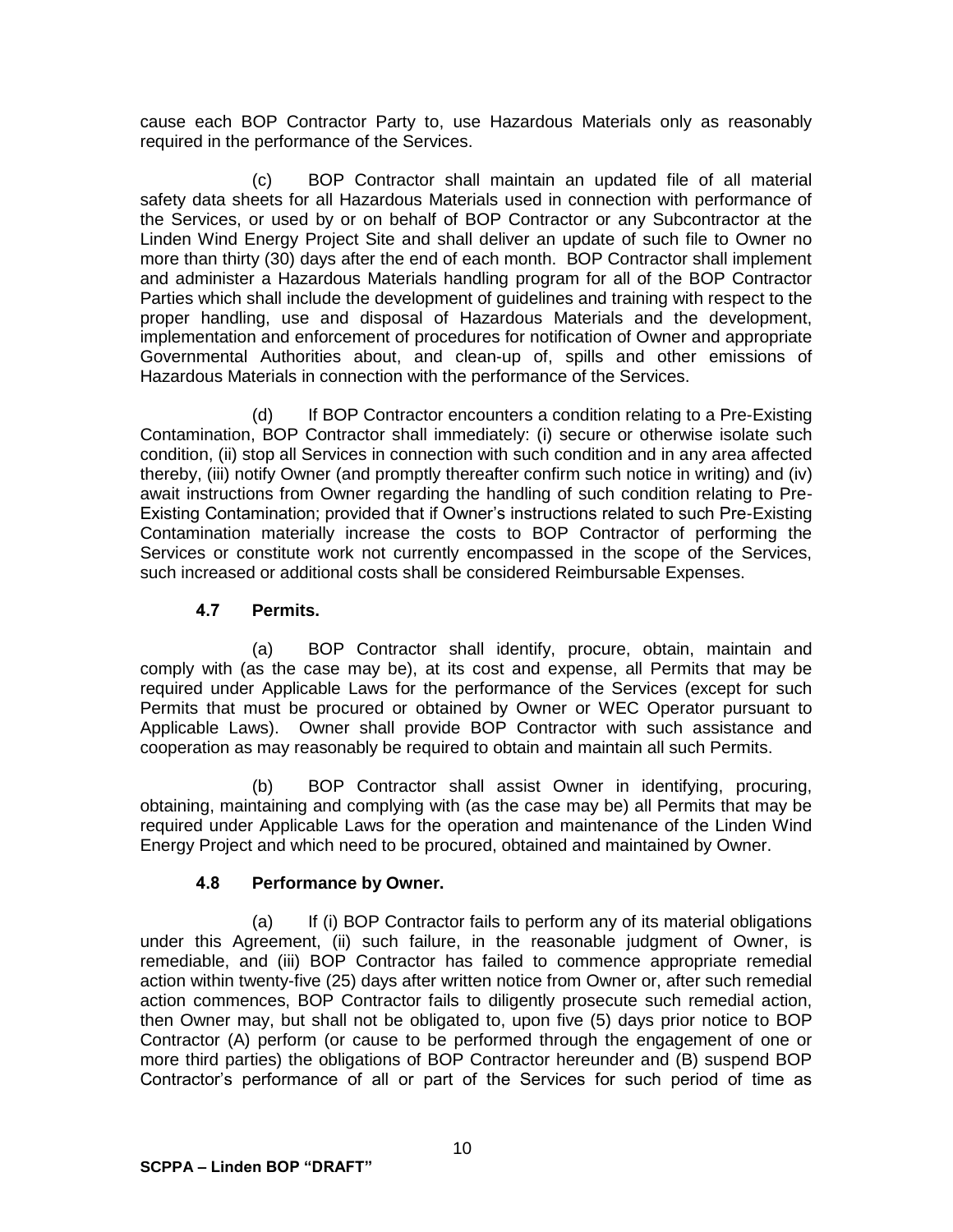cause each BOP Contractor Party to, use Hazardous Materials only as reasonably required in the performance of the Services.

(c) BOP Contractor shall maintain an updated file of all material safety data sheets for all Hazardous Materials used in connection with performance of the Services, or used by or on behalf of BOP Contractor or any Subcontractor at the Linden Wind Energy Project Site and shall deliver an update of such file to Owner no more than thirty (30) days after the end of each month. BOP Contractor shall implement and administer a Hazardous Materials handling program for all of the BOP Contractor Parties which shall include the development of guidelines and training with respect to the proper handling, use and disposal of Hazardous Materials and the development, implementation and enforcement of procedures for notification of Owner and appropriate Governmental Authorities about, and clean-up of, spills and other emissions of Hazardous Materials in connection with the performance of the Services.

(d) If BOP Contractor encounters a condition relating to a Pre-Existing Contamination, BOP Contractor shall immediately: (i) secure or otherwise isolate such condition, (ii) stop all Services in connection with such condition and in any area affected thereby, (iii) notify Owner (and promptly thereafter confirm such notice in writing) and (iv) await instructions from Owner regarding the handling of such condition relating to Pre-Existing Contamination; provided that if Owner's instructions related to such Pre-Existing Contamination materially increase the costs to BOP Contractor of performing the Services or constitute work not currently encompassed in the scope of the Services, such increased or additional costs shall be considered Reimbursable Expenses.

### 4.7 Permits.

(a) BOP Contractor shall identify, procure, obtain, maintain and comply with (as the case may be), at its cost and expense, all Permits that may be required under Applicable Laws for the performance of the Services (except for such Permits that must be procured or obtained by Owner or WEC Operator pursuant to Applicable Laws). Owner shall provide BOP Contractor with such assistance and cooperation as may reasonably be required to obtain and maintain all such Permits.

(b) BOP Contractor shall assist Owner in identifying, procuring, obtaining, maintaining and complying with (as the case may be) all Permits that may be required under Applicable Laws for the operation and maintenance of the Linden Wind Energy Project and which need to be procured, obtained and maintained by Owner.

### 4.8 Performance by Owner.

(a) If (i) BOP Contractor fails to perform any of its material obligations under this Agreement, (ii) such failure, in the reasonable judgment of Owner, is remediable, and (iii) BOP Contractor has failed to commence appropriate remedial action within twenty-five (25) days after written notice from Owner or, after such remedial action commences, BOP Contractor fails to diligently prosecute such remedial action, then Owner may, but shall not be obligated to, upon five (5) days prior notice to BOP Contractor (A) perform (or cause to be performed through the engagement of one or more third parties) the obligations of BOP Contractor hereunder and (B) suspend BOP Contractor's performance of all or part of the Services for such period of time as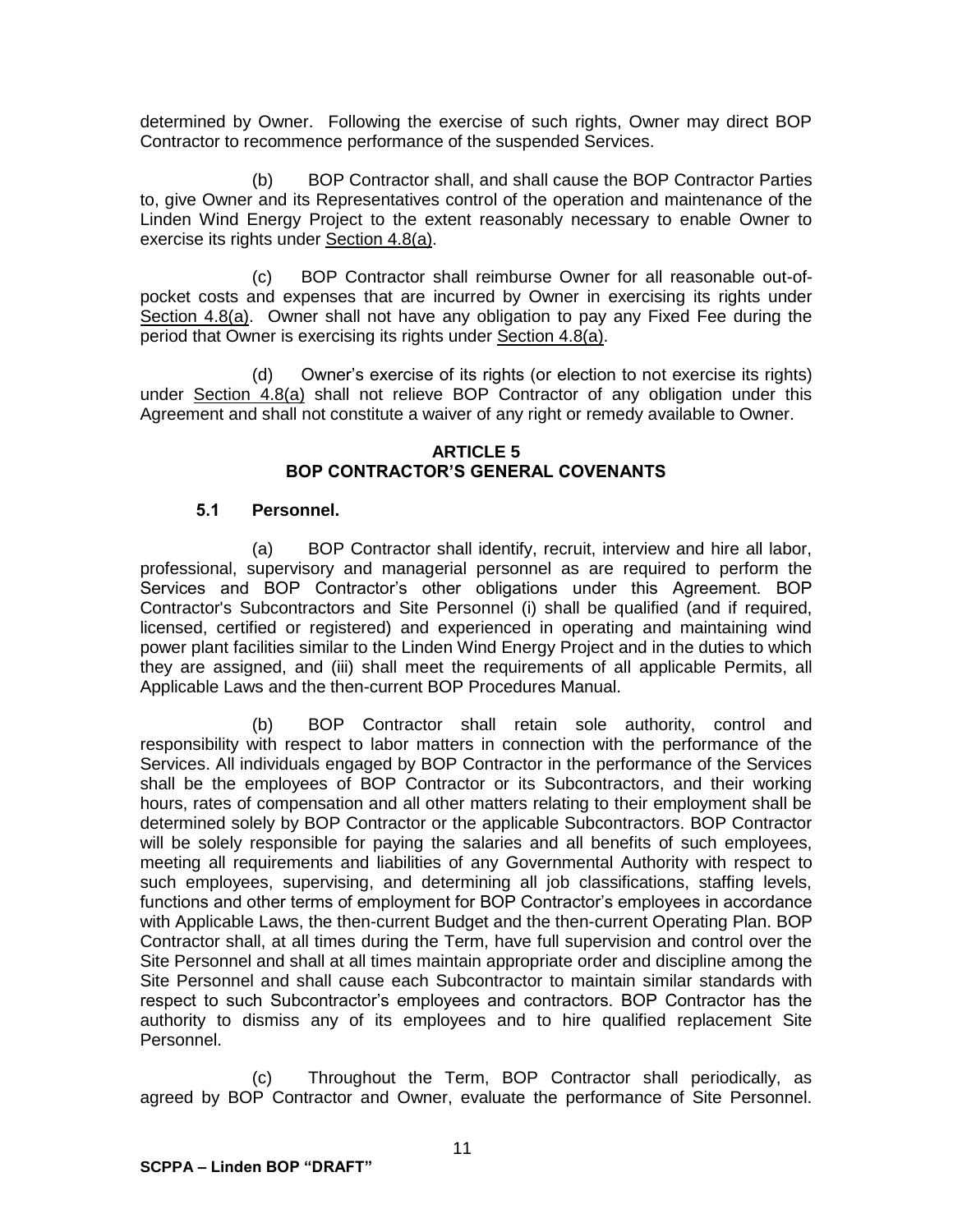determined by Owner. Following the exercise of such rights, Owner may direct BOP Contractor to recommence performance of the suspended Services.

(b) BOP Contractor shall, and shall cause the BOP Contractor Parties to, give Owner and its Representatives control of the operation and maintenance of the Linden Wind Energy Project to the extent reasonably necessary to enable Owner to exercise its rights under Section 4.8(a).

(c) BOP Contractor shall reimburse Owner for all reasonable out-of-pocket costs and expenses that are incurred by Owner in exercising its rights under Section 4.8(a). Owner shall not have any obligation to pay any Fixed Fee during the period that Owner is exercising its rights under Section 4.8(a).

(d) Owner's exercise of its rights (or election to not exercise its rights) under Section 4.8(a) shall not relieve BOP Contractor of any obligation under this Agreement and shall not constitute a waiver of any right or remedy available to Owner.

## ARTICLE 5
## BOP CONTRACTOR'S GENERAL COVENANTS

### 5.1 Personnel.

(a) BOP Contractor shall identify, recruit, interview and hire all labor, professional, supervisory and managerial personnel as are required to perform the Services and BOP Contractor's other obligations under this Agreement. BOP Contractor's Subcontractors and Site Personnel (i) shall be qualified (and if required, licensed, certified or registered) and experienced in operating and maintaining wind power plant facilities similar to the Linden Wind Energy Project and in the duties to which they are assigned, and (iii) shall meet the requirements of all applicable Permits, all Applicable Laws and the then-current BOP Procedures Manual.

(b) BOP Contractor shall retain sole authority, control and responsibility with respect to labor matters in connection with the performance of the Services. All individuals engaged by BOP Contractor in the performance of the Services shall be the employees of BOP Contractor or its Subcontractors, and their working hours, rates of compensation and all other matters relating to their employment shall be determined solely by BOP Contractor or the applicable Subcontractors. BOP Contractor will be solely responsible for paying the salaries and all benefits of such employees, meeting all requirements and liabilities of any Governmental Authority with respect to such employees, supervising, and determining all job classifications, staffing levels, functions and other terms of employment for BOP Contractor's employees in accordance with Applicable Laws, the then-current Budget and the then-current Operating Plan. BOP Contractor shall, at all times during the Term, have full supervision and control over the Site Personnel and shall at all times maintain appropriate order and discipline among the Site Personnel and shall cause each Subcontractor to maintain similar standards with respect to such Subcontractor's employees and contractors. BOP Contractor has the authority to dismiss any of its employees and to hire qualified replacement Site Personnel.

(c) Throughout the Term, BOP Contractor shall periodically, as agreed by BOP Contractor and Owner, evaluate the performance of Site Personnel.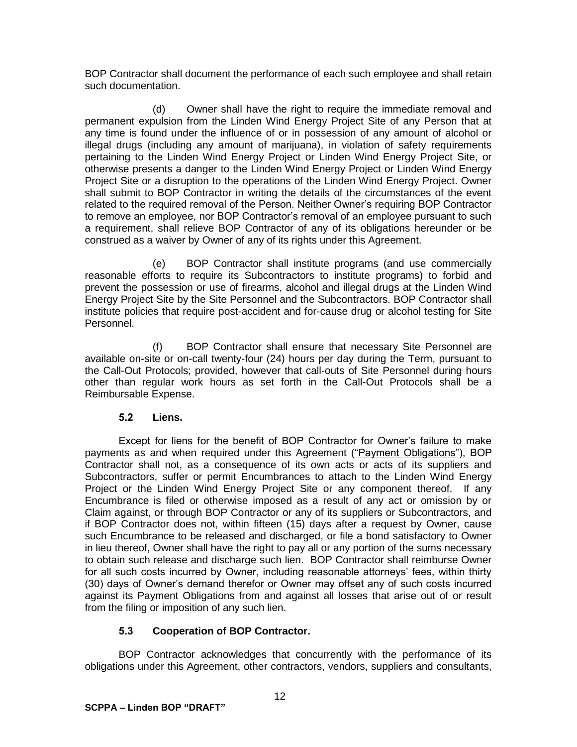BOP Contractor shall document the performance of each such employee and shall retain such documentation.

(d) Owner shall have the right to require the immediate removal and permanent expulsion from the Linden Wind Energy Project Site of any Person that at any time is found under the influence of or in possession of any amount of alcohol or illegal drugs (including any amount of marijuana), in violation of safety requirements pertaining to the Linden Wind Energy Project or Linden Wind Energy Project Site, or otherwise presents a danger to the Linden Wind Energy Project or Linden Wind Energy Project Site or a disruption to the operations of the Linden Wind Energy Project. Owner shall submit to BOP Contractor in writing the details of the circumstances of the event related to the required removal of the Person. Neither Owner's requiring BOP Contractor to remove an employee, nor BOP Contractor's removal of an employee pursuant to such a requirement, shall relieve BOP Contractor of any of its obligations hereunder or be construed as a waiver by Owner of any of its rights under this Agreement.

(e) BOP Contractor shall institute programs (and use commercially reasonable efforts to require its Subcontractors to institute programs) to forbid and prevent the possession or use of firearms, alcohol and illegal drugs at the Linden Wind Energy Project Site by the Site Personnel and the Subcontractors. BOP Contractor shall institute policies that require post-accident and for-cause drug or alcohol testing for Site Personnel.

(f) BOP Contractor shall ensure that necessary Site Personnel are available on-site or on-call twenty-four (24) hours per day during the Term, pursuant to the Call-Out Protocols; provided, however that call-outs of Site Personnel during hours other than regular work hours as set forth in the Call-Out Protocols shall be a Reimbursable Expense.

### 5.2 Liens.

Except for liens for the benefit of BOP Contractor for Owner's failure to make payments as and when required under this Agreement ("Payment Obligations"), BOP Contractor shall not, as a consequence of its own acts or acts of its suppliers and Subcontractors, suffer or permit Encumbrances to attach to the Linden Wind Energy Project or the Linden Wind Energy Project Site or any component thereof. If any Encumbrance is filed or otherwise imposed as a result of any act or omission by or Claim against, or through BOP Contractor or any of its suppliers or Subcontractors, and if BOP Contractor does not, within fifteen (15) days after a request by Owner, cause such Encumbrance to be released and discharged, or file a bond satisfactory to Owner in lieu thereof, Owner shall have the right to pay all or any portion of the sums necessary to obtain such release and discharge such lien. BOP Contractor shall reimburse Owner for all such costs incurred by Owner, including reasonable attorneys' fees, within thirty (30) days of Owner's demand therefor or Owner may offset any of such costs incurred against its Payment Obligations from and against all losses that arise out of or result from the filing or imposition of any such lien.

### 5.3 Cooperation of BOP Contractor.

BOP Contractor acknowledges that concurrently with the performance of its obligations under this Agreement, other contractors, vendors, suppliers and consultants,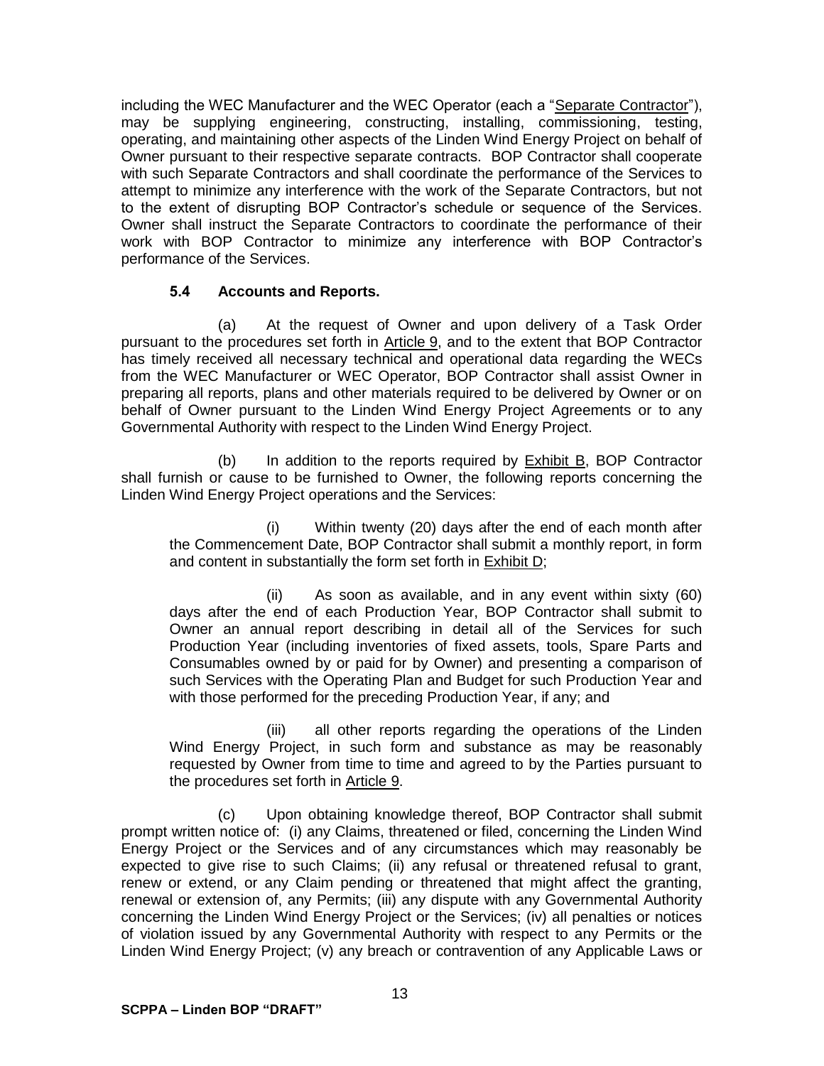including the WEC Manufacturer and the WEC Operator (each a "Separate Contractor"), may be supplying engineering, constructing, installing, commissioning, testing, operating, and maintaining other aspects of the Linden Wind Energy Project on behalf of Owner pursuant to their respective separate contracts. BOP Contractor shall cooperate with such Separate Contractors and shall coordinate the performance of the Services to attempt to minimize any interference with the work of the Separate Contractors, but not to the extent of disrupting BOP Contractor's schedule or sequence of the Services. Owner shall instruct the Separate Contractors to coordinate the performance of their work with BOP Contractor to minimize any interference with BOP Contractor's performance of the Services.

### 5.4 Accounts and Reports.

(a) At the request of Owner and upon delivery of a Task Order pursuant to the procedures set forth in Article 9, and to the extent that BOP Contractor has timely received all necessary technical and operational data regarding the WECs from the WEC Manufacturer or WEC Operator, BOP Contractor shall assist Owner in preparing all reports, plans and other materials required to be delivered by Owner or on behalf of Owner pursuant to the Linden Wind Energy Project Agreements or to any Governmental Authority with respect to the Linden Wind Energy Project.

(b) In addition to the reports required by Exhibit B, BOP Contractor shall furnish or cause to be furnished to Owner, the following reports concerning the Linden Wind Energy Project operations and the Services:

(i) Within twenty (20) days after the end of each month after the Commencement Date, BOP Contractor shall submit a monthly report, in form and content in substantially the form set forth in Exhibit D;

(ii) As soon as available, and in any event within sixty (60) days after the end of each Production Year, BOP Contractor shall submit to Owner an annual report describing in detail all of the Services for such Production Year (including inventories of fixed assets, tools, Spare Parts and Consumables owned by or paid for by Owner) and presenting a comparison of such Services with the Operating Plan and Budget for such Production Year and with those performed for the preceding Production Year, if any; and

(iii) all other reports regarding the operations of the Linden Wind Energy Project, in such form and substance as may be reasonably requested by Owner from time to time and agreed to by the Parties pursuant to the procedures set forth in Article 9.

(c) Upon obtaining knowledge thereof, BOP Contractor shall submit prompt written notice of: (i) any Claims, threatened or filed, concerning the Linden Wind Energy Project or the Services and of any circumstances which may reasonably be expected to give rise to such Claims; (ii) any refusal or threatened refusal to grant, renew or extend, or any Claim pending or threatened that might affect the granting, renewal or extension of, any Permits; (iii) any dispute with any Governmental Authority concerning the Linden Wind Energy Project or the Services; (iv) all penalties or notices of violation issued by any Governmental Authority with respect to any Permits or the Linden Wind Energy Project; (v) any breach or contravention of any Applicable Laws or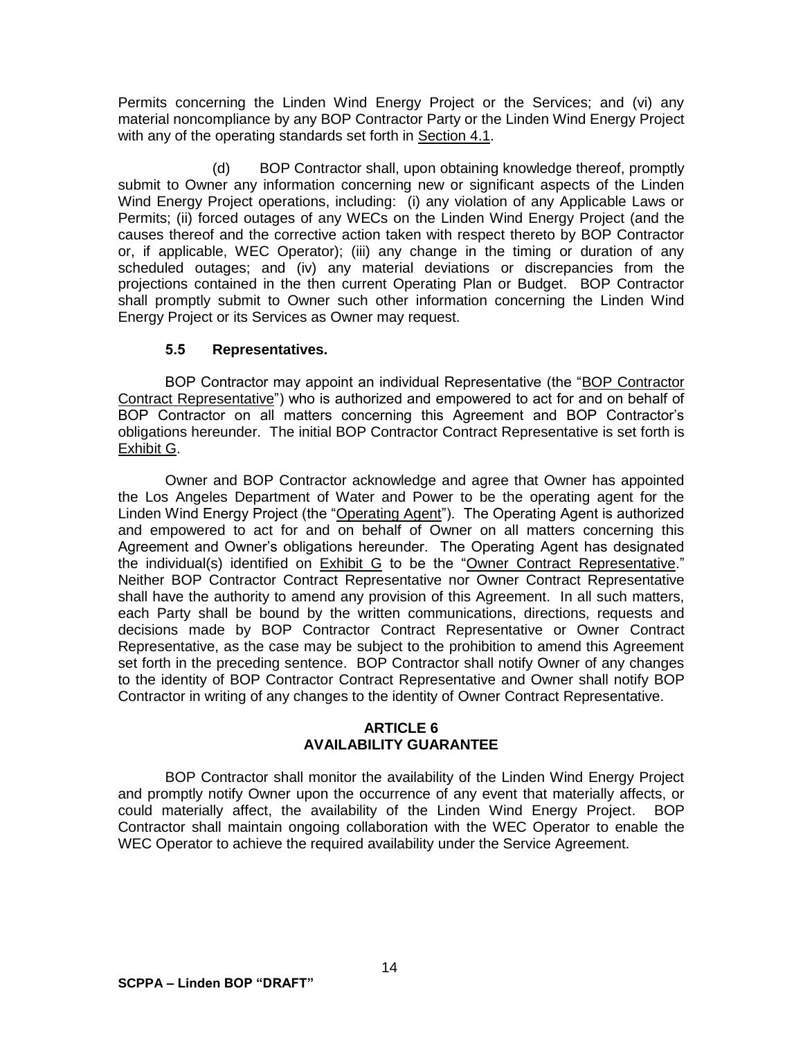Permits concerning the Linden Wind Energy Project or the Services; and (vi) any material noncompliance by any BOP Contractor Party or the Linden Wind Energy Project with any of the operating standards set forth in Section 4.1.

(d) BOP Contractor shall, upon obtaining knowledge thereof, promptly submit to Owner any information concerning new or significant aspects of the Linden Wind Energy Project operations, including: (i) any violation of any Applicable Laws or Permits; (ii) forced outages of any WECs on the Linden Wind Energy Project (and the causes thereof and the corrective action taken with respect thereto by BOP Contractor or, if applicable, WEC Operator); (iii) any change in the timing or duration of any scheduled outages; and (iv) any material deviations or discrepancies from the projections contained in the then current Operating Plan or Budget. BOP Contractor shall promptly submit to Owner such other information concerning the Linden Wind Energy Project or its Services as Owner may request.

### 5.5 Representatives.

BOP Contractor may appoint an individual Representative (the "BOP Contractor Contract Representative") who is authorized and empowered to act for and on behalf of BOP Contractor on all matters concerning this Agreement and BOP Contractor's obligations hereunder. The initial BOP Contractor Contract Representative is set forth is Exhibit G.

Owner and BOP Contractor acknowledge and agree that Owner has appointed the Los Angeles Department of Water and Power to be the operating agent for the Linden Wind Energy Project (the "Operating Agent"). The Operating Agent is authorized and empowered to act for and on behalf of Owner on all matters concerning this Agreement and Owner's obligations hereunder. The Operating Agent has designated the individual(s) identified on Exhibit G to be the "Owner Contract Representative." Neither BOP Contractor Contract Representative nor Owner Contract Representative shall have the authority to amend any provision of this Agreement. In all such matters, each Party shall be bound by the written communications, directions, requests and decisions made by BOP Contractor Contract Representative or Owner Contract Representative, as the case may be subject to the prohibition to amend this Agreement set forth in the preceding sentence. BOP Contractor shall notify Owner of any changes to the identity of BOP Contractor Contract Representative and Owner shall notify BOP Contractor in writing of any changes to the identity of Owner Contract Representative.

## ARTICLE 6
## AVAILABILITY GUARANTEE

BOP Contractor shall monitor the availability of the Linden Wind Energy Project and promptly notify Owner upon the occurrence of any event that materially affects, or could materially affect, the availability of the Linden Wind Energy Project. BOP Contractor shall maintain ongoing collaboration with the WEC Operator to enable the WEC Operator to achieve the required availability under the Service Agreement.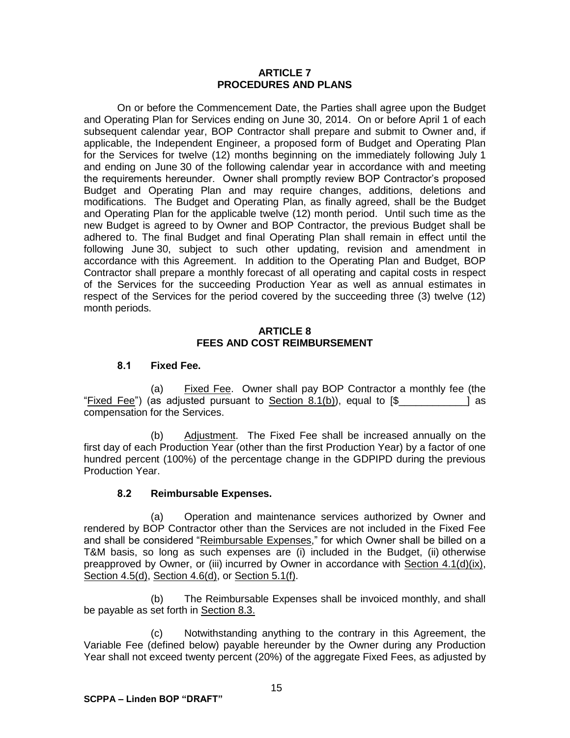## ARTICLE 7
## PROCEDURES AND PLANS

On or before the Commencement Date, the Parties shall agree upon the Budget and Operating Plan for Services ending on June 30, 2014. On or before April 1 of each subsequent calendar year, BOP Contractor shall prepare and submit to Owner and, if applicable, the Independent Engineer, a proposed form of Budget and Operating Plan for the Services for twelve (12) months beginning on the immediately following July 1 and ending on June 30 of the following calendar year in accordance with and meeting the requirements hereunder. Owner shall promptly review BOP Contractor's proposed Budget and Operating Plan and may require changes, additions, deletions and modifications. The Budget and Operating Plan, as finally agreed, shall be the Budget and Operating Plan for the applicable twelve (12) month period. Until such time as the new Budget is agreed to by Owner and BOP Contractor, the previous Budget shall be adhered to. The final Budget and final Operating Plan shall remain in effect until the following June 30, subject to such other updating, revision and amendment in accordance with this Agreement. In addition to the Operating Plan and Budget, BOP Contractor shall prepare a monthly forecast of all operating and capital costs in respect of the Services for the succeeding Production Year as well as annual estimates in respect of the Services for the period covered by the succeeding three (3) twelve (12) month periods.

## ARTICLE 8
## FEES AND COST REIMBURSEMENT

### 8.1 Fixed Fee.

(a) Fixed Fee. Owner shall pay BOP Contractor a monthly fee (the "Fixed Fee") (as adjusted pursuant to Section 8.1(b)), equal to [$____________] as compensation for the Services.

(b) Adjustment. The Fixed Fee shall be increased annually on the first day of each Production Year (other than the first Production Year) by a factor of one hundred percent (100%) of the percentage change in the GDPIPD during the previous Production Year.

### 8.2 Reimbursable Expenses.

(a) Operation and maintenance services authorized by Owner and rendered by BOP Contractor other than the Services are not included in the Fixed Fee and shall be considered "Reimbursable Expenses," for which Owner shall be billed on a T&M basis, so long as such expenses are (i) included in the Budget, (ii) otherwise preapproved by Owner, or (iii) incurred by Owner in accordance with Section 4.1(d)(ix), Section 4.5(d), Section 4.6(d), or Section 5.1(f).

(b) The Reimbursable Expenses shall be invoiced monthly, and shall be payable as set forth in Section 8.3.

(c) Notwithstanding anything to the contrary in this Agreement, the Variable Fee (defined below) payable hereunder by the Owner during any Production Year shall not exceed twenty percent (20%) of the aggregate Fixed Fees, as adjusted by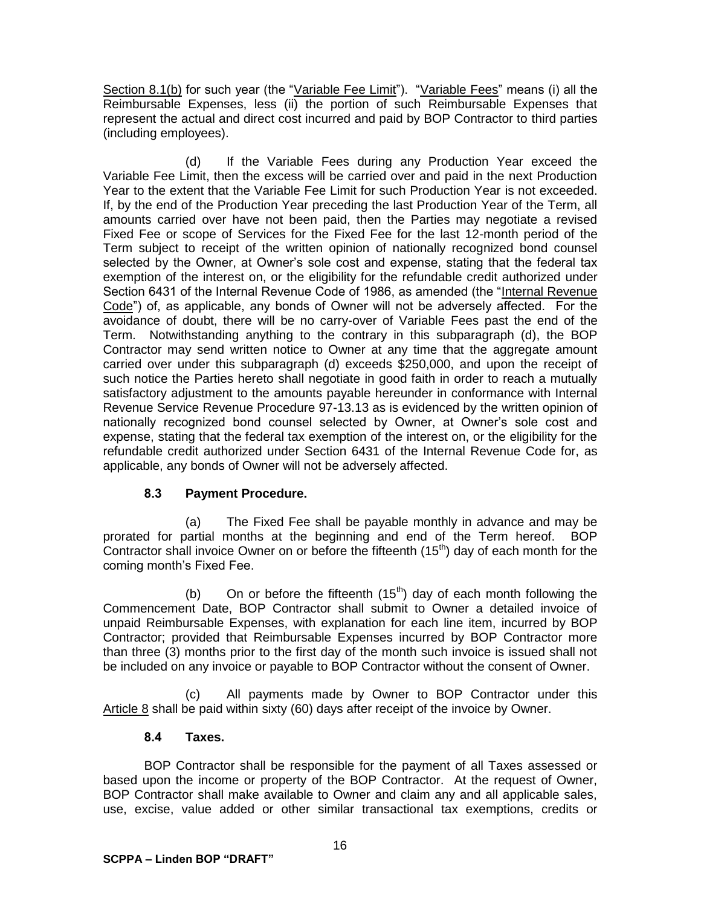Section 8.1(b) for such year (the "Variable Fee Limit"). "Variable Fees" means (i) all the Reimbursable Expenses, less (ii) the portion of such Reimbursable Expenses that represent the actual and direct cost incurred and paid by BOP Contractor to third parties (including employees).

(d) If the Variable Fees during any Production Year exceed the Variable Fee Limit, then the excess will be carried over and paid in the next Production Year to the extent that the Variable Fee Limit for such Production Year is not exceeded. If, by the end of the Production Year preceding the last Production Year of the Term, all amounts carried over have not been paid, then the Parties may negotiate a revised Fixed Fee or scope of Services for the Fixed Fee for the last 12-month period of the Term subject to receipt of the written opinion of nationally recognized bond counsel selected by the Owner, at Owner's sole cost and expense, stating that the federal tax exemption of the interest on, or the eligibility for the refundable credit authorized under Section 6431 of the Internal Revenue Code of 1986, as amended (the "Internal Revenue Code") of, as applicable, any bonds of Owner will not be adversely affected. For the avoidance of doubt, there will be no carry-over of Variable Fees past the end of the Term. Notwithstanding anything to the contrary in this subparagraph (d), the BOP Contractor may send written notice to Owner at any time that the aggregate amount carried over under this subparagraph (d) exceeds $250,000, and upon the receipt of such notice the Parties hereto shall negotiate in good faith in order to reach a mutually satisfactory adjustment to the amounts payable hereunder in conformance with Internal Revenue Service Revenue Procedure 97-13.13 as is evidenced by the written opinion of nationally recognized bond counsel selected by Owner, at Owner's sole cost and expense, stating that the federal tax exemption of the interest on, or the eligibility for the refundable credit authorized under Section 6431 of the Internal Revenue Code for, as applicable, any bonds of Owner will not be adversely affected.

### 8.3 Payment Procedure.

(a) The Fixed Fee shall be payable monthly in advance and may be prorated for partial months at the beginning and end of the Term hereof. BOP Contractor shall invoice Owner on or before the fifteenth (15th) day of each month for the coming month's Fixed Fee.

(b) On or before the fifteenth (15th) day of each month following the Commencement Date, BOP Contractor shall submit to Owner a detailed invoice of unpaid Reimbursable Expenses, with explanation for each line item, incurred by BOP Contractor; provided that Reimbursable Expenses incurred by BOP Contractor more than three (3) months prior to the first day of the month such invoice is issued shall not be included on any invoice or payable to BOP Contractor without the consent of Owner.

(c) All payments made by Owner to BOP Contractor under this Article 8 shall be paid within sixty (60) days after receipt of the invoice by Owner.

### 8.4 Taxes.

BOP Contractor shall be responsible for the payment of all Taxes assessed or based upon the income or property of the BOP Contractor. At the request of Owner, BOP Contractor shall make available to Owner and claim any and all applicable sales, use, excise, value added or other similar transactional tax exemptions, credits or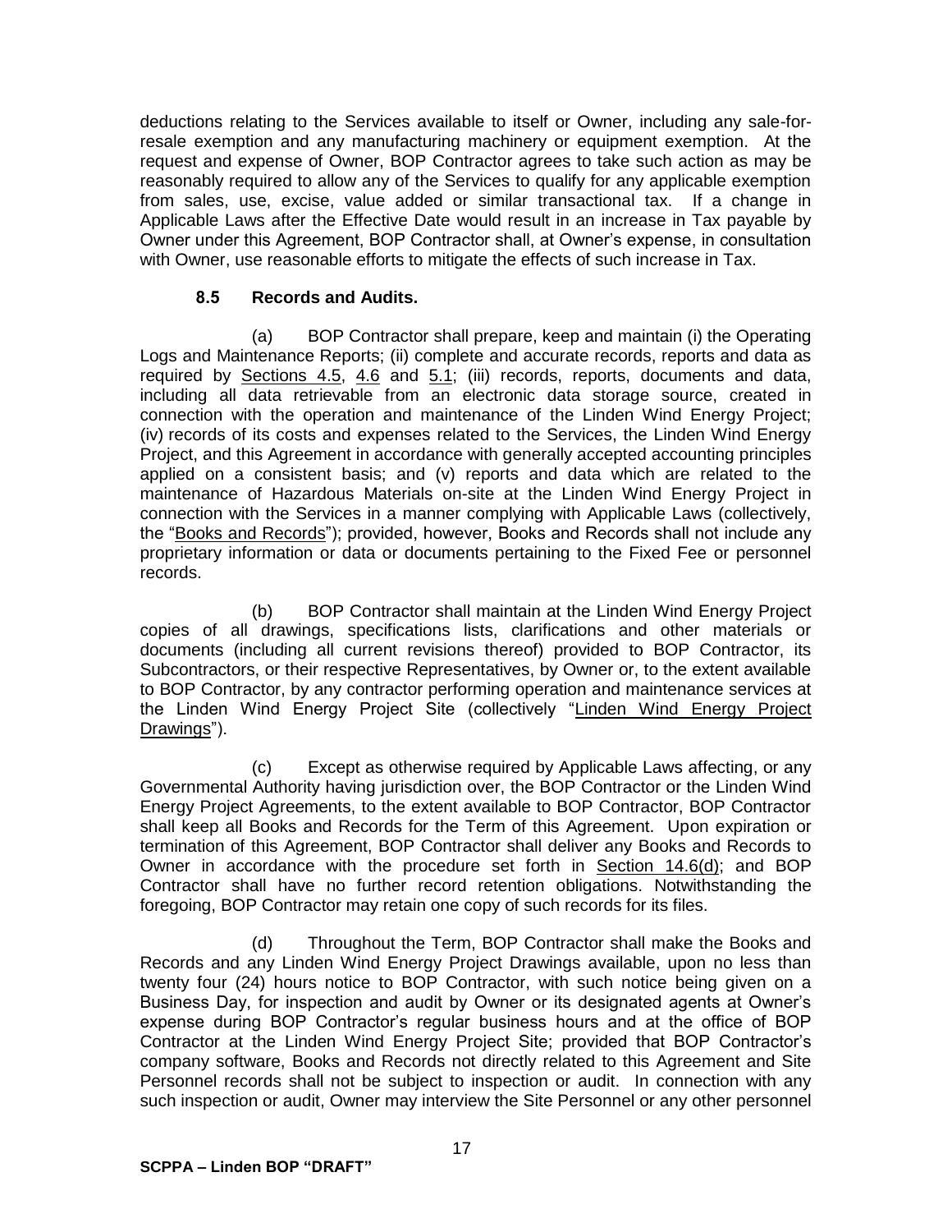deductions relating to the Services available to itself or Owner, including any sale-for-resale exemption and any manufacturing machinery or equipment exemption. At the request and expense of Owner, BOP Contractor agrees to take such action as may be reasonably required to allow any of the Services to qualify for any applicable exemption from sales, use, excise, value added or similar transactional tax. If a change in Applicable Laws after the Effective Date would result in an increase in Tax payable by Owner under this Agreement, BOP Contractor shall, at Owner's expense, in consultation with Owner, use reasonable efforts to mitigate the effects of such increase in Tax.

**8.5 Records and Audits.**

(a) BOP Contractor shall prepare, keep and maintain (i) the Operating Logs and Maintenance Reports; (ii) complete and accurate records, reports and data as required by Sections 4.5, 4.6 and 5.1; (iii) records, reports, documents and data, including all data retrievable from an electronic data storage source, created in connection with the operation and maintenance of the Linden Wind Energy Project; (iv) records of its costs and expenses related to the Services, the Linden Wind Energy Project, and this Agreement in accordance with generally accepted accounting principles applied on a consistent basis; and (v) reports and data which are related to the maintenance of Hazardous Materials on-site at the Linden Wind Energy Project in connection with the Services in a manner complying with Applicable Laws (collectively, the "Books and Records"); provided, however, Books and Records shall not include any proprietary information or data or documents pertaining to the Fixed Fee or personnel records.

(b) BOP Contractor shall maintain at the Linden Wind Energy Project copies of all drawings, specifications lists, clarifications and other materials or documents (including all current revisions thereof) provided to BOP Contractor, its Subcontractors, or their respective Representatives, by Owner or, to the extent available to BOP Contractor, by any contractor performing operation and maintenance services at the Linden Wind Energy Project Site (collectively "Linden Wind Energy Project Drawings").

(c) Except as otherwise required by Applicable Laws affecting, or any Governmental Authority having jurisdiction over, the BOP Contractor or the Linden Wind Energy Project Agreements, to the extent available to BOP Contractor, BOP Contractor shall keep all Books and Records for the Term of this Agreement. Upon expiration or termination of this Agreement, BOP Contractor shall deliver any Books and Records to Owner in accordance with the procedure set forth in Section 14.6(d); and BOP Contractor shall have no further record retention obligations. Notwithstanding the foregoing, BOP Contractor may retain one copy of such records for its files.

(d) Throughout the Term, BOP Contractor shall make the Books and Records and any Linden Wind Energy Project Drawings available, upon no less than twenty four (24) hours notice to BOP Contractor, with such notice being given on a Business Day, for inspection and audit by Owner or its designated agents at Owner's expense during BOP Contractor's regular business hours and at the office of BOP Contractor at the Linden Wind Energy Project Site; provided that BOP Contractor's company software, Books and Records not directly related to this Agreement and Site Personnel records shall not be subject to inspection or audit. In connection with any such inspection or audit, Owner may interview the Site Personnel or any other personnel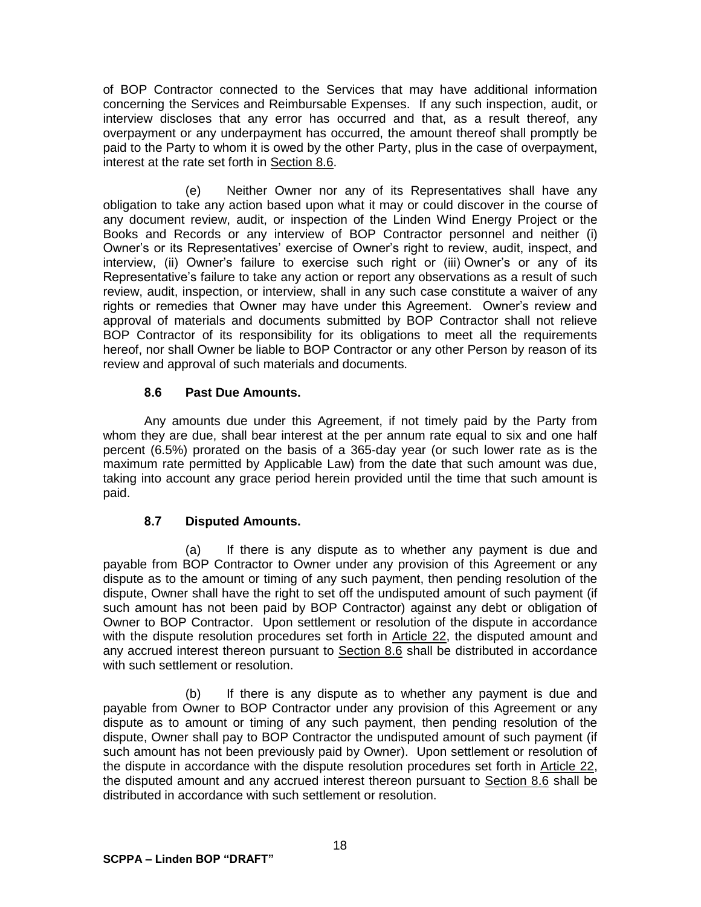of BOP Contractor connected to the Services that may have additional information concerning the Services and Reimbursable Expenses. If any such inspection, audit, or interview discloses that any error has occurred and that, as a result thereof, any overpayment or any underpayment has occurred, the amount thereof shall promptly be paid to the Party to whom it is owed by the other Party, plus in the case of overpayment, interest at the rate set forth in Section 8.6.

(e) Neither Owner nor any of its Representatives shall have any obligation to take any action based upon what it may or could discover in the course of any document review, audit, or inspection of the Linden Wind Energy Project or the Books and Records or any interview of BOP Contractor personnel and neither (i) Owner's or its Representatives' exercise of Owner's right to review, audit, inspect, and interview, (ii) Owner's failure to exercise such right or (iii) Owner's or any of its Representative's failure to take any action or report any observations as a result of such review, audit, inspection, or interview, shall in any such case constitute a waiver of any rights or remedies that Owner may have under this Agreement. Owner's review and approval of materials and documents submitted by BOP Contractor shall not relieve BOP Contractor of its responsibility for its obligations to meet all the requirements hereof, nor shall Owner be liable to BOP Contractor or any other Person by reason of its review and approval of such materials and documents.

### 8.6 Past Due Amounts.

Any amounts due under this Agreement, if not timely paid by the Party from whom they are due, shall bear interest at the per annum rate equal to six and one half percent (6.5%) prorated on the basis of a 365-day year (or such lower rate as is the maximum rate permitted by Applicable Law) from the date that such amount was due, taking into account any grace period herein provided until the time that such amount is paid.

### 8.7 Disputed Amounts.

(a) If there is any dispute as to whether any payment is due and payable from BOP Contractor to Owner under any provision of this Agreement or any dispute as to the amount or timing of any such payment, then pending resolution of the dispute, Owner shall have the right to set off the undisputed amount of such payment (if such amount has not been paid by BOP Contractor) against any debt or obligation of Owner to BOP Contractor. Upon settlement or resolution of the dispute in accordance with the dispute resolution procedures set forth in Article 22, the disputed amount and any accrued interest thereon pursuant to Section 8.6 shall be distributed in accordance with such settlement or resolution.

(b) If there is any dispute as to whether any payment is due and payable from Owner to BOP Contractor under any provision of this Agreement or any dispute as to amount or timing of any such payment, then pending resolution of the dispute, Owner shall pay to BOP Contractor the undisputed amount of such payment (if such amount has not been previously paid by Owner). Upon settlement or resolution of the dispute in accordance with the dispute resolution procedures set forth in Article 22, the disputed amount and any accrued interest thereon pursuant to Section 8.6 shall be distributed in accordance with such settlement or resolution.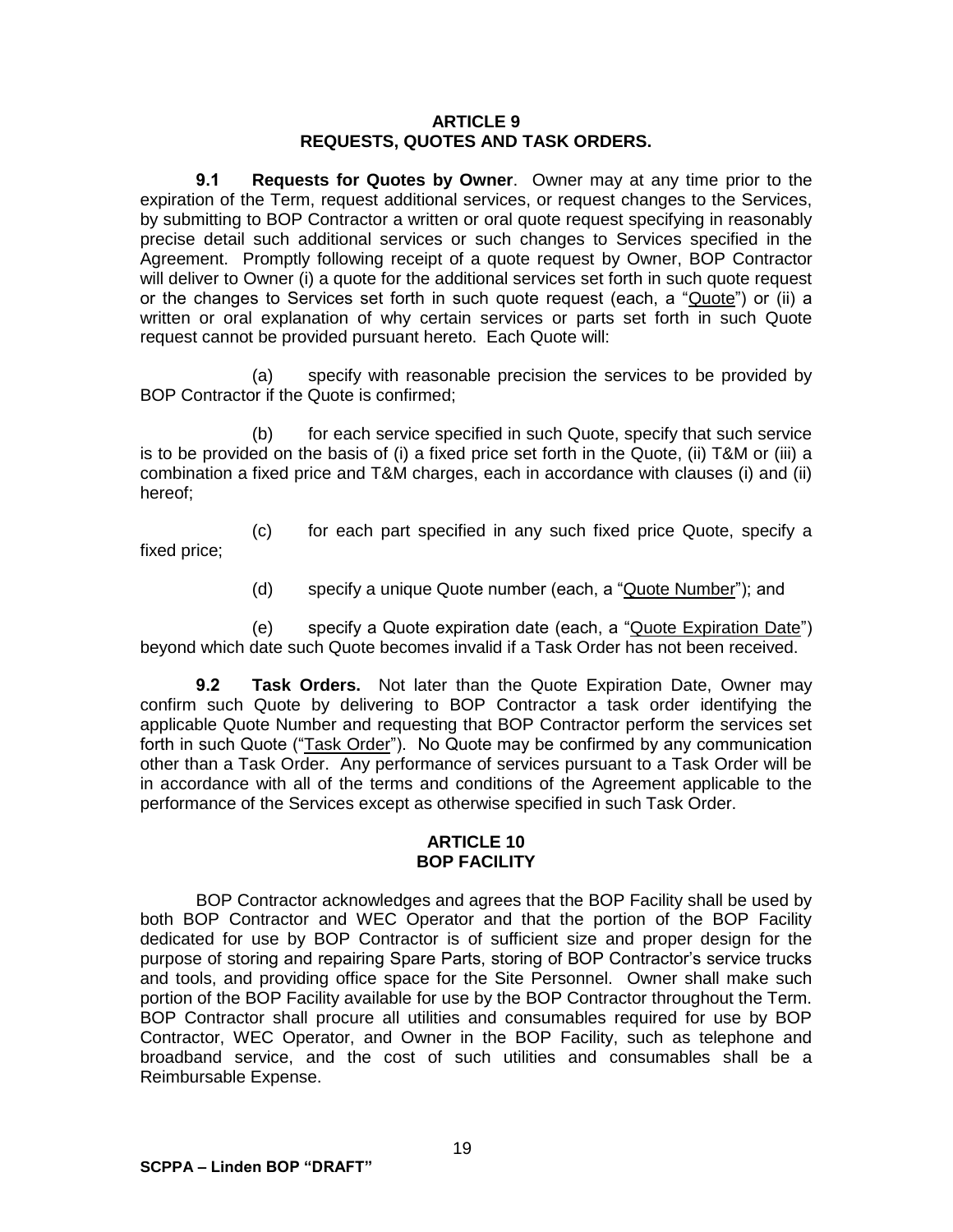## ARTICLE 9
## REQUESTS, QUOTES AND TASK ORDERS.

**9.1 Requests for Quotes by Owner**. Owner may at any time prior to the expiration of the Term, request additional services, or request changes to the Services, by submitting to BOP Contractor a written or oral quote request specifying in reasonably precise detail such additional services or such changes to Services specified in the Agreement. Promptly following receipt of a quote request by Owner, BOP Contractor will deliver to Owner (i) a quote for the additional services set forth in such quote request or the changes to Services set forth in such quote request (each, a "Quote") or (ii) a written or oral explanation of why certain services or parts set forth in such Quote request cannot be provided pursuant hereto. Each Quote will:

(a) specify with reasonable precision the services to be provided by BOP Contractor if the Quote is confirmed;

(b) for each service specified in such Quote, specify that such service is to be provided on the basis of (i) a fixed price set forth in the Quote, (ii) T&M or (iii) a combination a fixed price and T&M charges, each in accordance with clauses (i) and (ii) hereof;

(c) for each part specified in any such fixed price Quote, specify a fixed price;

(d) specify a unique Quote number (each, a "Quote Number"); and

(e) specify a Quote expiration date (each, a "Quote Expiration Date") beyond which date such Quote becomes invalid if a Task Order has not been received.

**9.2 Task Orders.** Not later than the Quote Expiration Date, Owner may confirm such Quote by delivering to BOP Contractor a task order identifying the applicable Quote Number and requesting that BOP Contractor perform the services set forth in such Quote ("Task Order"). No Quote may be confirmed by any communication other than a Task Order. Any performance of services pursuant to a Task Order will be in accordance with all of the terms and conditions of the Agreement applicable to the performance of the Services except as otherwise specified in such Task Order.

## ARTICLE 10
## BOP FACILITY

BOP Contractor acknowledges and agrees that the BOP Facility shall be used by both BOP Contractor and WEC Operator and that the portion of the BOP Facility dedicated for use by BOP Contractor is of sufficient size and proper design for the purpose of storing and repairing Spare Parts, storing of BOP Contractor's service trucks and tools, and providing office space for the Site Personnel. Owner shall make such portion of the BOP Facility available for use by the BOP Contractor throughout the Term. BOP Contractor shall procure all utilities and consumables required for use by BOP Contractor, WEC Operator, and Owner in the BOP Facility, such as telephone and broadband service, and the cost of such utilities and consumables shall be a Reimbursable Expense.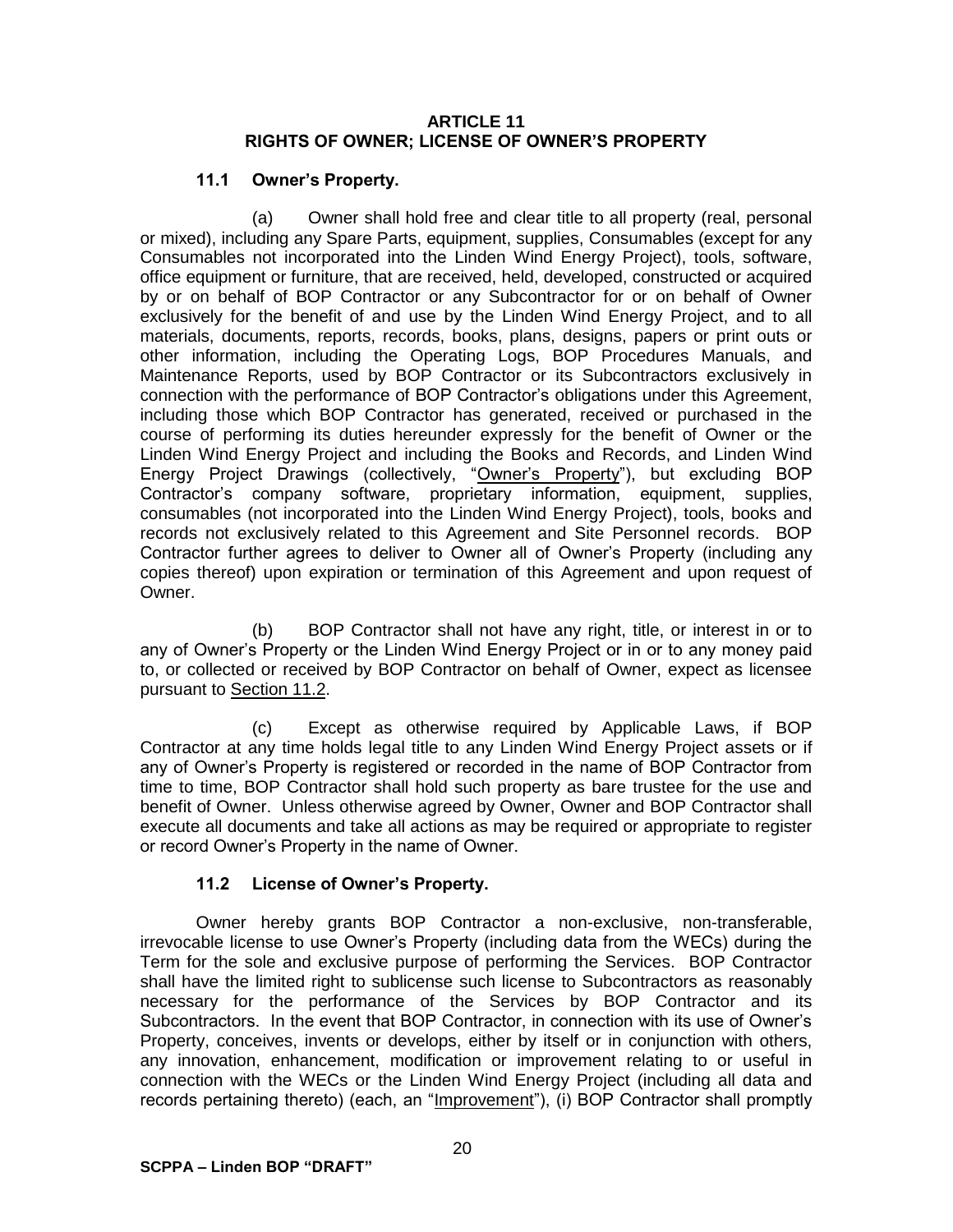## ARTICLE 11
## RIGHTS OF OWNER; LICENSE OF OWNER'S PROPERTY

### 11.1 Owner's Property.

(a) Owner shall hold free and clear title to all property (real, personal or mixed), including any Spare Parts, equipment, supplies, Consumables (except for any Consumables not incorporated into the Linden Wind Energy Project), tools, software, office equipment or furniture, that are received, held, developed, constructed or acquired by or on behalf of BOP Contractor or any Subcontractor for or on behalf of Owner exclusively for the benefit of and use by the Linden Wind Energy Project, and to all materials, documents, reports, records, books, plans, designs, papers or print outs or other information, including the Operating Logs, BOP Procedures Manuals, and Maintenance Reports, used by BOP Contractor or its Subcontractors exclusively in connection with the performance of BOP Contractor's obligations under this Agreement, including those which BOP Contractor has generated, received or purchased in the course of performing its duties hereunder expressly for the benefit of Owner or the Linden Wind Energy Project and including the Books and Records, and Linden Wind Energy Project Drawings (collectively, "Owner's Property"), but excluding BOP Contractor's company software, proprietary information, equipment, supplies, consumables (not incorporated into the Linden Wind Energy Project), tools, books and records not exclusively related to this Agreement and Site Personnel records. BOP Contractor further agrees to deliver to Owner all of Owner's Property (including any copies thereof) upon expiration or termination of this Agreement and upon request of Owner.

(b) BOP Contractor shall not have any right, title, or interest in or to any of Owner's Property or the Linden Wind Energy Project or in or to any money paid to, or collected or received by BOP Contractor on behalf of Owner, expect as licensee pursuant to Section 11.2.

(c) Except as otherwise required by Applicable Laws, if BOP Contractor at any time holds legal title to any Linden Wind Energy Project assets or if any of Owner's Property is registered or recorded in the name of BOP Contractor from time to time, BOP Contractor shall hold such property as bare trustee for the use and benefit of Owner. Unless otherwise agreed by Owner, Owner and BOP Contractor shall execute all documents and take all actions as may be required or appropriate to register or record Owner's Property in the name of Owner.

### 11.2 License of Owner's Property.

Owner hereby grants BOP Contractor a non-exclusive, non-transferable, irrevocable license to use Owner's Property (including data from the WECs) during the Term for the sole and exclusive purpose of performing the Services. BOP Contractor shall have the limited right to sublicense such license to Subcontractors as reasonably necessary for the performance of the Services by BOP Contractor and its Subcontractors. In the event that BOP Contractor, in connection with its use of Owner's Property, conceives, invents or develops, either by itself or in conjunction with others, any innovation, enhancement, modification or improvement relating to or useful in connection with the WECs or the Linden Wind Energy Project (including all data and records pertaining thereto) (each, an "Improvement"), (i) BOP Contractor shall promptly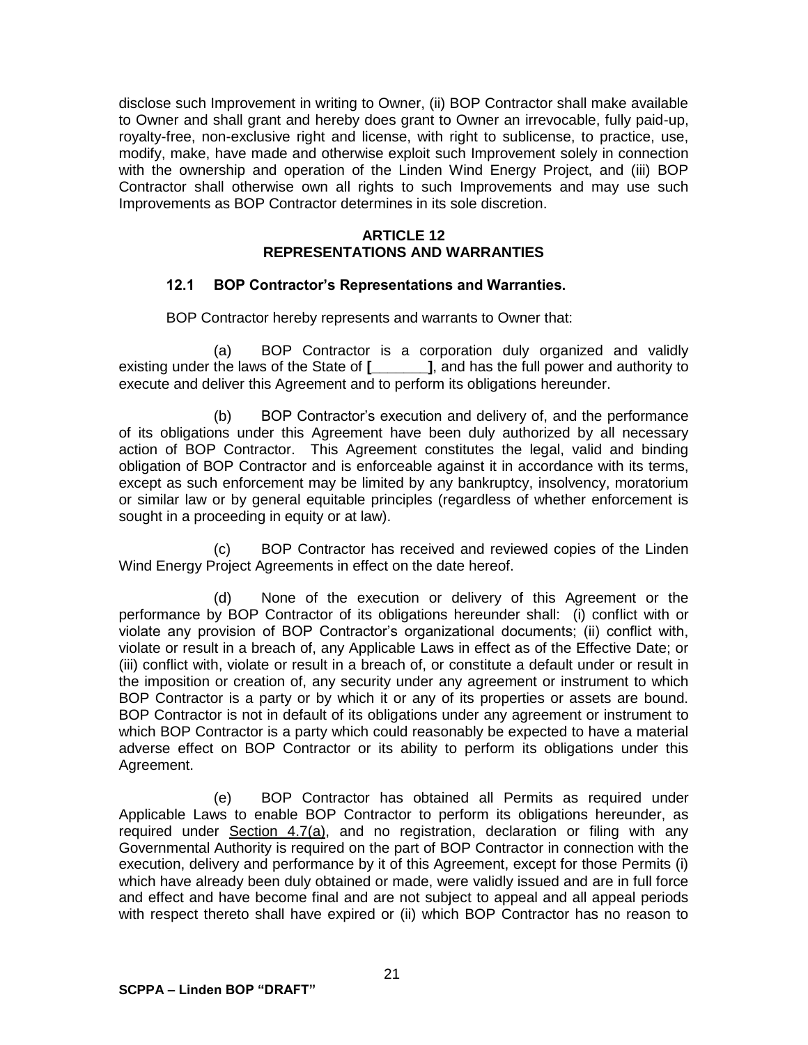disclose such Improvement in writing to Owner, (ii) BOP Contractor shall make available to Owner and shall grant and hereby does grant to Owner an irrevocable, fully paid-up, royalty-free, non-exclusive right and license, with right to sublicense, to practice, use, modify, make, have made and otherwise exploit such Improvement solely in connection with the ownership and operation of the Linden Wind Energy Project, and (iii) BOP Contractor shall otherwise own all rights to such Improvements and may use such Improvements as BOP Contractor determines in its sole discretion.

## ARTICLE 12
## REPRESENTATIONS AND WARRANTIES

### 12.1 BOP Contractor's Representations and Warranties.

BOP Contractor hereby represents and warrants to Owner that:

(a) BOP Contractor is a corporation duly organized and validly existing under the laws of the State of **[_______]**, and has the full power and authority to execute and deliver this Agreement and to perform its obligations hereunder.

(b) BOP Contractor's execution and delivery of, and the performance of its obligations under this Agreement have been duly authorized by all necessary action of BOP Contractor. This Agreement constitutes the legal, valid and binding obligation of BOP Contractor and is enforceable against it in accordance with its terms, except as such enforcement may be limited by any bankruptcy, insolvency, moratorium or similar law or by general equitable principles (regardless of whether enforcement is sought in a proceeding in equity or at law).

(c) BOP Contractor has received and reviewed copies of the Linden Wind Energy Project Agreements in effect on the date hereof.

(d) None of the execution or delivery of this Agreement or the performance by BOP Contractor of its obligations hereunder shall: (i) conflict with or violate any provision of BOP Contractor's organizational documents; (ii) conflict with, violate or result in a breach of, any Applicable Laws in effect as of the Effective Date; or (iii) conflict with, violate or result in a breach of, or constitute a default under or result in the imposition or creation of, any security under any agreement or instrument to which BOP Contractor is a party or by which it or any of its properties or assets are bound. BOP Contractor is not in default of its obligations under any agreement or instrument to which BOP Contractor is a party which could reasonably be expected to have a material adverse effect on BOP Contractor or its ability to perform its obligations under this Agreement.

(e) BOP Contractor has obtained all Permits as required under Applicable Laws to enable BOP Contractor to perform its obligations hereunder, as required under Section 4.7(a), and no registration, declaration or filing with any Governmental Authority is required on the part of BOP Contractor in connection with the execution, delivery and performance by it of this Agreement, except for those Permits (i) which have already been duly obtained or made, were validly issued and are in full force and effect and have become final and are not subject to appeal and all appeal periods with respect thereto shall have expired or (ii) which BOP Contractor has no reason to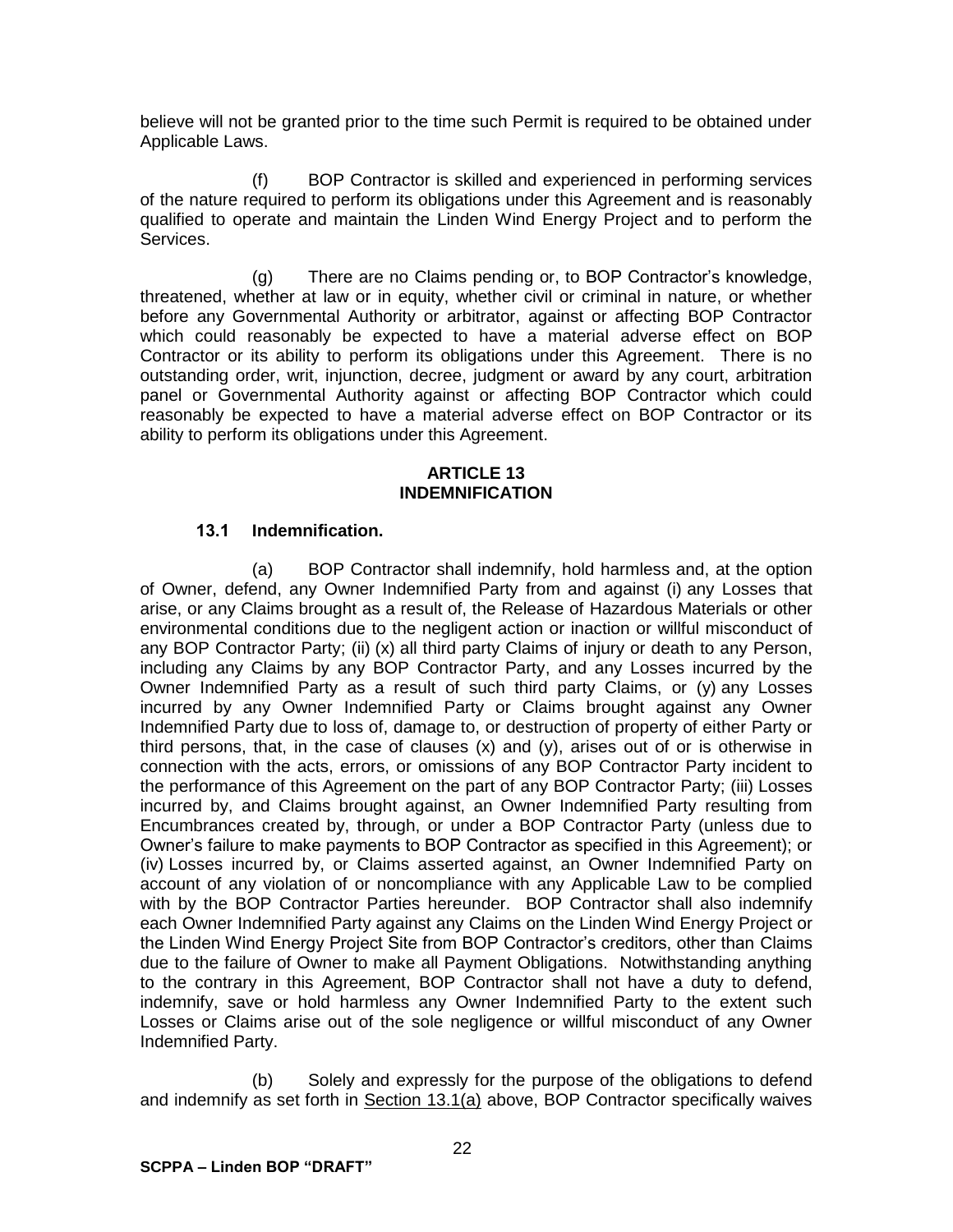believe will not be granted prior to the time such Permit is required to be obtained under Applicable Laws.

(f) BOP Contractor is skilled and experienced in performing services of the nature required to perform its obligations under this Agreement and is reasonably qualified to operate and maintain the Linden Wind Energy Project and to perform the Services.

(g) There are no Claims pending or, to BOP Contractor's knowledge, threatened, whether at law or in equity, whether civil or criminal in nature, or whether before any Governmental Authority or arbitrator, against or affecting BOP Contractor which could reasonably be expected to have a material adverse effect on BOP Contractor or its ability to perform its obligations under this Agreement. There is no outstanding order, writ, injunction, decree, judgment or award by any court, arbitration panel or Governmental Authority against or affecting BOP Contractor which could reasonably be expected to have a material adverse effect on BOP Contractor or its ability to perform its obligations under this Agreement.

## ARTICLE 13
## INDEMNIFICATION

### 13.1 Indemnification.

(a) BOP Contractor shall indemnify, hold harmless and, at the option of Owner, defend, any Owner Indemnified Party from and against (i) any Losses that arise, or any Claims brought as a result of, the Release of Hazardous Materials or other environmental conditions due to the negligent action or inaction or willful misconduct of any BOP Contractor Party; (ii) (x) all third party Claims of injury or death to any Person, including any Claims by any BOP Contractor Party, and any Losses incurred by the Owner Indemnified Party as a result of such third party Claims, or (y) any Losses incurred by any Owner Indemnified Party or Claims brought against any Owner Indemnified Party due to loss of, damage to, or destruction of property of either Party or third persons, that, in the case of clauses (x) and (y), arises out of or is otherwise in connection with the acts, errors, or omissions of any BOP Contractor Party incident to the performance of this Agreement on the part of any BOP Contractor Party; (iii) Losses incurred by, and Claims brought against, an Owner Indemnified Party resulting from Encumbrances created by, through, or under a BOP Contractor Party (unless due to Owner's failure to make payments to BOP Contractor as specified in this Agreement); or (iv) Losses incurred by, or Claims asserted against, an Owner Indemnified Party on account of any violation of or noncompliance with any Applicable Law to be complied with by the BOP Contractor Parties hereunder. BOP Contractor shall also indemnify each Owner Indemnified Party against any Claims on the Linden Wind Energy Project or the Linden Wind Energy Project Site from BOP Contractor's creditors, other than Claims due to the failure of Owner to make all Payment Obligations. Notwithstanding anything to the contrary in this Agreement, BOP Contractor shall not have a duty to defend, indemnify, save or hold harmless any Owner Indemnified Party to the extent such Losses or Claims arise out of the sole negligence or willful misconduct of any Owner Indemnified Party.

(b) Solely and expressly for the purpose of the obligations to defend and indemnify as set forth in Section 13.1(a) above, BOP Contractor specifically waives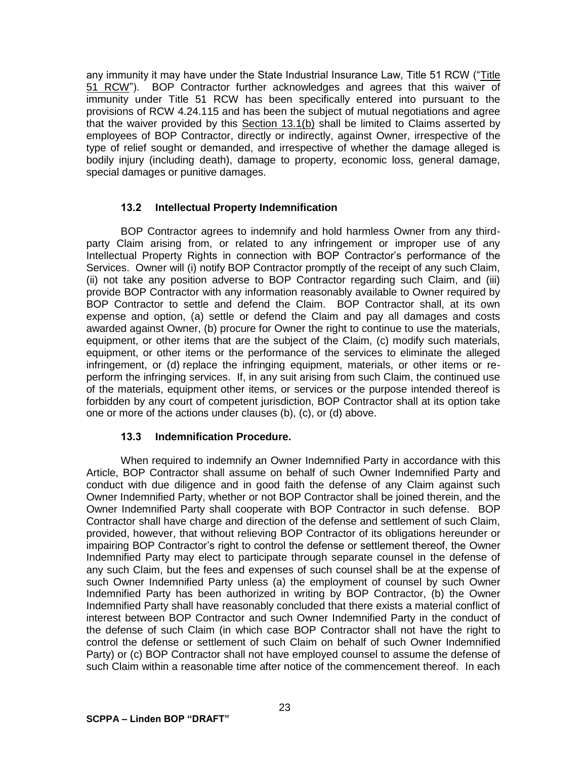any immunity it may have under the State Industrial Insurance Law, Title 51 RCW ("Title 51 RCW"). BOP Contractor further acknowledges and agrees that this waiver of immunity under Title 51 RCW has been specifically entered into pursuant to the provisions of RCW 4.24.115 and has been the subject of mutual negotiations and agree that the waiver provided by this Section 13.1(b) shall be limited to Claims asserted by employees of BOP Contractor, directly or indirectly, against Owner, irrespective of the type of relief sought or demanded, and irrespective of whether the damage alleged is bodily injury (including death), damage to property, economic loss, general damage, special damages or punitive damages.

### 13.2 Intellectual Property Indemnification

BOP Contractor agrees to indemnify and hold harmless Owner from any third-party Claim arising from, or related to any infringement or improper use of any Intellectual Property Rights in connection with BOP Contractor's performance of the Services. Owner will (i) notify BOP Contractor promptly of the receipt of any such Claim, (ii) not take any position adverse to BOP Contractor regarding such Claim, and (iii) provide BOP Contractor with any information reasonably available to Owner required by BOP Contractor to settle and defend the Claim. BOP Contractor shall, at its own expense and option, (a) settle or defend the Claim and pay all damages and costs awarded against Owner, (b) procure for Owner the right to continue to use the materials, equipment, or other items that are the subject of the Claim, (c) modify such materials, equipment, or other items or the performance of the services to eliminate the alleged infringement, or (d) replace the infringing equipment, materials, or other items or re-perform the infringing services. If, in any suit arising from such Claim, the continued use of the materials, equipment other items, or services or the purpose intended thereof is forbidden by any court of competent jurisdiction, BOP Contractor shall at its option take one or more of the actions under clauses (b), (c), or (d) above.

### 13.3 Indemnification Procedure.

When required to indemnify an Owner Indemnified Party in accordance with this Article, BOP Contractor shall assume on behalf of such Owner Indemnified Party and conduct with due diligence and in good faith the defense of any Claim against such Owner Indemnified Party, whether or not BOP Contractor shall be joined therein, and the Owner Indemnified Party shall cooperate with BOP Contractor in such defense. BOP Contractor shall have charge and direction of the defense and settlement of such Claim, provided, however, that without relieving BOP Contractor of its obligations hereunder or impairing BOP Contractor's right to control the defense or settlement thereof, the Owner Indemnified Party may elect to participate through separate counsel in the defense of any such Claim, but the fees and expenses of such counsel shall be at the expense of such Owner Indemnified Party unless (a) the employment of counsel by such Owner Indemnified Party has been authorized in writing by BOP Contractor, (b) the Owner Indemnified Party shall have reasonably concluded that there exists a material conflict of interest between BOP Contractor and such Owner Indemnified Party in the conduct of the defense of such Claim (in which case BOP Contractor shall not have the right to control the defense or settlement of such Claim on behalf of such Owner Indemnified Party) or (c) BOP Contractor shall not have employed counsel to assume the defense of such Claim within a reasonable time after notice of the commencement thereof. In each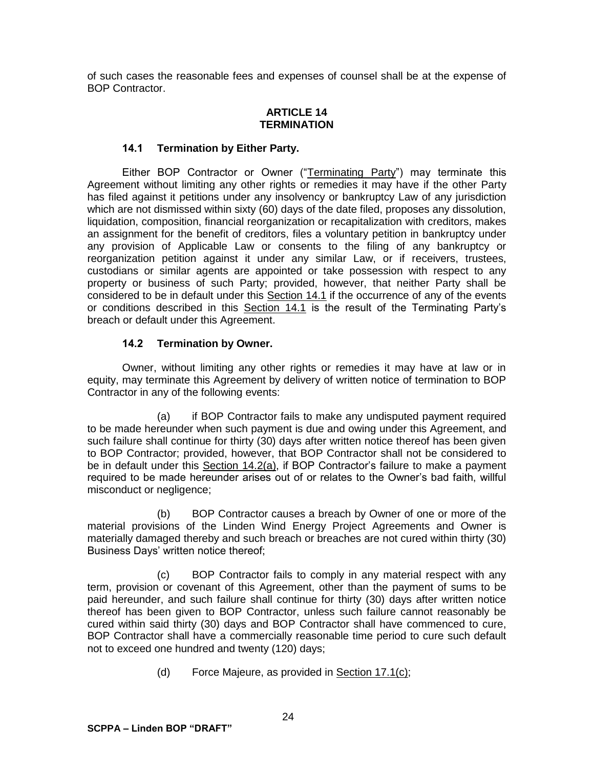of such cases the reasonable fees and expenses of counsel shall be at the expense of BOP Contractor.

## ARTICLE 14
## TERMINATION

### 14.1 Termination by Either Party.

Either BOP Contractor or Owner ("Terminating Party") may terminate this Agreement without limiting any other rights or remedies it may have if the other Party has filed against it petitions under any insolvency or bankruptcy Law of any jurisdiction which are not dismissed within sixty (60) days of the date filed, proposes any dissolution, liquidation, composition, financial reorganization or recapitalization with creditors, makes an assignment for the benefit of creditors, files a voluntary petition in bankruptcy under any provision of Applicable Law or consents to the filing of any bankruptcy or reorganization petition against it under any similar Law, or if receivers, trustees, custodians or similar agents are appointed or take possession with respect to any property or business of such Party; provided, however, that neither Party shall be considered to be in default under this Section 14.1 if the occurrence of any of the events or conditions described in this Section 14.1 is the result of the Terminating Party's breach or default under this Agreement.

### 14.2 Termination by Owner.

Owner, without limiting any other rights or remedies it may have at law or in equity, may terminate this Agreement by delivery of written notice of termination to BOP Contractor in any of the following events:

(a) if BOP Contractor fails to make any undisputed payment required to be made hereunder when such payment is due and owing under this Agreement, and such failure shall continue for thirty (30) days after written notice thereof has been given to BOP Contractor; provided, however, that BOP Contractor shall not be considered to be in default under this Section 14.2(a), if BOP Contractor's failure to make a payment required to be made hereunder arises out of or relates to the Owner's bad faith, willful misconduct or negligence;

(b) BOP Contractor causes a breach by Owner of one or more of the material provisions of the Linden Wind Energy Project Agreements and Owner is materially damaged thereby and such breach or breaches are not cured within thirty (30) Business Days' written notice thereof;

(c) BOP Contractor fails to comply in any material respect with any term, provision or covenant of this Agreement, other than the payment of sums to be paid hereunder, and such failure shall continue for thirty (30) days after written notice thereof has been given to BOP Contractor, unless such failure cannot reasonably be cured within said thirty (30) days and BOP Contractor shall have commenced to cure, BOP Contractor shall have a commercially reasonable time period to cure such default not to exceed one hundred and twenty (120) days;

(d) Force Majeure, as provided in Section 17.1(c);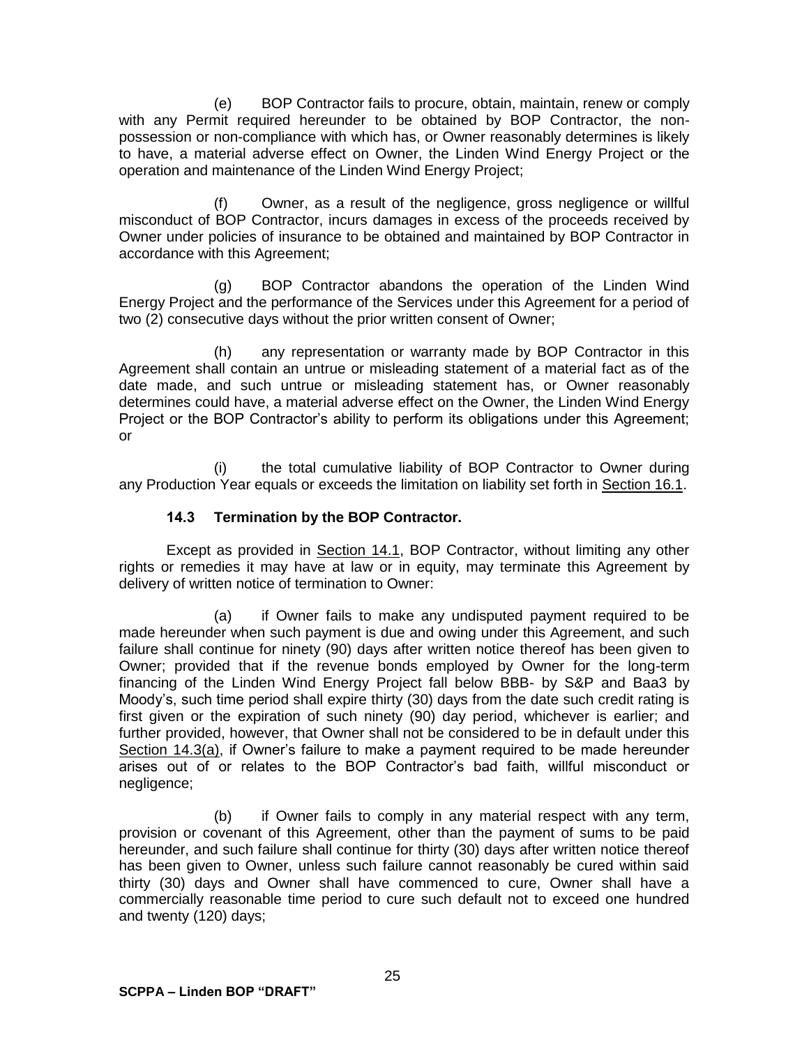(e) BOP Contractor fails to procure, obtain, maintain, renew or comply with any Permit required hereunder to be obtained by BOP Contractor, the non-possession or non-compliance with which has, or Owner reasonably determines is likely to have, a material adverse effect on Owner, the Linden Wind Energy Project or the operation and maintenance of the Linden Wind Energy Project;

(f) Owner, as a result of the negligence, gross negligence or willful misconduct of BOP Contractor, incurs damages in excess of the proceeds received by Owner under policies of insurance to be obtained and maintained by BOP Contractor in accordance with this Agreement;

(g) BOP Contractor abandons the operation of the Linden Wind Energy Project and the performance of the Services under this Agreement for a period of two (2) consecutive days without the prior written consent of Owner;

(h) any representation or warranty made by BOP Contractor in this Agreement shall contain an untrue or misleading statement of a material fact as of the date made, and such untrue or misleading statement has, or Owner reasonably determines could have, a material adverse effect on the Owner, the Linden Wind Energy Project or the BOP Contractor's ability to perform its obligations under this Agreement; or

(i) the total cumulative liability of BOP Contractor to Owner during any Production Year equals or exceeds the limitation on liability set forth in Section 16.1.

### 14.3 Termination by the BOP Contractor.

Except as provided in Section 14.1, BOP Contractor, without limiting any other rights or remedies it may have at law or in equity, may terminate this Agreement by delivery of written notice of termination to Owner:

(a) if Owner fails to make any undisputed payment required to be made hereunder when such payment is due and owing under this Agreement, and such failure shall continue for ninety (90) days after written notice thereof has been given to Owner; provided that if the revenue bonds employed by Owner for the long-term financing of the Linden Wind Energy Project fall below BBB- by S&P and Baa3 by Moody's, such time period shall expire thirty (30) days from the date such credit rating is first given or the expiration of such ninety (90) day period, whichever is earlier; and further provided, however, that Owner shall not be considered to be in default under this Section 14.3(a), if Owner's failure to make a payment required to be made hereunder arises out of or relates to the BOP Contractor's bad faith, willful misconduct or negligence;

(b) if Owner fails to comply in any material respect with any term, provision or covenant of this Agreement, other than the payment of sums to be paid hereunder, and such failure shall continue for thirty (30) days after written notice thereof has been given to Owner, unless such failure cannot reasonably be cured within said thirty (30) days and Owner shall have commenced to cure, Owner shall have a commercially reasonable time period to cure such default not to exceed one hundred and twenty (120) days;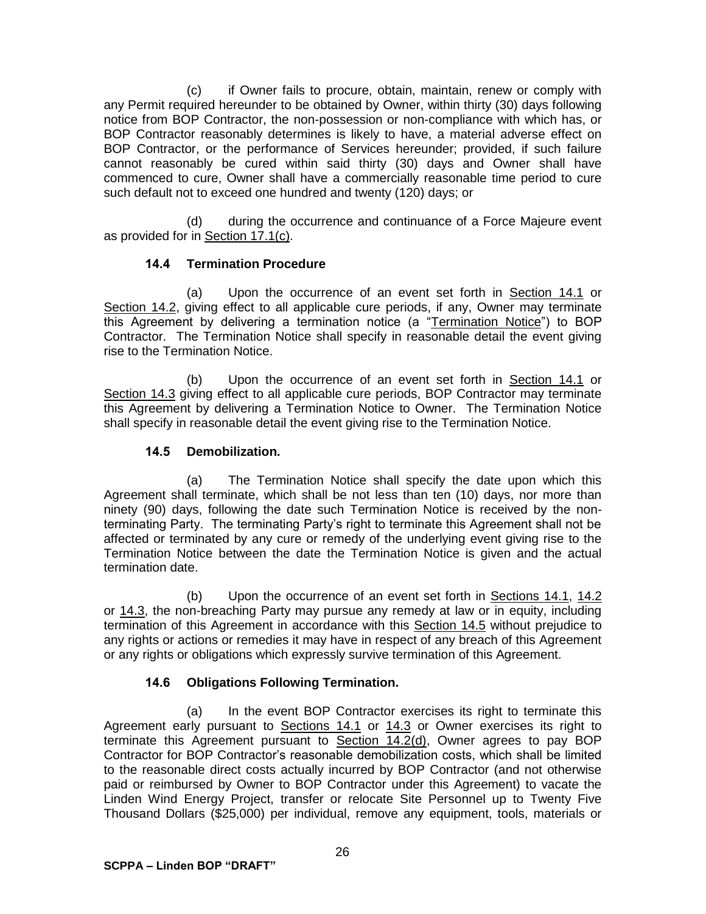(c) if Owner fails to procure, obtain, maintain, renew or comply with any Permit required hereunder to be obtained by Owner, within thirty (30) days following notice from BOP Contractor, the non-possession or non-compliance with which has, or BOP Contractor reasonably determines is likely to have, a material adverse effect on BOP Contractor, or the performance of Services hereunder; provided, if such failure cannot reasonably be cured within said thirty (30) days and Owner shall have commenced to cure, Owner shall have a commercially reasonable time period to cure such default not to exceed one hundred and twenty (120) days; or

(d) during the occurrence and continuance of a Force Majeure event as provided for in Section 17.1(c).

### 14.4 Termination Procedure

(a) Upon the occurrence of an event set forth in Section 14.1 or Section 14.2, giving effect to all applicable cure periods, if any, Owner may terminate this Agreement by delivering a termination notice (a "Termination Notice") to BOP Contractor. The Termination Notice shall specify in reasonable detail the event giving rise to the Termination Notice.

(b) Upon the occurrence of an event set forth in Section 14.1 or Section 14.3 giving effect to all applicable cure periods, BOP Contractor may terminate this Agreement by delivering a Termination Notice to Owner. The Termination Notice shall specify in reasonable detail the event giving rise to the Termination Notice.

### 14.5 Demobilization.

(a) The Termination Notice shall specify the date upon which this Agreement shall terminate, which shall be not less than ten (10) days, nor more than ninety (90) days, following the date such Termination Notice is received by the non-terminating Party. The terminating Party's right to terminate this Agreement shall not be affected or terminated by any cure or remedy of the underlying event giving rise to the Termination Notice between the date the Termination Notice is given and the actual termination date.

(b) Upon the occurrence of an event set forth in Sections 14.1, 14.2 or 14.3, the non-breaching Party may pursue any remedy at law or in equity, including termination of this Agreement in accordance with this Section 14.5 without prejudice to any rights or actions or remedies it may have in respect of any breach of this Agreement or any rights or obligations which expressly survive termination of this Agreement.

### 14.6 Obligations Following Termination.

(a) In the event BOP Contractor exercises its right to terminate this Agreement early pursuant to Sections 14.1 or 14.3 or Owner exercises its right to terminate this Agreement pursuant to Section 14.2(d), Owner agrees to pay BOP Contractor for BOP Contractor's reasonable demobilization costs, which shall be limited to the reasonable direct costs actually incurred by BOP Contractor (and not otherwise paid or reimbursed by Owner to BOP Contractor under this Agreement) to vacate the Linden Wind Energy Project, transfer or relocate Site Personnel up to Twenty Five Thousand Dollars ($25,000) per individual, remove any equipment, tools, materials or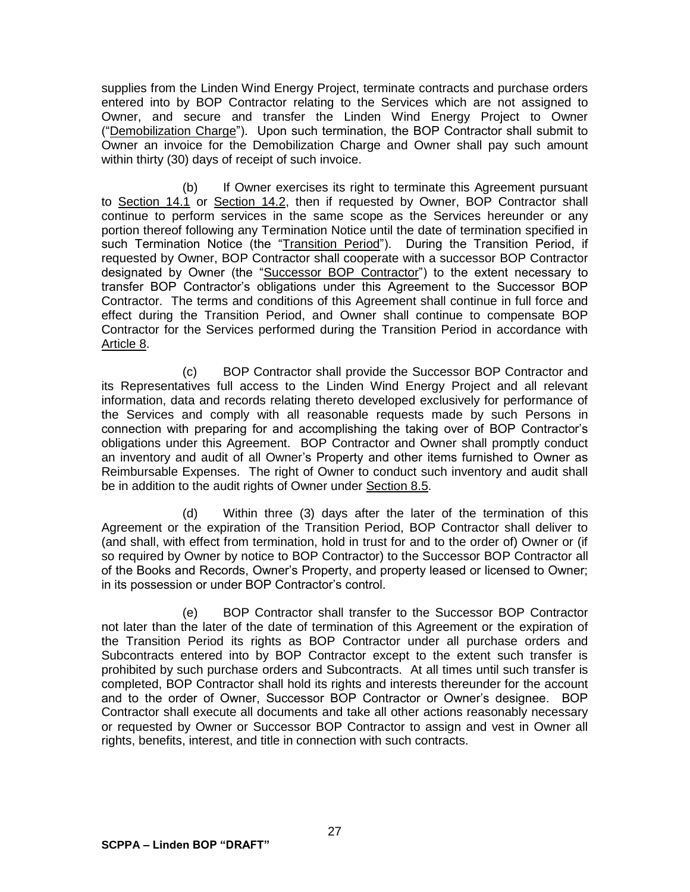supplies from the Linden Wind Energy Project, terminate contracts and purchase orders entered into by BOP Contractor relating to the Services which are not assigned to Owner, and secure and transfer the Linden Wind Energy Project to Owner ("Demobilization Charge"). Upon such termination, the BOP Contractor shall submit to Owner an invoice for the Demobilization Charge and Owner shall pay such amount within thirty (30) days of receipt of such invoice.

(b) If Owner exercises its right to terminate this Agreement pursuant to Section 14.1 or Section 14.2, then if requested by Owner, BOP Contractor shall continue to perform services in the same scope as the Services hereunder or any portion thereof following any Termination Notice until the date of termination specified in such Termination Notice (the "Transition Period"). During the Transition Period, if requested by Owner, BOP Contractor shall cooperate with a successor BOP Contractor designated by Owner (the "Successor BOP Contractor") to the extent necessary to transfer BOP Contractor's obligations under this Agreement to the Successor BOP Contractor. The terms and conditions of this Agreement shall continue in full force and effect during the Transition Period, and Owner shall continue to compensate BOP Contractor for the Services performed during the Transition Period in accordance with Article 8.

(c) BOP Contractor shall provide the Successor BOP Contractor and its Representatives full access to the Linden Wind Energy Project and all relevant information, data and records relating thereto developed exclusively for performance of the Services and comply with all reasonable requests made by such Persons in connection with preparing for and accomplishing the taking over of BOP Contractor's obligations under this Agreement. BOP Contractor and Owner shall promptly conduct an inventory and audit of all Owner's Property and other items furnished to Owner as Reimbursable Expenses. The right of Owner to conduct such inventory and audit shall be in addition to the audit rights of Owner under Section 8.5.

(d) Within three (3) days after the later of the termination of this Agreement or the expiration of the Transition Period, BOP Contractor shall deliver to (and shall, with effect from termination, hold in trust for and to the order of) Owner or (if so required by Owner by notice to BOP Contractor) to the Successor BOP Contractor all of the Books and Records, Owner's Property, and property leased or licensed to Owner; in its possession or under BOP Contractor's control.

(e) BOP Contractor shall transfer to the Successor BOP Contractor not later than the later of the date of termination of this Agreement or the expiration of the Transition Period its rights as BOP Contractor under all purchase orders and Subcontracts entered into by BOP Contractor except to the extent such transfer is prohibited by such purchase orders and Subcontracts. At all times until such transfer is completed, BOP Contractor shall hold its rights and interests thereunder for the account and to the order of Owner, Successor BOP Contractor or Owner's designee. BOP Contractor shall execute all documents and take all other actions reasonably necessary or requested by Owner or Successor BOP Contractor to assign and vest in Owner all rights, benefits, interest, and title in connection with such contracts.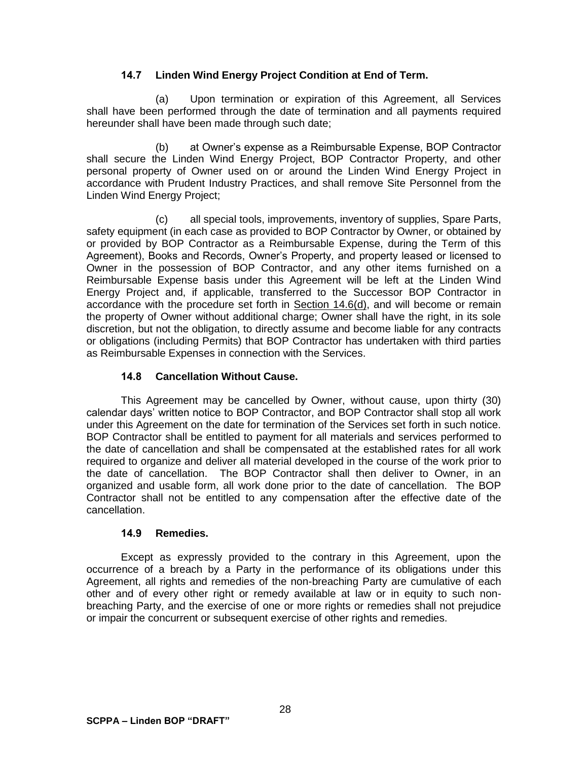### 14.7 Linden Wind Energy Project Condition at End of Term.

(a) Upon termination or expiration of this Agreement, all Services shall have been performed through the date of termination and all payments required hereunder shall have been made through such date;

(b) at Owner's expense as a Reimbursable Expense, BOP Contractor shall secure the Linden Wind Energy Project, BOP Contractor Property, and other personal property of Owner used on or around the Linden Wind Energy Project in accordance with Prudent Industry Practices, and shall remove Site Personnel from the Linden Wind Energy Project;

(c) all special tools, improvements, inventory of supplies, Spare Parts, safety equipment (in each case as provided to BOP Contractor by Owner, or obtained by or provided by BOP Contractor as a Reimbursable Expense, during the Term of this Agreement), Books and Records, Owner's Property, and property leased or licensed to Owner in the possession of BOP Contractor, and any other items furnished on a Reimbursable Expense basis under this Agreement will be left at the Linden Wind Energy Project and, if applicable, transferred to the Successor BOP Contractor in accordance with the procedure set forth in Section 14.6(d), and will become or remain the property of Owner without additional charge; Owner shall have the right, in its sole discretion, but not the obligation, to directly assume and become liable for any contracts or obligations (including Permits) that BOP Contractor has undertaken with third parties as Reimbursable Expenses in connection with the Services.

### 14.8 Cancellation Without Cause.

This Agreement may be cancelled by Owner, without cause, upon thirty (30) calendar days' written notice to BOP Contractor, and BOP Contractor shall stop all work under this Agreement on the date for termination of the Services set forth in such notice. BOP Contractor shall be entitled to payment for all materials and services performed to the date of cancellation and shall be compensated at the established rates for all work required to organize and deliver all material developed in the course of the work prior to the date of cancellation. The BOP Contractor shall then deliver to Owner, in an organized and usable form, all work done prior to the date of cancellation. The BOP Contractor shall not be entitled to any compensation after the effective date of the cancellation.

### 14.9 Remedies.

Except as expressly provided to the contrary in this Agreement, upon the occurrence of a breach by a Party in the performance of its obligations under this Agreement, all rights and remedies of the non-breaching Party are cumulative of each other and of every other right or remedy available at law or in equity to such non-breaching Party, and the exercise of one or more rights or remedies shall not prejudice or impair the concurrent or subsequent exercise of other rights and remedies.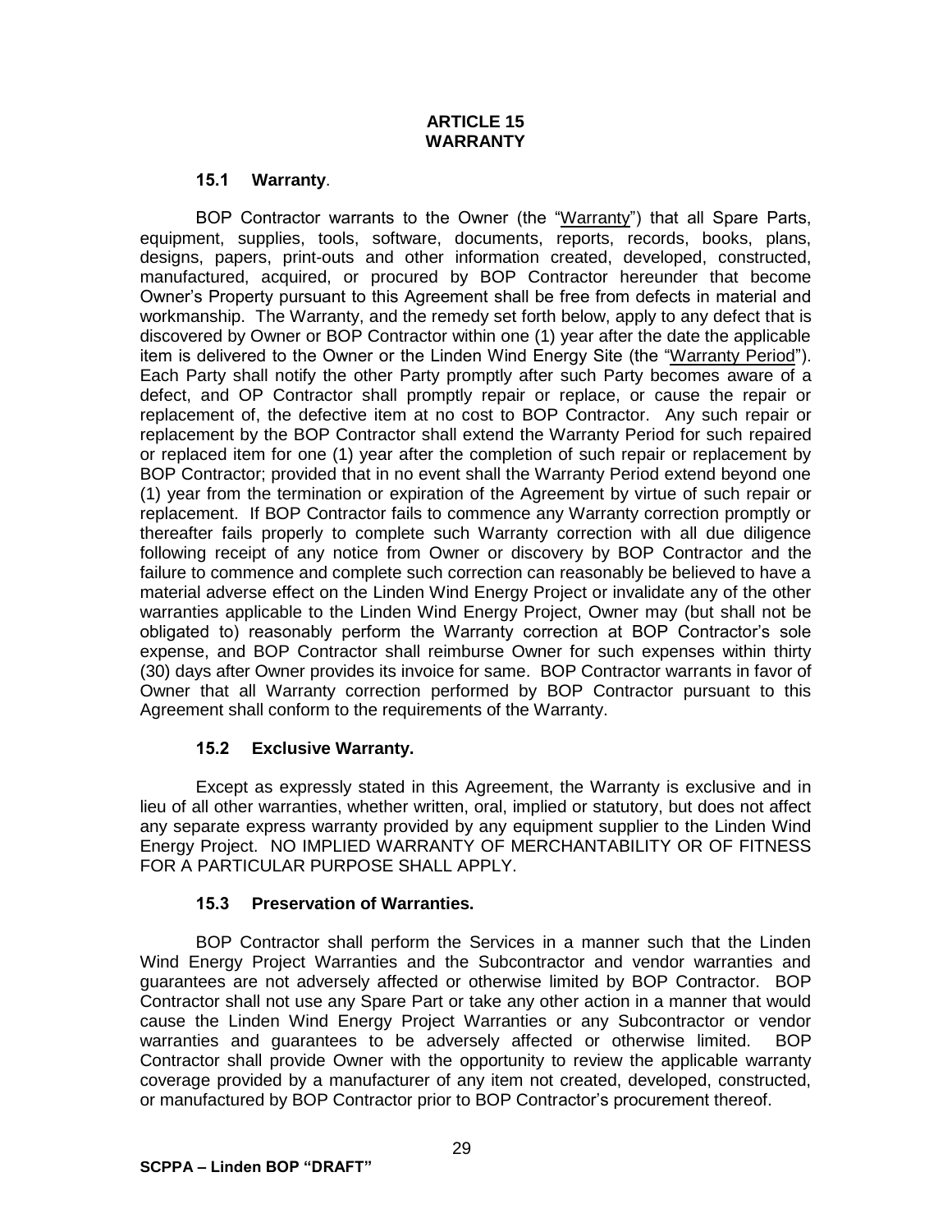# ARTICLE 15
# WARRANTY

### 15.1 Warranty.

BOP Contractor warrants to the Owner (the "Warranty") that all Spare Parts, equipment, supplies, tools, software, documents, reports, records, books, plans, designs, papers, print-outs and other information created, developed, constructed, manufactured, acquired, or procured by BOP Contractor hereunder that become Owner's Property pursuant to this Agreement shall be free from defects in material and workmanship. The Warranty, and the remedy set forth below, apply to any defect that is discovered by Owner or BOP Contractor within one (1) year after the date the applicable item is delivered to the Owner or the Linden Wind Energy Site (the "Warranty Period"). Each Party shall notify the other Party promptly after such Party becomes aware of a defect, and OP Contractor shall promptly repair or replace, or cause the repair or replacement of, the defective item at no cost to BOP Contractor. Any such repair or replacement by the BOP Contractor shall extend the Warranty Period for such repaired or replaced item for one (1) year after the completion of such repair or replacement by BOP Contractor; provided that in no event shall the Warranty Period extend beyond one (1) year from the termination or expiration of the Agreement by virtue of such repair or replacement. If BOP Contractor fails to commence any Warranty correction promptly or thereafter fails properly to complete such Warranty correction with all due diligence following receipt of any notice from Owner or discovery by BOP Contractor and the failure to commence and complete such correction can reasonably be believed to have a material adverse effect on the Linden Wind Energy Project or invalidate any of the other warranties applicable to the Linden Wind Energy Project, Owner may (but shall not be obligated to) reasonably perform the Warranty correction at BOP Contractor's sole expense, and BOP Contractor shall reimburse Owner for such expenses within thirty (30) days after Owner provides its invoice for same. BOP Contractor warrants in favor of Owner that all Warranty correction performed by BOP Contractor pursuant to this Agreement shall conform to the requirements of the Warranty.

### 15.2 Exclusive Warranty.

Except as expressly stated in this Agreement, the Warranty is exclusive and in lieu of all other warranties, whether written, oral, implied or statutory, but does not affect any separate express warranty provided by any equipment supplier to the Linden Wind Energy Project. NO IMPLIED WARRANTY OF MERCHANTABILITY OR OF FITNESS FOR A PARTICULAR PURPOSE SHALL APPLY.

### 15.3 Preservation of Warranties.

BOP Contractor shall perform the Services in a manner such that the Linden Wind Energy Project Warranties and the Subcontractor and vendor warranties and guarantees are not adversely affected or otherwise limited by BOP Contractor. BOP Contractor shall not use any Spare Part or take any other action in a manner that would cause the Linden Wind Energy Project Warranties or any Subcontractor or vendor warranties and guarantees to be adversely affected or otherwise limited. BOP Contractor shall provide Owner with the opportunity to review the applicable warranty coverage provided by a manufacturer of any item not created, developed, constructed, or manufactured by BOP Contractor prior to BOP Contractor's procurement thereof.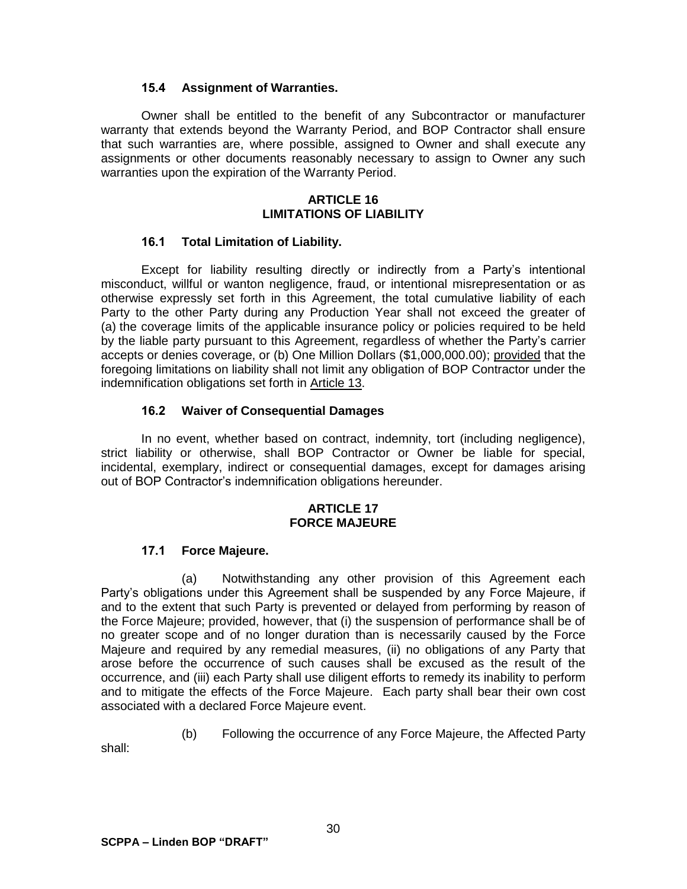### 15.4 Assignment of Warranties.

Owner shall be entitled to the benefit of any Subcontractor or manufacturer warranty that extends beyond the Warranty Period, and BOP Contractor shall ensure that such warranties are, where possible, assigned to Owner and shall execute any assignments or other documents reasonably necessary to assign to Owner any such warranties upon the expiration of the Warranty Period.

## ARTICLE 16
## LIMITATIONS OF LIABILITY

### 16.1 Total Limitation of Liability.

Except for liability resulting directly or indirectly from a Party's intentional misconduct, willful or wanton negligence, fraud, or intentional misrepresentation or as otherwise expressly set forth in this Agreement, the total cumulative liability of each Party to the other Party during any Production Year shall not exceed the greater of (a) the coverage limits of the applicable insurance policy or policies required to be held by the liable party pursuant to this Agreement, regardless of whether the Party's carrier accepts or denies coverage, or (b) One Million Dollars ($1,000,000.00); provided that the foregoing limitations on liability shall not limit any obligation of BOP Contractor under the indemnification obligations set forth in Article 13.

### 16.2 Waiver of Consequential Damages

In no event, whether based on contract, indemnity, tort (including negligence), strict liability or otherwise, shall BOP Contractor or Owner be liable for special, incidental, exemplary, indirect or consequential damages, except for damages arising out of BOP Contractor's indemnification obligations hereunder.

## ARTICLE 17
## FORCE MAJEURE

### 17.1 Force Majeure.

(a) Notwithstanding any other provision of this Agreement each Party's obligations under this Agreement shall be suspended by any Force Majeure, if and to the extent that such Party is prevented or delayed from performing by reason of the Force Majeure; provided, however, that (i) the suspension of performance shall be of no greater scope and of no longer duration than is necessarily caused by the Force Majeure and required by any remedial measures, (ii) no obligations of any Party that arose before the occurrence of such causes shall be excused as the result of the occurrence, and (iii) each Party shall use diligent efforts to remedy its inability to perform and to mitigate the effects of the Force Majeure. Each party shall bear their own cost associated with a declared Force Majeure event.

(b) Following the occurrence of any Force Majeure, the Affected Party shall: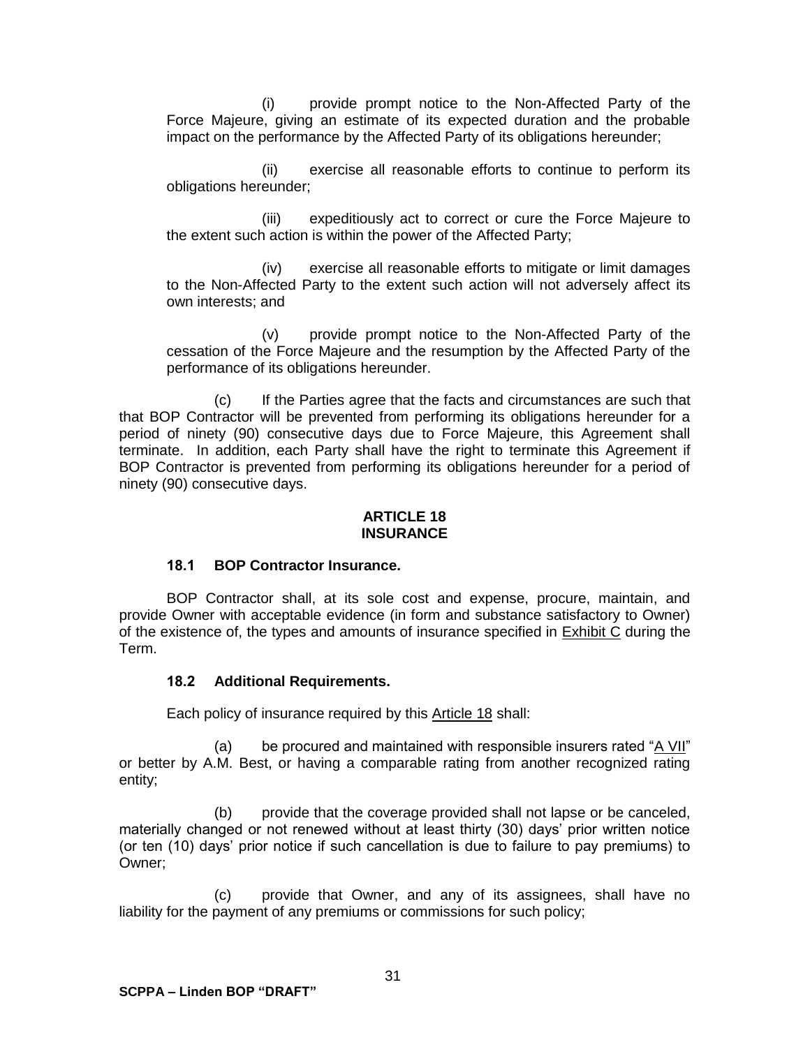(i) provide prompt notice to the Non-Affected Party of the Force Majeure, giving an estimate of its expected duration and the probable impact on the performance by the Affected Party of its obligations hereunder;

(ii) exercise all reasonable efforts to continue to perform its obligations hereunder;

(iii) expeditiously act to correct or cure the Force Majeure to the extent such action is within the power of the Affected Party;

(iv) exercise all reasonable efforts to mitigate or limit damages to the Non-Affected Party to the extent such action will not adversely affect its own interests; and

(v) provide prompt notice to the Non-Affected Party of the cessation of the Force Majeure and the resumption by the Affected Party of the performance of its obligations hereunder.

(c) If the Parties agree that the facts and circumstances are such that that BOP Contractor will be prevented from performing its obligations hereunder for a period of ninety (90) consecutive days due to Force Majeure, this Agreement shall terminate. In addition, each Party shall have the right to terminate this Agreement if BOP Contractor is prevented from performing its obligations hereunder for a period of ninety (90) consecutive days.

## ARTICLE 18
## INSURANCE

### 18.1 BOP Contractor Insurance.

BOP Contractor shall, at its sole cost and expense, procure, maintain, and provide Owner with acceptable evidence (in form and substance satisfactory to Owner) of the existence of, the types and amounts of insurance specified in Exhibit C during the Term.

### 18.2 Additional Requirements.

Each policy of insurance required by this Article 18 shall:

(a) be procured and maintained with responsible insurers rated "A VII" or better by A.M. Best, or having a comparable rating from another recognized rating entity;

(b) provide that the coverage provided shall not lapse or be canceled, materially changed or not renewed without at least thirty (30) days' prior written notice (or ten (10) days' prior notice if such cancellation is due to failure to pay premiums) to Owner;

(c) provide that Owner, and any of its assignees, shall have no liability for the payment of any premiums or commissions for such policy;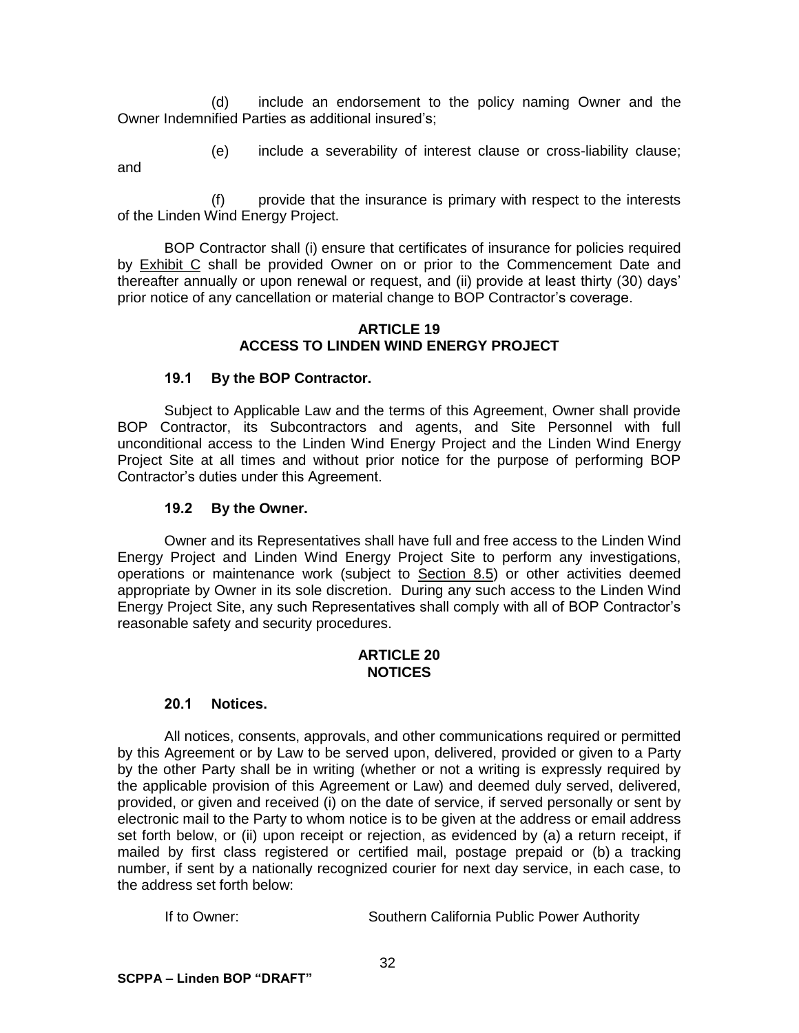(d) include an endorsement to the policy naming Owner and the Owner Indemnified Parties as additional insured's;

(e) include a severability of interest clause or cross-liability clause; and

(f) provide that the insurance is primary with respect to the interests of the Linden Wind Energy Project.

BOP Contractor shall (i) ensure that certificates of insurance for policies required by Exhibit C shall be provided Owner on or prior to the Commencement Date and thereafter annually or upon renewal or request, and (ii) provide at least thirty (30) days' prior notice of any cancellation or material change to BOP Contractor's coverage.

## ARTICLE 19
## ACCESS TO LINDEN WIND ENERGY PROJECT

### 19.1 By the BOP Contractor.

Subject to Applicable Law and the terms of this Agreement, Owner shall provide BOP Contractor, its Subcontractors and agents, and Site Personnel with full unconditional access to the Linden Wind Energy Project and the Linden Wind Energy Project Site at all times and without prior notice for the purpose of performing BOP Contractor's duties under this Agreement.

### 19.2 By the Owner.

Owner and its Representatives shall have full and free access to the Linden Wind Energy Project and Linden Wind Energy Project Site to perform any investigations, operations or maintenance work (subject to Section 8.5) or other activities deemed appropriate by Owner in its sole discretion. During any such access to the Linden Wind Energy Project Site, any such Representatives shall comply with all of BOP Contractor's reasonable safety and security procedures.

## ARTICLE 20
## NOTICES

### 20.1 Notices.

All notices, consents, approvals, and other communications required or permitted by this Agreement or by Law to be served upon, delivered, provided or given to a Party by the other Party shall be in writing (whether or not a writing is expressly required by the applicable provision of this Agreement or Law) and deemed duly served, delivered, provided, or given and received (i) on the date of service, if served personally or sent by electronic mail to the Party to whom notice is to be given at the address or email address set forth below, or (ii) upon receipt or rejection, as evidenced by (a) a return receipt, if mailed by first class registered or certified mail, postage prepaid or (b) a tracking number, if sent by a nationally recognized courier for next day service, in each case, to the address set forth below:

If to Owner: Southern California Public Power Authority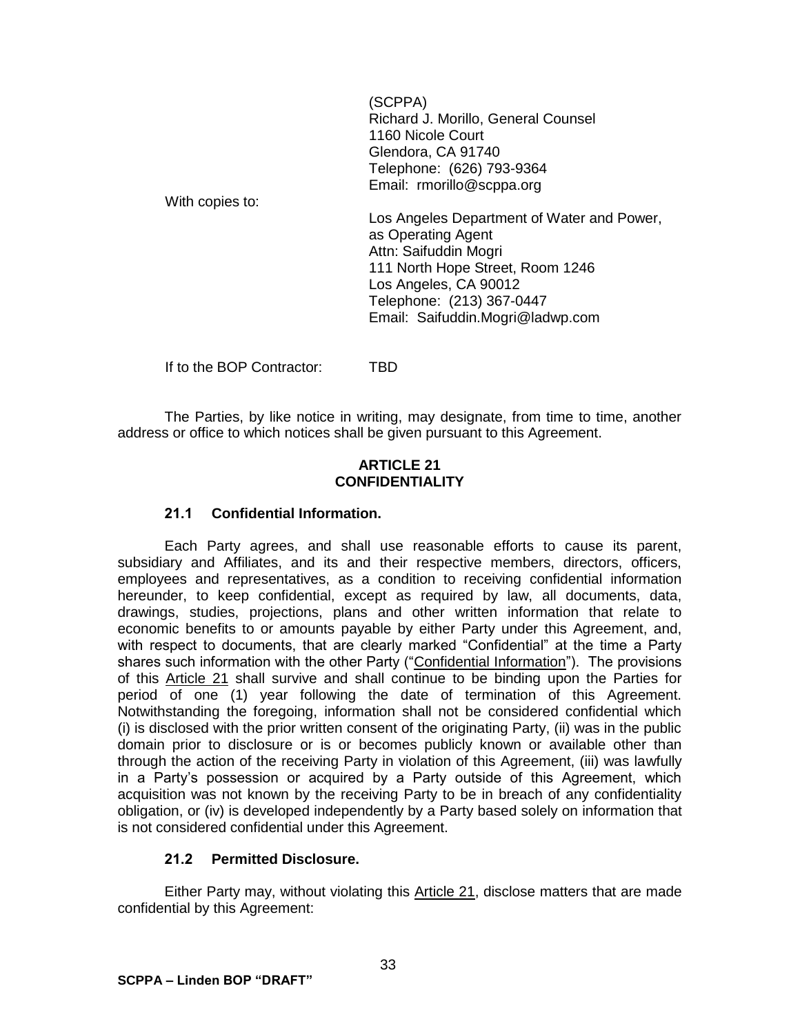(SCPPA)
Richard J. Morillo, General Counsel
1160 Nicole Court
Glendora, CA 91740
Telephone: (626) 793-9364
Email: rmorillo@scppa.org

With copies to:

Los Angeles Department of Water and Power, as Operating Agent
Attn: Saifuddin Mogri
111 North Hope Street, Room 1246
Los Angeles, CA 90012
Telephone: (213) 367-0447
Email: Saifuddin.Mogri@ladwp.com

If to the BOP Contractor: TBD

The Parties, by like notice in writing, may designate, from time to time, another address or office to which notices shall be given pursuant to this Agreement.

## ARTICLE 21
## CONFIDENTIALITY

### 21.1 Confidential Information.

Each Party agrees, and shall use reasonable efforts to cause its parent, subsidiary and Affiliates, and its and their respective members, directors, officers, employees and representatives, as a condition to receiving confidential information hereunder, to keep confidential, except as required by law, all documents, data, drawings, studies, projections, plans and other written information that relate to economic benefits to or amounts payable by either Party under this Agreement, and, with respect to documents, that are clearly marked "Confidential" at the time a Party shares such information with the other Party ("Confidential Information"). The provisions of this Article 21 shall survive and shall continue to be binding upon the Parties for period of one (1) year following the date of termination of this Agreement. Notwithstanding the foregoing, information shall not be considered confidential which (i) is disclosed with the prior written consent of the originating Party, (ii) was in the public domain prior to disclosure or is or becomes publicly known or available other than through the action of the receiving Party in violation of this Agreement, (iii) was lawfully in a Party's possession or acquired by a Party outside of this Agreement, which acquisition was not known by the receiving Party to be in breach of any confidentiality obligation, or (iv) is developed independently by a Party based solely on information that is not considered confidential under this Agreement.

### 21.2 Permitted Disclosure.

Either Party may, without violating this Article 21, disclose matters that are made confidential by this Agreement: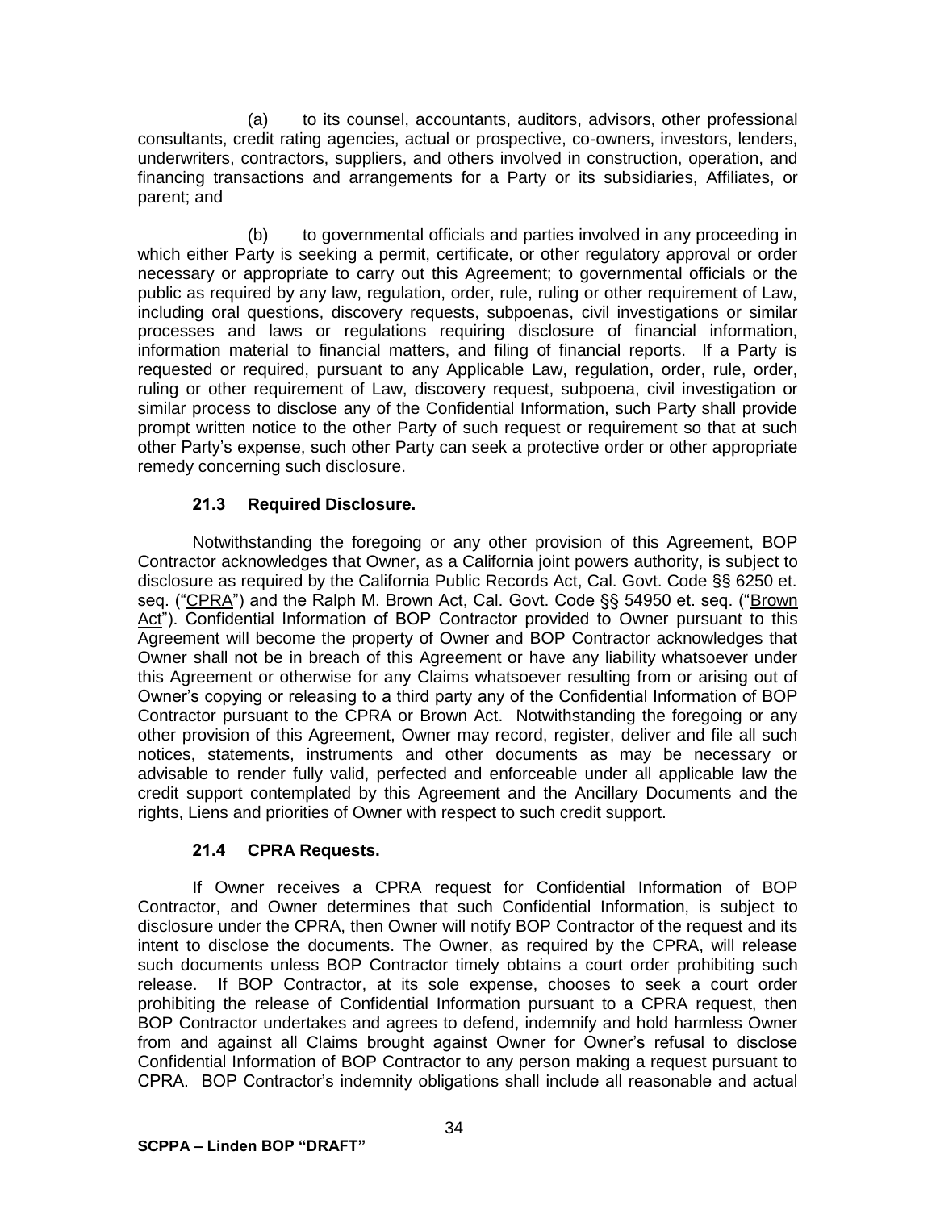(a) to its counsel, accountants, auditors, advisors, other professional consultants, credit rating agencies, actual or prospective, co-owners, investors, lenders, underwriters, contractors, suppliers, and others involved in construction, operation, and financing transactions and arrangements for a Party or its subsidiaries, Affiliates, or parent; and

(b) to governmental officials and parties involved in any proceeding in which either Party is seeking a permit, certificate, or other regulatory approval or order necessary or appropriate to carry out this Agreement; to governmental officials or the public as required by any law, regulation, order, rule, ruling or other requirement of Law, including oral questions, discovery requests, subpoenas, civil investigations or similar processes and laws or regulations requiring disclosure of financial information, information material to financial matters, and filing of financial reports. If a Party is requested or required, pursuant to any Applicable Law, regulation, order, rule, order, ruling or other requirement of Law, discovery request, subpoena, civil investigation or similar process to disclose any of the Confidential Information, such Party shall provide prompt written notice to the other Party of such request or requirement so that at such other Party's expense, such other Party can seek a protective order or other appropriate remedy concerning such disclosure.

### 21.3 Required Disclosure.

Notwithstanding the foregoing or any other provision of this Agreement, BOP Contractor acknowledges that Owner, as a California joint powers authority, is subject to disclosure as required by the California Public Records Act, Cal. Govt. Code §§ 6250 et. seq. ("CPRA") and the Ralph M. Brown Act, Cal. Govt. Code §§ 54950 et. seq. ("Brown Act"). Confidential Information of BOP Contractor provided to Owner pursuant to this Agreement will become the property of Owner and BOP Contractor acknowledges that Owner shall not be in breach of this Agreement or have any liability whatsoever under this Agreement or otherwise for any Claims whatsoever resulting from or arising out of Owner's copying or releasing to a third party any of the Confidential Information of BOP Contractor pursuant to the CPRA or Brown Act. Notwithstanding the foregoing or any other provision of this Agreement, Owner may record, register, deliver and file all such notices, statements, instruments and other documents as may be necessary or advisable to render fully valid, perfected and enforceable under all applicable law the credit support contemplated by this Agreement and the Ancillary Documents and the rights, Liens and priorities of Owner with respect to such credit support.

### 21.4 CPRA Requests.

If Owner receives a CPRA request for Confidential Information of BOP Contractor, and Owner determines that such Confidential Information, is subject to disclosure under the CPRA, then Owner will notify BOP Contractor of the request and its intent to disclose the documents. The Owner, as required by the CPRA, will release such documents unless BOP Contractor timely obtains a court order prohibiting such release. If BOP Contractor, at its sole expense, chooses to seek a court order prohibiting the release of Confidential Information pursuant to a CPRA request, then BOP Contractor undertakes and agrees to defend, indemnify and hold harmless Owner from and against all Claims brought against Owner for Owner's refusal to disclose Confidential Information of BOP Contractor to any person making a request pursuant to CPRA. BOP Contractor's indemnity obligations shall include all reasonable and actual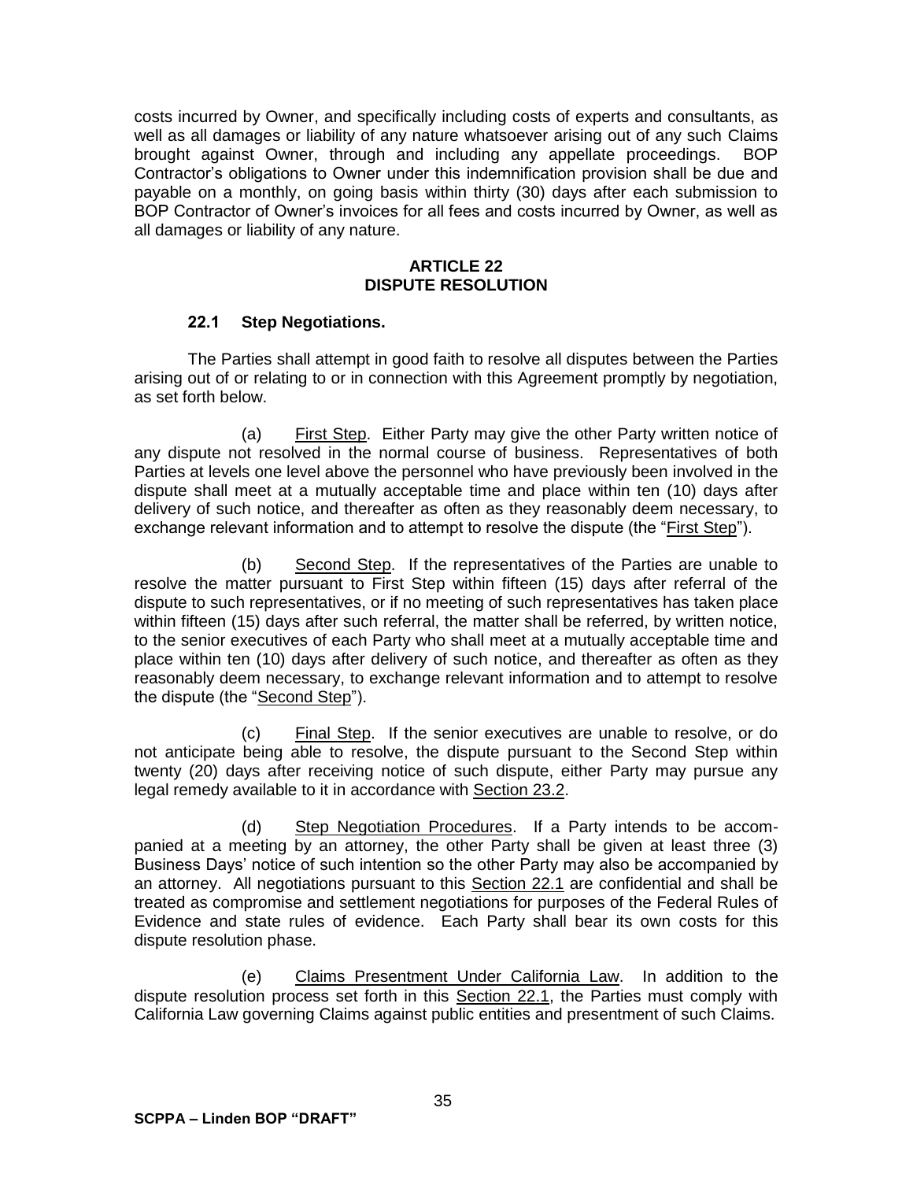costs incurred by Owner, and specifically including costs of experts and consultants, as well as all damages or liability of any nature whatsoever arising out of any such Claims brought against Owner, through and including any appellate proceedings. BOP Contractor's obligations to Owner under this indemnification provision shall be due and payable on a monthly, on going basis within thirty (30) days after each submission to BOP Contractor of Owner's invoices for all fees and costs incurred by Owner, as well as all damages or liability of any nature.

## ARTICLE 22
## DISPUTE RESOLUTION

### 22.1 Step Negotiations.

The Parties shall attempt in good faith to resolve all disputes between the Parties arising out of or relating to or in connection with this Agreement promptly by negotiation, as set forth below.

(a) First Step. Either Party may give the other Party written notice of any dispute not resolved in the normal course of business. Representatives of both Parties at levels one level above the personnel who have previously been involved in the dispute shall meet at a mutually acceptable time and place within ten (10) days after delivery of such notice, and thereafter as often as they reasonably deem necessary, to exchange relevant information and to attempt to resolve the dispute (the "First Step").

(b) Second Step. If the representatives of the Parties are unable to resolve the matter pursuant to First Step within fifteen (15) days after referral of the dispute to such representatives, or if no meeting of such representatives has taken place within fifteen (15) days after such referral, the matter shall be referred, by written notice, to the senior executives of each Party who shall meet at a mutually acceptable time and place within ten (10) days after delivery of such notice, and thereafter as often as they reasonably deem necessary, to exchange relevant information and to attempt to resolve the dispute (the "Second Step").

(c) Final Step. If the senior executives are unable to resolve, or do not anticipate being able to resolve, the dispute pursuant to the Second Step within twenty (20) days after receiving notice of such dispute, either Party may pursue any legal remedy available to it in accordance with Section 23.2.

(d) Step Negotiation Procedures. If a Party intends to be accompanied at a meeting by an attorney, the other Party shall be given at least three (3) Business Days' notice of such intention so the other Party may also be accompanied by an attorney. All negotiations pursuant to this Section 22.1 are confidential and shall be treated as compromise and settlement negotiations for purposes of the Federal Rules of Evidence and state rules of evidence. Each Party shall bear its own costs for this dispute resolution phase.

(e) Claims Presentment Under California Law. In addition to the dispute resolution process set forth in this Section 22.1, the Parties must comply with California Law governing Claims against public entities and presentment of such Claims.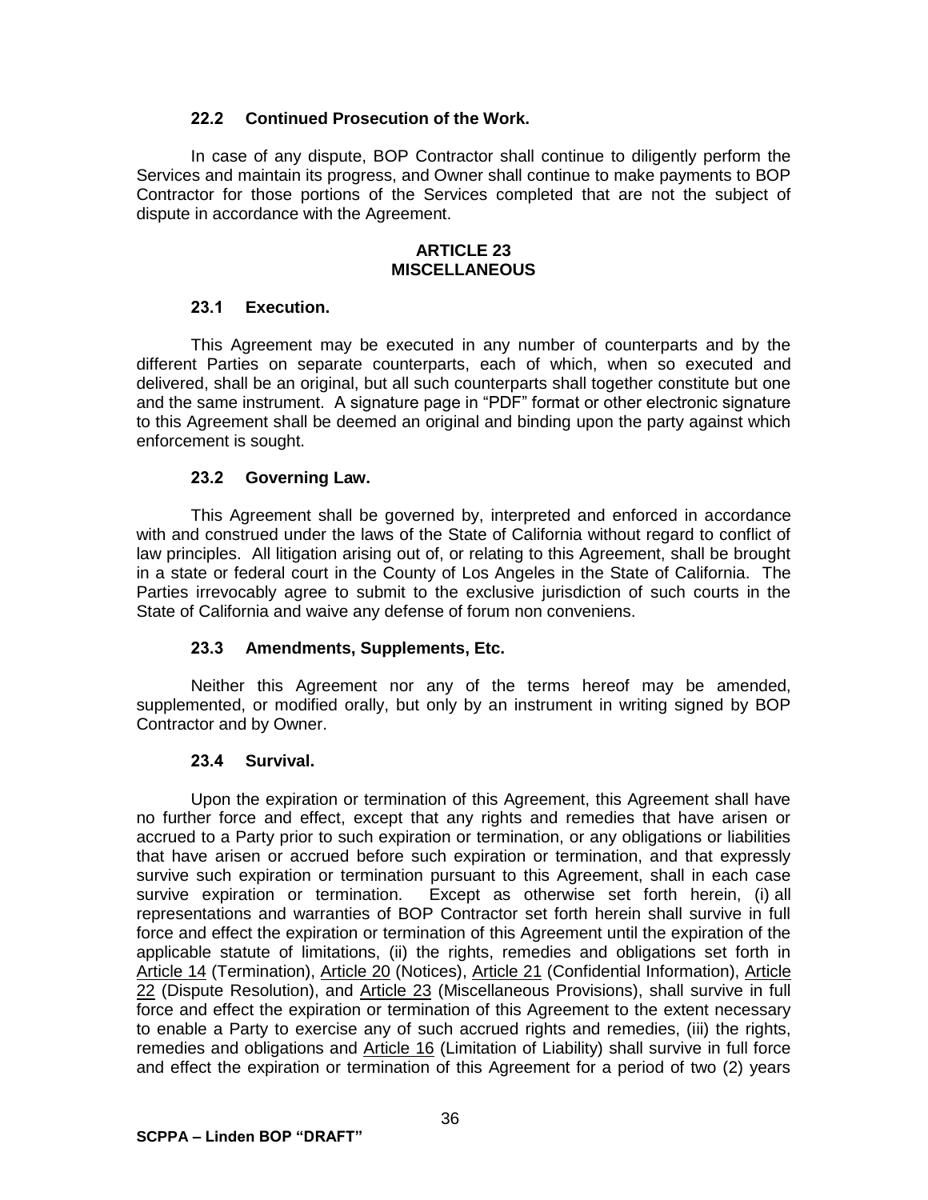### 22.2 Continued Prosecution of the Work.

In case of any dispute, BOP Contractor shall continue to diligently perform the Services and maintain its progress, and Owner shall continue to make payments to BOP Contractor for those portions of the Services completed that are not the subject of dispute in accordance with the Agreement.

## ARTICLE 23
## MISCELLANEOUS

### 23.1 Execution.

This Agreement may be executed in any number of counterparts and by the different Parties on separate counterparts, each of which, when so executed and delivered, shall be an original, but all such counterparts shall together constitute but one and the same instrument. A signature page in "PDF" format or other electronic signature to this Agreement shall be deemed an original and binding upon the party against which enforcement is sought.

### 23.2 Governing Law.

This Agreement shall be governed by, interpreted and enforced in accordance with and construed under the laws of the State of California without regard to conflict of law principles. All litigation arising out of, or relating to this Agreement, shall be brought in a state or federal court in the County of Los Angeles in the State of California. The Parties irrevocably agree to submit to the exclusive jurisdiction of such courts in the State of California and waive any defense of forum non conveniens.

### 23.3 Amendments, Supplements, Etc.

Neither this Agreement nor any of the terms hereof may be amended, supplemented, or modified orally, but only by an instrument in writing signed by BOP Contractor and by Owner.

### 23.4 Survival.

Upon the expiration or termination of this Agreement, this Agreement shall have no further force and effect, except that any rights and remedies that have arisen or accrued to a Party prior to such expiration or termination, or any obligations or liabilities that have arisen or accrued before such expiration or termination, and that expressly survive such expiration or termination pursuant to this Agreement, shall in each case survive expiration or termination. Except as otherwise set forth herein, (i) all representations and warranties of BOP Contractor set forth herein shall survive in full force and effect the expiration or termination of this Agreement until the expiration of the applicable statute of limitations, (ii) the rights, remedies and obligations set forth in Article 14 (Termination), Article 20 (Notices), Article 21 (Confidential Information), Article 22 (Dispute Resolution), and Article 23 (Miscellaneous Provisions), shall survive in full force and effect the expiration or termination of this Agreement to the extent necessary to enable a Party to exercise any of such accrued rights and remedies, (iii) the rights, remedies and obligations and Article 16 (Limitation of Liability) shall survive in full force and effect the expiration or termination of this Agreement for a period of two (2) years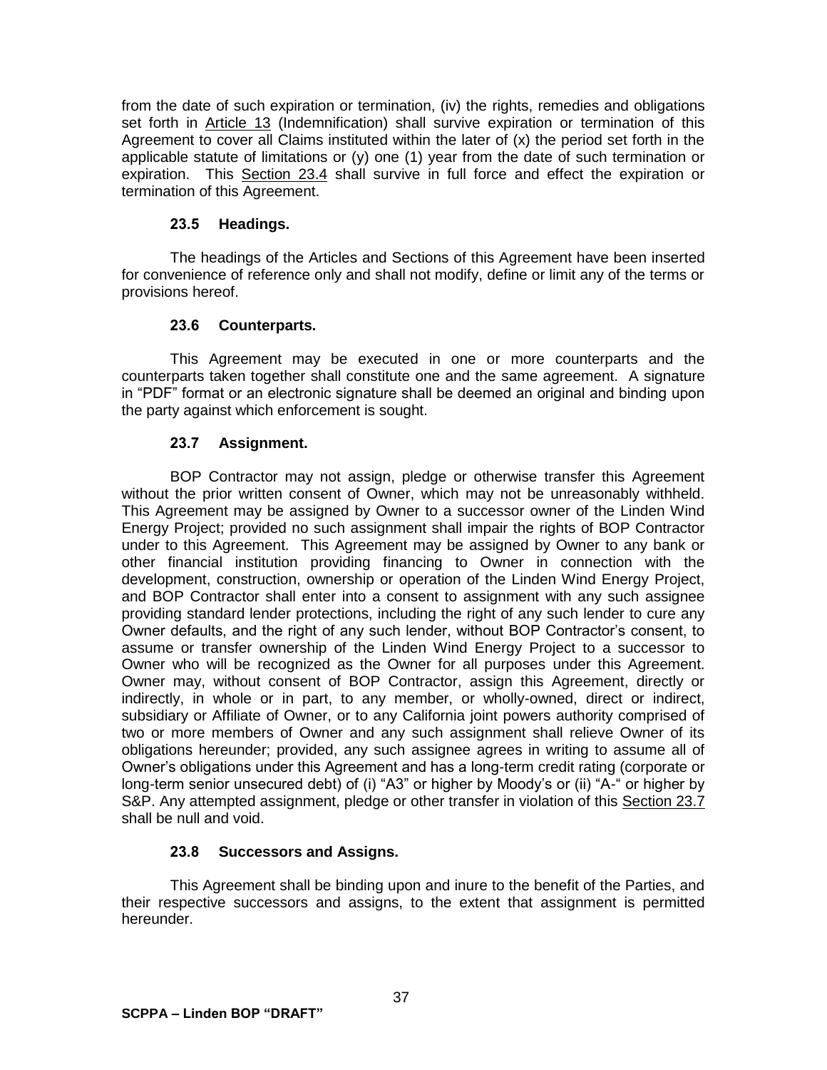from the date of such expiration or termination, (iv) the rights, remedies and obligations set forth in Article 13 (Indemnification) shall survive expiration or termination of this Agreement to cover all Claims instituted within the later of (x) the period set forth in the applicable statute of limitations or (y) one (1) year from the date of such termination or expiration. This Section 23.4 shall survive in full force and effect the expiration or termination of this Agreement.

### 23.5 Headings.

The headings of the Articles and Sections of this Agreement have been inserted for convenience of reference only and shall not modify, define or limit any of the terms or provisions hereof.

### 23.6 Counterparts.

This Agreement may be executed in one or more counterparts and the counterparts taken together shall constitute one and the same agreement. A signature in "PDF" format or an electronic signature shall be deemed an original and binding upon the party against which enforcement is sought.

### 23.7 Assignment.

BOP Contractor may not assign, pledge or otherwise transfer this Agreement without the prior written consent of Owner, which may not be unreasonably withheld. This Agreement may be assigned by Owner to a successor owner of the Linden Wind Energy Project; provided no such assignment shall impair the rights of BOP Contractor under to this Agreement. This Agreement may be assigned by Owner to any bank or other financial institution providing financing to Owner in connection with the development, construction, ownership or operation of the Linden Wind Energy Project, and BOP Contractor shall enter into a consent to assignment with any such assignee providing standard lender protections, including the right of any such lender to cure any Owner defaults, and the right of any such lender, without BOP Contractor's consent, to assume or transfer ownership of the Linden Wind Energy Project to a successor to Owner who will be recognized as the Owner for all purposes under this Agreement. Owner may, without consent of BOP Contractor, assign this Agreement, directly or indirectly, in whole or in part, to any member, or wholly-owned, direct or indirect, subsidiary or Affiliate of Owner, or to any California joint powers authority comprised of two or more members of Owner and any such assignment shall relieve Owner of its obligations hereunder; provided, any such assignee agrees in writing to assume all of Owner's obligations under this Agreement and has a long-term credit rating (corporate or long-term senior unsecured debt) of (i) "A3" or higher by Moody's or (ii) "A-" or higher by S&P. Any attempted assignment, pledge or other transfer in violation of this Section 23.7 shall be null and void.

### 23.8 Successors and Assigns.

This Agreement shall be binding upon and inure to the benefit of the Parties, and their respective successors and assigns, to the extent that assignment is permitted hereunder.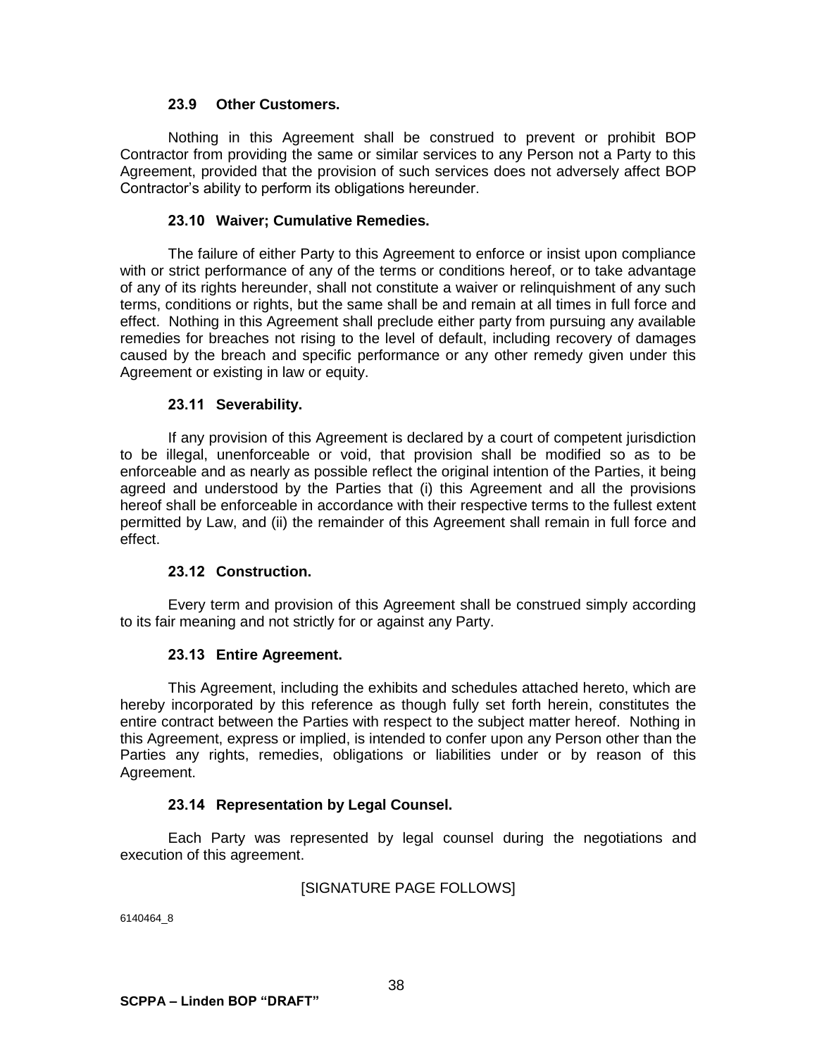### 23.9 Other Customers.

Nothing in this Agreement shall be construed to prevent or prohibit BOP Contractor from providing the same or similar services to any Person not a Party to this Agreement, provided that the provision of such services does not adversely affect BOP Contractor's ability to perform its obligations hereunder.

### 23.10 Waiver; Cumulative Remedies.

The failure of either Party to this Agreement to enforce or insist upon compliance with or strict performance of any of the terms or conditions hereof, or to take advantage of any of its rights hereunder, shall not constitute a waiver or relinquishment of any such terms, conditions or rights, but the same shall be and remain at all times in full force and effect. Nothing in this Agreement shall preclude either party from pursuing any available remedies for breaches not rising to the level of default, including recovery of damages caused by the breach and specific performance or any other remedy given under this Agreement or existing in law or equity.

### 23.11 Severability.

If any provision of this Agreement is declared by a court of competent jurisdiction to be illegal, unenforceable or void, that provision shall be modified so as to be enforceable and as nearly as possible reflect the original intention of the Parties, it being agreed and understood by the Parties that (i) this Agreement and all the provisions hereof shall be enforceable in accordance with their respective terms to the fullest extent permitted by Law, and (ii) the remainder of this Agreement shall remain in full force and effect.

### 23.12 Construction.

Every term and provision of this Agreement shall be construed simply according to its fair meaning and not strictly for or against any Party.

### 23.13 Entire Agreement.

This Agreement, including the exhibits and schedules attached hereto, which are hereby incorporated by this reference as though fully set forth herein, constitutes the entire contract between the Parties with respect to the subject matter hereof. Nothing in this Agreement, express or implied, is intended to confer upon any Person other than the Parties any rights, remedies, obligations or liabilities under or by reason of this Agreement.

### 23.14 Representation by Legal Counsel.

Each Party was represented by legal counsel during the negotiations and execution of this agreement.

[SIGNATURE PAGE FOLLOWS]

6140464_8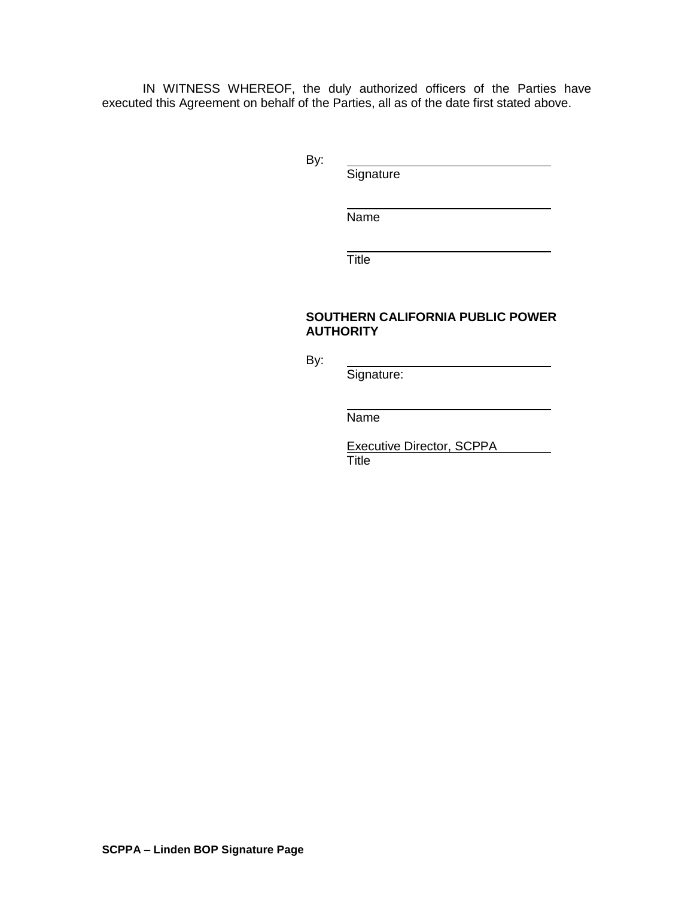IN WITNESS WHEREOF, the duly authorized officers of the Parties have executed this Agreement on behalf of the Parties, all as of the date first stated above.

By: ________________________________
Signature

________________________________
Name

________________________________
Title

**SOUTHERN CALIFORNIA PUBLIC POWER AUTHORITY**

By: ________________________________
Signature:

________________________________
Name

Executive Director, SCPPA
Title

**SCPPA – Linden BOP Signature Page**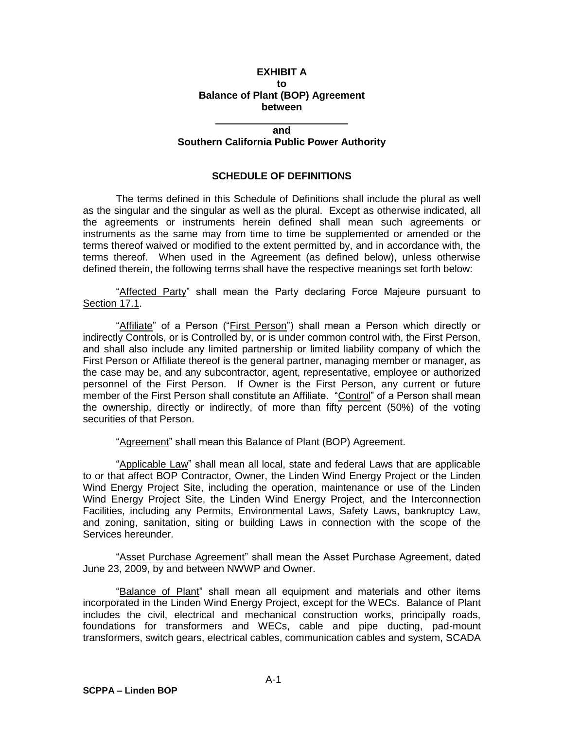**EXHIBIT A**
**to**
**Balance of Plant (BOP) Agreement**
**between**

**\_\_\_\_\_\_\_\_\_\_\_\_\_\_\_\_\_\_\_\_\_\_\_\_**
**and**
**Southern California Public Power Authority**

**SCHEDULE OF DEFINITIONS**

The terms defined in this Schedule of Definitions shall include the plural as well as the singular and the singular as well as the plural. Except as otherwise indicated, all the agreements or instruments herein defined shall mean such agreements or instruments as the same may from time to time be supplemented or amended or the terms thereof waived or modified to the extent permitted by, and in accordance with, the terms thereof. When used in the Agreement (as defined below), unless otherwise defined therein, the following terms shall have the respective meanings set forth below:

"Affected Party" shall mean the Party declaring Force Majeure pursuant to Section 17.1.

"Affiliate" of a Person ("First Person") shall mean a Person which directly or indirectly Controls, or is Controlled by, or is under common control with, the First Person, and shall also include any limited partnership or limited liability company of which the First Person or Affiliate thereof is the general partner, managing member or manager, as the case may be, and any subcontractor, agent, representative, employee or authorized personnel of the First Person. If Owner is the First Person, any current or future member of the First Person shall constitute an Affiliate. "Control" of a Person shall mean the ownership, directly or indirectly, of more than fifty percent (50%) of the voting securities of that Person.

"Agreement" shall mean this Balance of Plant (BOP) Agreement.

"Applicable Law" shall mean all local, state and federal Laws that are applicable to or that affect BOP Contractor, Owner, the Linden Wind Energy Project or the Linden Wind Energy Project Site, including the operation, maintenance or use of the Linden Wind Energy Project Site, the Linden Wind Energy Project, and the Interconnection Facilities, including any Permits, Environmental Laws, Safety Laws, bankruptcy Law, and zoning, sanitation, siting or building Laws in connection with the scope of the Services hereunder.

"Asset Purchase Agreement" shall mean the Asset Purchase Agreement, dated June 23, 2009, by and between NWWP and Owner.

"Balance of Plant" shall mean all equipment and materials and other items incorporated in the Linden Wind Energy Project, except for the WECs. Balance of Plant includes the civil, electrical and mechanical construction works, principally roads, foundations for transformers and WECs, cable and pipe ducting, pad-mount transformers, switch gears, electrical cables, communication cables and system, SCADA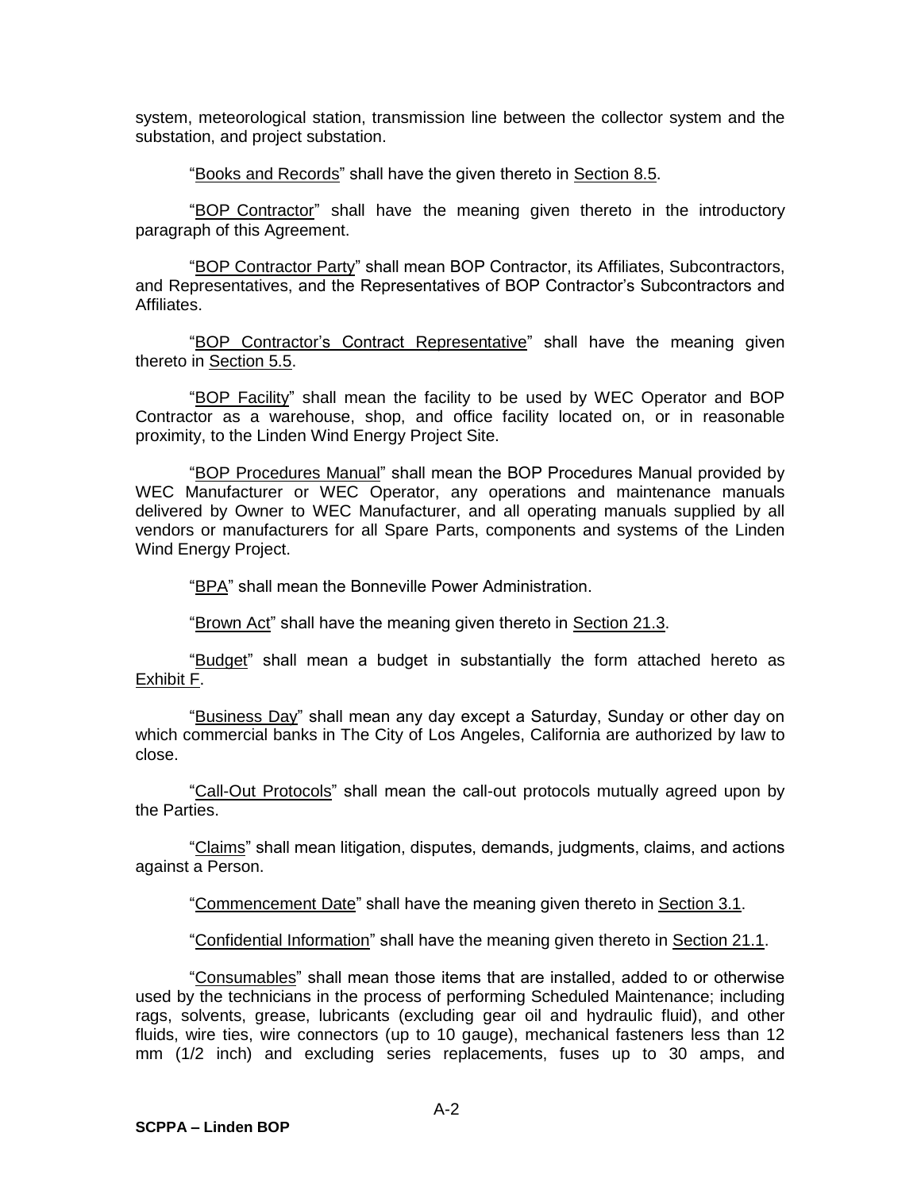system, meteorological station, transmission line between the collector system and the substation, and project substation.

"Books and Records" shall have the given thereto in Section 8.5.

"BOP Contractor" shall have the meaning given thereto in the introductory paragraph of this Agreement.

"BOP Contractor Party" shall mean BOP Contractor, its Affiliates, Subcontractors, and Representatives, and the Representatives of BOP Contractor's Subcontractors and Affiliates.

"BOP Contractor's Contract Representative" shall have the meaning given thereto in Section 5.5.

"BOP Facility" shall mean the facility to be used by WEC Operator and BOP Contractor as a warehouse, shop, and office facility located on, or in reasonable proximity, to the Linden Wind Energy Project Site.

"BOP Procedures Manual" shall mean the BOP Procedures Manual provided by WEC Manufacturer or WEC Operator, any operations and maintenance manuals delivered by Owner to WEC Manufacturer, and all operating manuals supplied by all vendors or manufacturers for all Spare Parts, components and systems of the Linden Wind Energy Project.

"BPA" shall mean the Bonneville Power Administration.

"Brown Act" shall have the meaning given thereto in Section 21.3.

"Budget" shall mean a budget in substantially the form attached hereto as Exhibit F.

"Business Day" shall mean any day except a Saturday, Sunday or other day on which commercial banks in The City of Los Angeles, California are authorized by law to close.

"Call-Out Protocols" shall mean the call-out protocols mutually agreed upon by the Parties.

"Claims" shall mean litigation, disputes, demands, judgments, claims, and actions against a Person.

"Commencement Date" shall have the meaning given thereto in Section 3.1.

"Confidential Information" shall have the meaning given thereto in Section 21.1.

"Consumables" shall mean those items that are installed, added to or otherwise used by the technicians in the process of performing Scheduled Maintenance; including rags, solvents, grease, lubricants (excluding gear oil and hydraulic fluid), and other fluids, wire ties, wire connectors (up to 10 gauge), mechanical fasteners less than 12 mm (1/2 inch) and excluding series replacements, fuses up to 30 amps, and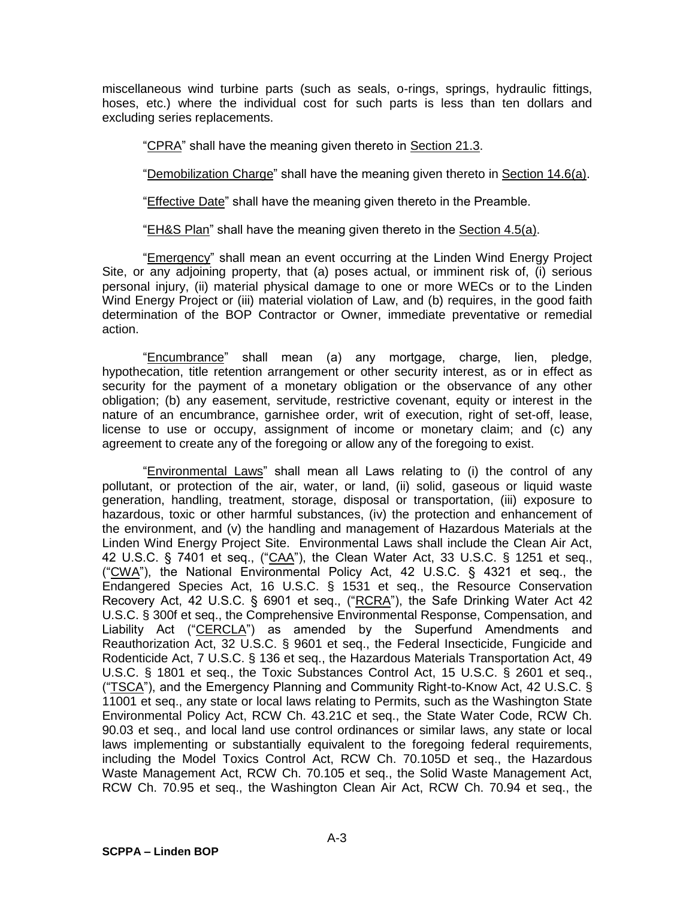miscellaneous wind turbine parts (such as seals, o-rings, springs, hydraulic fittings, hoses, etc.) where the individual cost for such parts is less than ten dollars and excluding series replacements.

"CPRA" shall have the meaning given thereto in Section 21.3.

"Demobilization Charge" shall have the meaning given thereto in Section 14.6(a).

"Effective Date" shall have the meaning given thereto in the Preamble.

"EH&S Plan" shall have the meaning given thereto in the Section 4.5(a).

"Emergency" shall mean an event occurring at the Linden Wind Energy Project Site, or any adjoining property, that (a) poses actual, or imminent risk of, (i) serious personal injury, (ii) material physical damage to one or more WECs or to the Linden Wind Energy Project or (iii) material violation of Law, and (b) requires, in the good faith determination of the BOP Contractor or Owner, immediate preventative or remedial action.

"Encumbrance" shall mean (a) any mortgage, charge, lien, pledge, hypothecation, title retention arrangement or other security interest, as or in effect as security for the payment of a monetary obligation or the observance of any other obligation; (b) any easement, servitude, restrictive covenant, equity or interest in the nature of an encumbrance, garnishee order, writ of execution, right of set-off, lease, license to use or occupy, assignment of income or monetary claim; and (c) any agreement to create any of the foregoing or allow any of the foregoing to exist.

"Environmental Laws" shall mean all Laws relating to (i) the control of any pollutant, or protection of the air, water, or land, (ii) solid, gaseous or liquid waste generation, handling, treatment, storage, disposal or transportation, (iii) exposure to hazardous, toxic or other harmful substances, (iv) the protection and enhancement of the environment, and (v) the handling and management of Hazardous Materials at the Linden Wind Energy Project Site. Environmental Laws shall include the Clean Air Act, 42 U.S.C. § 7401 et seq., ("CAA"), the Clean Water Act, 33 U.S.C. § 1251 et seq., ("CWA"), the National Environmental Policy Act, 42 U.S.C. § 4321 et seq., the Endangered Species Act, 16 U.S.C. § 1531 et seq., the Resource Conservation Recovery Act, 42 U.S.C. § 6901 et seq., ("RCRA"), the Safe Drinking Water Act 42 U.S.C. § 300f et seq., the Comprehensive Environmental Response, Compensation, and Liability Act ("CERCLA") as amended by the Superfund Amendments and Reauthorization Act, 32 U.S.C. § 9601 et seq., the Federal Insecticide, Fungicide and Rodenticide Act, 7 U.S.C. § 136 et seq., the Hazardous Materials Transportation Act, 49 U.S.C. § 1801 et seq., the Toxic Substances Control Act, 15 U.S.C. § 2601 et seq., ("TSCA"), and the Emergency Planning and Community Right-to-Know Act, 42 U.S.C. § 11001 et seq., any state or local laws relating to Permits, such as the Washington State Environmental Policy Act, RCW Ch. 43.21C et seq., the State Water Code, RCW Ch. 90.03 et seq., and local land use control ordinances or similar laws, any state or local laws implementing or substantially equivalent to the foregoing federal requirements, including the Model Toxics Control Act, RCW Ch. 70.105D et seq., the Hazardous Waste Management Act, RCW Ch. 70.105 et seq., the Solid Waste Management Act, RCW Ch. 70.95 et seq., the Washington Clean Air Act, RCW Ch. 70.94 et seq., the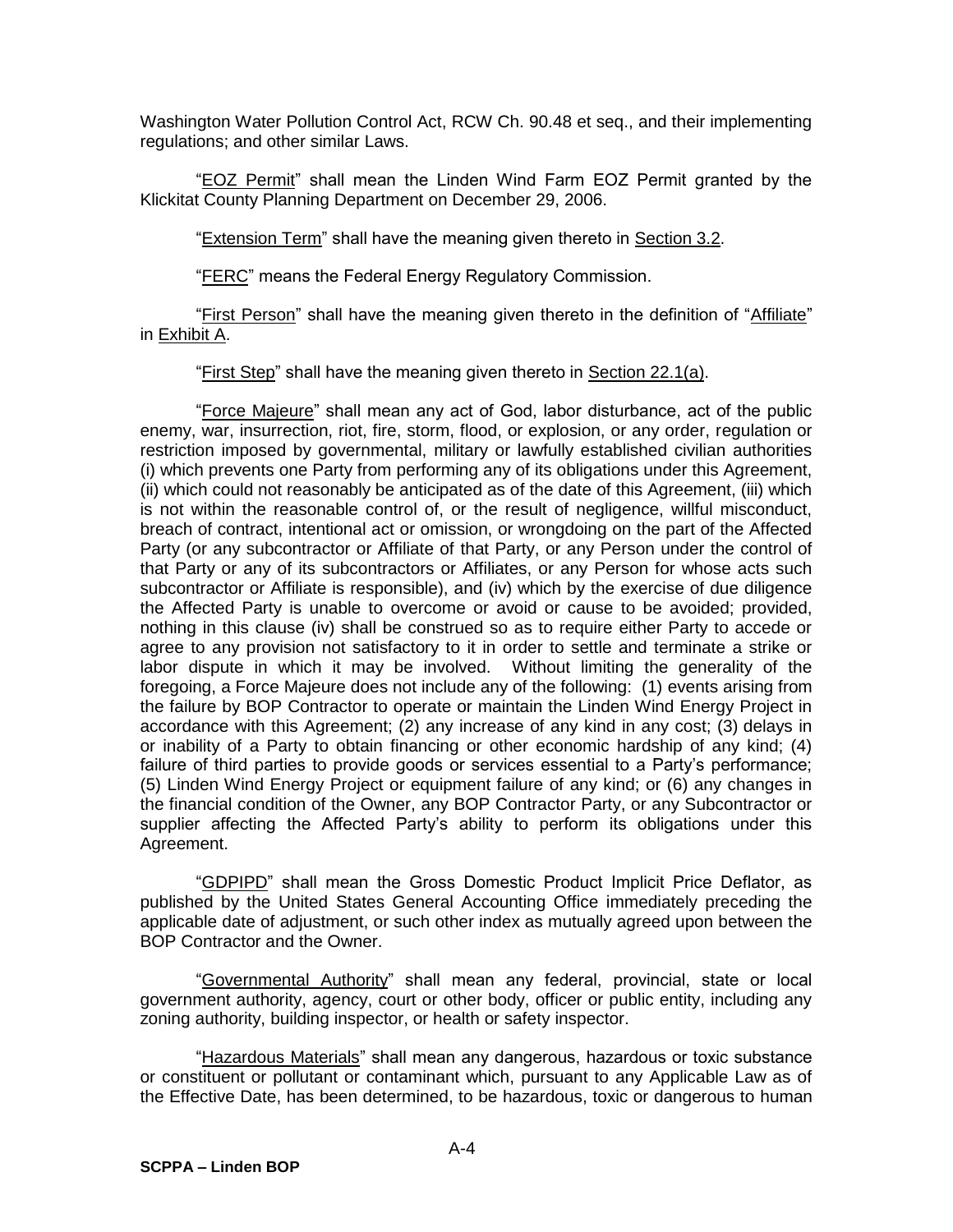Washington Water Pollution Control Act, RCW Ch. 90.48 et seq., and their implementing regulations; and other similar Laws.

"EOZ Permit" shall mean the Linden Wind Farm EOZ Permit granted by the Klickitat County Planning Department on December 29, 2006.

"Extension Term" shall have the meaning given thereto in Section 3.2.

"FERC" means the Federal Energy Regulatory Commission.

"First Person" shall have the meaning given thereto in the definition of "Affiliate" in Exhibit A.

"First Step" shall have the meaning given thereto in Section 22.1(a).

"Force Majeure" shall mean any act of God, labor disturbance, act of the public enemy, war, insurrection, riot, fire, storm, flood, or explosion, or any order, regulation or restriction imposed by governmental, military or lawfully established civilian authorities (i) which prevents one Party from performing any of its obligations under this Agreement, (ii) which could not reasonably be anticipated as of the date of this Agreement, (iii) which is not within the reasonable control of, or the result of negligence, willful misconduct, breach of contract, intentional act or omission, or wrongdoing on the part of the Affected Party (or any subcontractor or Affiliate of that Party, or any Person under the control of that Party or any of its subcontractors or Affiliates, or any Person for whose acts such subcontractor or Affiliate is responsible), and (iv) which by the exercise of due diligence the Affected Party is unable to overcome or avoid or cause to be avoided; provided, nothing in this clause (iv) shall be construed so as to require either Party to accede or agree to any provision not satisfactory to it in order to settle and terminate a strike or labor dispute in which it may be involved. Without limiting the generality of the foregoing, a Force Majeure does not include any of the following: (1) events arising from the failure by BOP Contractor to operate or maintain the Linden Wind Energy Project in accordance with this Agreement; (2) any increase of any kind in any cost; (3) delays in or inability of a Party to obtain financing or other economic hardship of any kind; (4) failure of third parties to provide goods or services essential to a Party's performance; (5) Linden Wind Energy Project or equipment failure of any kind; or (6) any changes in the financial condition of the Owner, any BOP Contractor Party, or any Subcontractor or supplier affecting the Affected Party's ability to perform its obligations under this Agreement.

"GDPIPD" shall mean the Gross Domestic Product Implicit Price Deflator, as published by the United States General Accounting Office immediately preceding the applicable date of adjustment, or such other index as mutually agreed upon between the BOP Contractor and the Owner.

"Governmental Authority" shall mean any federal, provincial, state or local government authority, agency, court or other body, officer or public entity, including any zoning authority, building inspector, or health or safety inspector.

"Hazardous Materials" shall mean any dangerous, hazardous or toxic substance or constituent or pollutant or contaminant which, pursuant to any Applicable Law as of the Effective Date, has been determined, to be hazardous, toxic or dangerous to human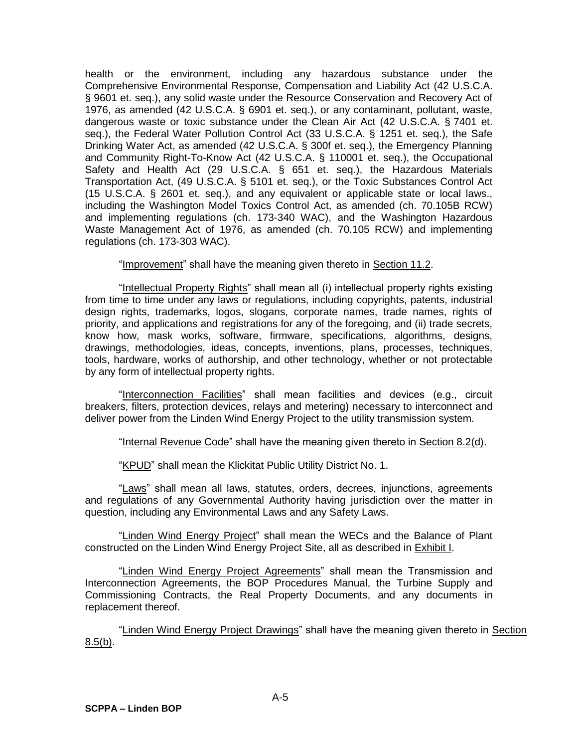health or the environment, including any hazardous substance under the Comprehensive Environmental Response, Compensation and Liability Act (42 U.S.C.A. § 9601 et. seq.), any solid waste under the Resource Conservation and Recovery Act of 1976, as amended (42 U.S.C.A. § 6901 et. seq.), or any contaminant, pollutant, waste, dangerous waste or toxic substance under the Clean Air Act (42 U.S.C.A. § 7401 et. seq.), the Federal Water Pollution Control Act (33 U.S.C.A. § 1251 et. seq.), the Safe Drinking Water Act, as amended (42 U.S.C.A. § 300f et. seq.), the Emergency Planning and Community Right-To-Know Act (42 U.S.C.A. § 110001 et. seq.), the Occupational Safety and Health Act (29 U.S.C.A. § 651 et. seq.), the Hazardous Materials Transportation Act, (49 U.S.C.A. § 5101 et. seq.), or the Toxic Substances Control Act (15 U.S.C.A. § 2601 et. seq.), and any equivalent or applicable state or local laws., including the Washington Model Toxics Control Act, as amended (ch. 70.105B RCW) and implementing regulations (ch. 173-340 WAC), and the Washington Hazardous Waste Management Act of 1976, as amended (ch. 70.105 RCW) and implementing regulations (ch. 173-303 WAC).

"Improvement" shall have the meaning given thereto in Section 11.2.

"Intellectual Property Rights" shall mean all (i) intellectual property rights existing from time to time under any laws or regulations, including copyrights, patents, industrial design rights, trademarks, logos, slogans, corporate names, trade names, rights of priority, and applications and registrations for any of the foregoing, and (ii) trade secrets, know how, mask works, software, firmware, specifications, algorithms, designs, drawings, methodologies, ideas, concepts, inventions, plans, processes, techniques, tools, hardware, works of authorship, and other technology, whether or not protectable by any form of intellectual property rights.

"Interconnection Facilities" shall mean facilities and devices (e.g., circuit breakers, filters, protection devices, relays and metering) necessary to interconnect and deliver power from the Linden Wind Energy Project to the utility transmission system.

"Internal Revenue Code" shall have the meaning given thereto in Section 8.2(d).

"KPUD" shall mean the Klickitat Public Utility District No. 1.

"Laws" shall mean all laws, statutes, orders, decrees, injunctions, agreements and regulations of any Governmental Authority having jurisdiction over the matter in question, including any Environmental Laws and any Safety Laws.

"Linden Wind Energy Project" shall mean the WECs and the Balance of Plant constructed on the Linden Wind Energy Project Site, all as described in Exhibit I.

"Linden Wind Energy Project Agreements" shall mean the Transmission and Interconnection Agreements, the BOP Procedures Manual, the Turbine Supply and Commissioning Contracts, the Real Property Documents, and any documents in replacement thereof.

"Linden Wind Energy Project Drawings" shall have the meaning given thereto in Section 8.5(b).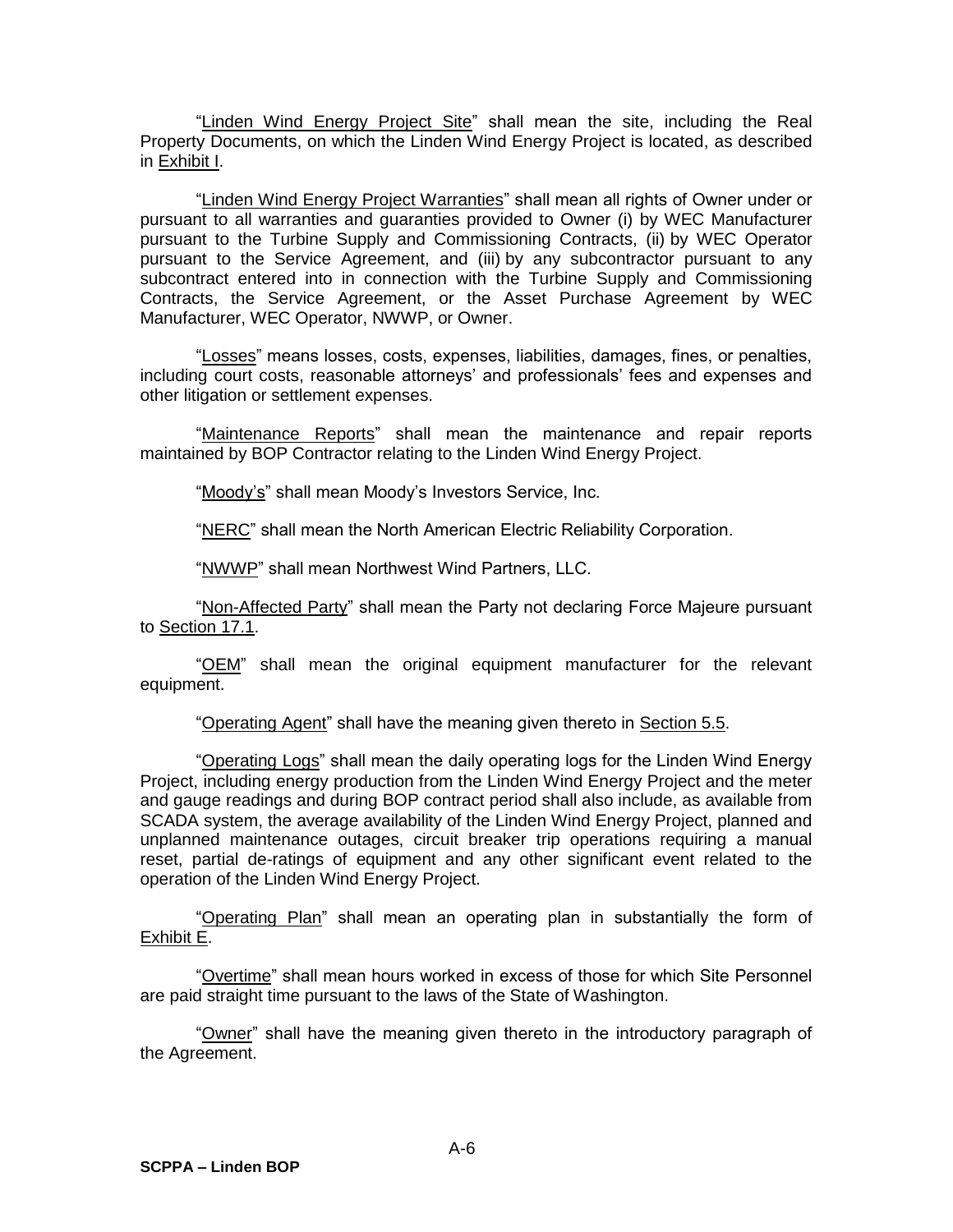"Linden Wind Energy Project Site" shall mean the site, including the Real Property Documents, on which the Linden Wind Energy Project is located, as described in Exhibit I.

"Linden Wind Energy Project Warranties" shall mean all rights of Owner under or pursuant to all warranties and guaranties provided to Owner (i) by WEC Manufacturer pursuant to the Turbine Supply and Commissioning Contracts, (ii) by WEC Operator pursuant to the Service Agreement, and (iii) by any subcontractor pursuant to any subcontract entered into in connection with the Turbine Supply and Commissioning Contracts, the Service Agreement, or the Asset Purchase Agreement by WEC Manufacturer, WEC Operator, NWWP, or Owner.

"Losses" means losses, costs, expenses, liabilities, damages, fines, or penalties, including court costs, reasonable attorneys' and professionals' fees and expenses and other litigation or settlement expenses.

"Maintenance Reports" shall mean the maintenance and repair reports maintained by BOP Contractor relating to the Linden Wind Energy Project.

"Moody's" shall mean Moody's Investors Service, Inc.

"NERC" shall mean the North American Electric Reliability Corporation.

"NWWP" shall mean Northwest Wind Partners, LLC.

"Non-Affected Party" shall mean the Party not declaring Force Majeure pursuant to Section 17.1.

"OEM" shall mean the original equipment manufacturer for the relevant equipment.

"Operating Agent" shall have the meaning given thereto in Section 5.5.

"Operating Logs" shall mean the daily operating logs for the Linden Wind Energy Project, including energy production from the Linden Wind Energy Project and the meter and gauge readings and during BOP contract period shall also include, as available from SCADA system, the average availability of the Linden Wind Energy Project, planned and unplanned maintenance outages, circuit breaker trip operations requiring a manual reset, partial de-ratings of equipment and any other significant event related to the operation of the Linden Wind Energy Project.

"Operating Plan" shall mean an operating plan in substantially the form of Exhibit E.

"Overtime" shall mean hours worked in excess of those for which Site Personnel are paid straight time pursuant to the laws of the State of Washington.

"Owner" shall have the meaning given thereto in the introductory paragraph of the Agreement.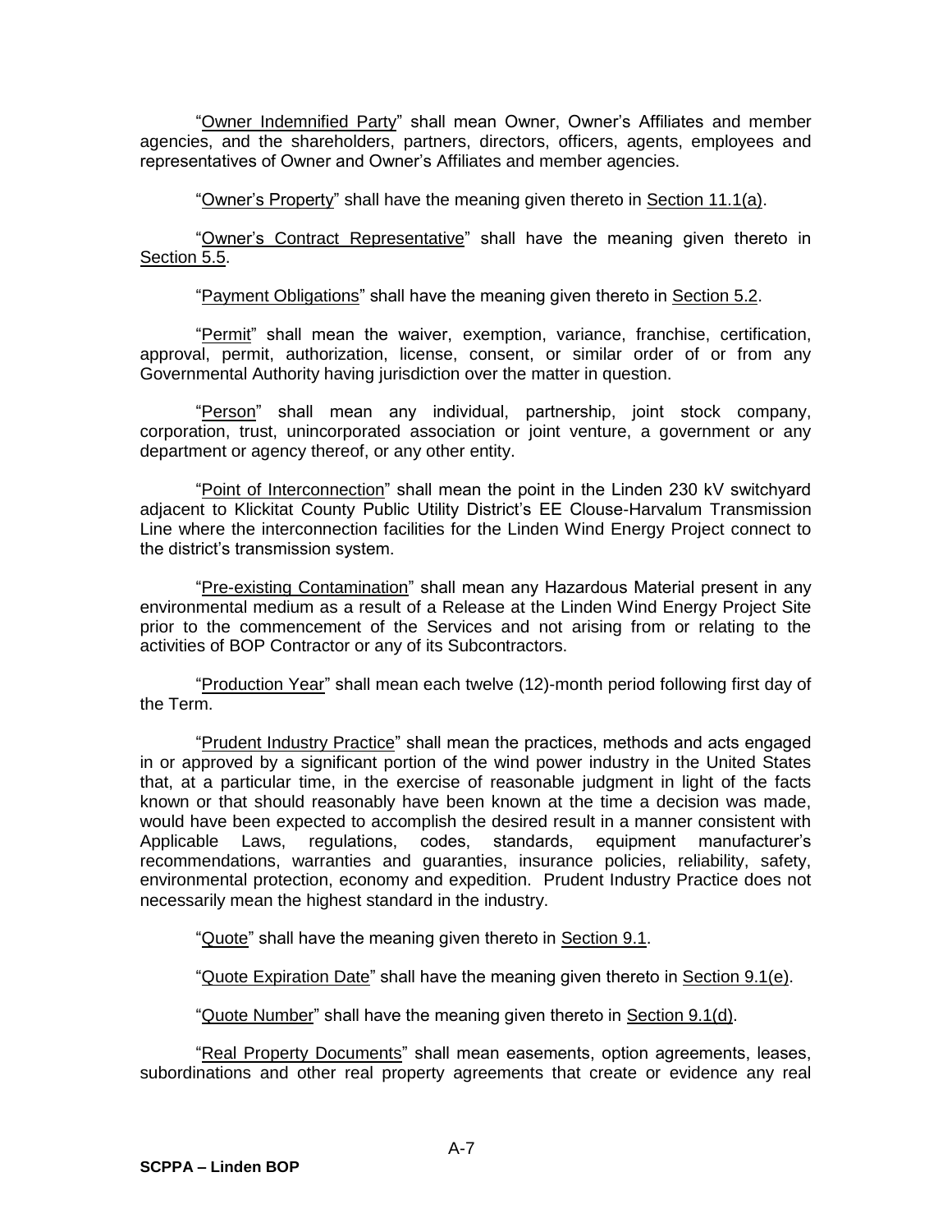"Owner Indemnified Party" shall mean Owner, Owner's Affiliates and member agencies, and the shareholders, partners, directors, officers, agents, employees and representatives of Owner and Owner's Affiliates and member agencies.

"Owner's Property" shall have the meaning given thereto in Section 11.1(a).

"Owner's Contract Representative" shall have the meaning given thereto in Section 5.5.

"Payment Obligations" shall have the meaning given thereto in Section 5.2.

"Permit" shall mean the waiver, exemption, variance, franchise, certification, approval, permit, authorization, license, consent, or similar order of or from any Governmental Authority having jurisdiction over the matter in question.

"Person" shall mean any individual, partnership, joint stock company, corporation, trust, unincorporated association or joint venture, a government or any department or agency thereof, or any other entity.

"Point of Interconnection" shall mean the point in the Linden 230 kV switchyard adjacent to Klickitat County Public Utility District's EE Clouse-Harvalum Transmission Line where the interconnection facilities for the Linden Wind Energy Project connect to the district's transmission system.

"Pre-existing Contamination" shall mean any Hazardous Material present in any environmental medium as a result of a Release at the Linden Wind Energy Project Site prior to the commencement of the Services and not arising from or relating to the activities of BOP Contractor or any of its Subcontractors.

"Production Year" shall mean each twelve (12)-month period following first day of the Term.

"Prudent Industry Practice" shall mean the practices, methods and acts engaged in or approved by a significant portion of the wind power industry in the United States that, at a particular time, in the exercise of reasonable judgment in light of the facts known or that should reasonably have been known at the time a decision was made, would have been expected to accomplish the desired result in a manner consistent with Applicable Laws, regulations, codes, standards, equipment manufacturer's recommendations, warranties and guaranties, insurance policies, reliability, safety, environmental protection, economy and expedition. Prudent Industry Practice does not necessarily mean the highest standard in the industry.

"Quote" shall have the meaning given thereto in Section 9.1.

"Quote Expiration Date" shall have the meaning given thereto in Section 9.1(e).

"Quote Number" shall have the meaning given thereto in Section 9.1(d).

"Real Property Documents" shall mean easements, option agreements, leases, subordinations and other real property agreements that create or evidence any real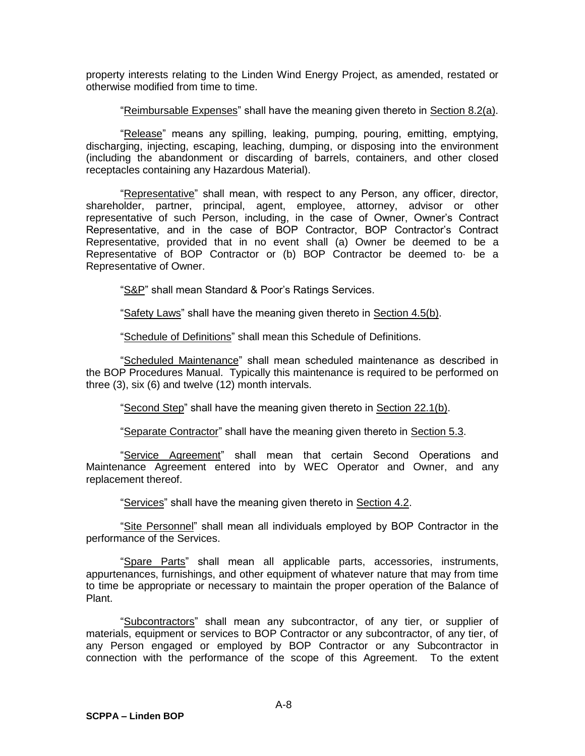property interests relating to the Linden Wind Energy Project, as amended, restated or otherwise modified from time to time.

"Reimbursable Expenses" shall have the meaning given thereto in Section 8.2(a).

"Release" means any spilling, leaking, pumping, pouring, emitting, emptying, discharging, injecting, escaping, leaching, dumping, or disposing into the environment (including the abandonment or discarding of barrels, containers, and other closed receptacles containing any Hazardous Material).

"Representative" shall mean, with respect to any Person, any officer, director, shareholder, partner, principal, agent, employee, attorney, advisor or other representative of such Person, including, in the case of Owner, Owner's Contract Representative, and in the case of BOP Contractor, BOP Contractor's Contract Representative, provided that in no event shall (a) Owner be deemed to be a Representative of BOP Contractor or (b) BOP Contractor be deemed to· be a Representative of Owner.

"S&P" shall mean Standard & Poor's Ratings Services.

"Safety Laws" shall have the meaning given thereto in Section 4.5(b).

"Schedule of Definitions" shall mean this Schedule of Definitions.

"Scheduled Maintenance" shall mean scheduled maintenance as described in the BOP Procedures Manual. Typically this maintenance is required to be performed on three (3), six (6) and twelve (12) month intervals.

"Second Step" shall have the meaning given thereto in Section 22.1(b).

"Separate Contractor" shall have the meaning given thereto in Section 5.3.

"Service Agreement" shall mean that certain Second Operations and Maintenance Agreement entered into by WEC Operator and Owner, and any replacement thereof.

"Services" shall have the meaning given thereto in Section 4.2.

"Site Personnel" shall mean all individuals employed by BOP Contractor in the performance of the Services.

"Spare Parts" shall mean all applicable parts, accessories, instruments, appurtenances, furnishings, and other equipment of whatever nature that may from time to time be appropriate or necessary to maintain the proper operation of the Balance of Plant.

"Subcontractors" shall mean any subcontractor, of any tier, or supplier of materials, equipment or services to BOP Contractor or any subcontractor, of any tier, of any Person engaged or employed by BOP Contractor or any Subcontractor in connection with the performance of the scope of this Agreement. To the extent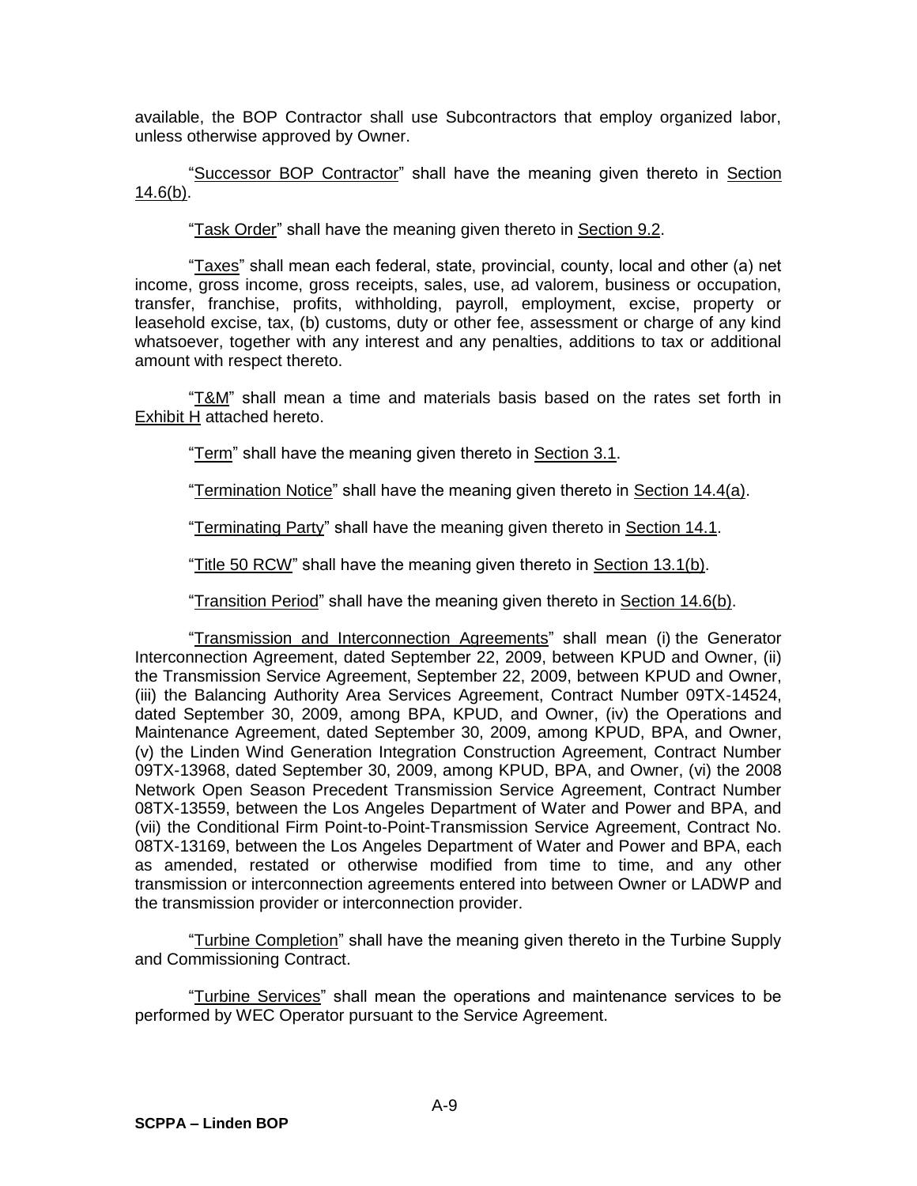available, the BOP Contractor shall use Subcontractors that employ organized labor, unless otherwise approved by Owner.

"Successor BOP Contractor" shall have the meaning given thereto in Section 14.6(b).

"Task Order" shall have the meaning given thereto in Section 9.2.

"Taxes" shall mean each federal, state, provincial, county, local and other (a) net income, gross income, gross receipts, sales, use, ad valorem, business or occupation, transfer, franchise, profits, withholding, payroll, employment, excise, property or leasehold excise, tax, (b) customs, duty or other fee, assessment or charge of any kind whatsoever, together with any interest and any penalties, additions to tax or additional amount with respect thereto.

"T&M" shall mean a time and materials basis based on the rates set forth in Exhibit H attached hereto.

"Term" shall have the meaning given thereto in Section 3.1.

"Termination Notice" shall have the meaning given thereto in Section 14.4(a).

"Terminating Party" shall have the meaning given thereto in Section 14.1.

"Title 50 RCW" shall have the meaning given thereto in Section 13.1(b).

"Transition Period" shall have the meaning given thereto in Section 14.6(b).

"Transmission and Interconnection Agreements" shall mean (i) the Generator Interconnection Agreement, dated September 22, 2009, between KPUD and Owner, (ii) the Transmission Service Agreement, September 22, 2009, between KPUD and Owner, (iii) the Balancing Authority Area Services Agreement, Contract Number 09TX-14524, dated September 30, 2009, among BPA, KPUD, and Owner, (iv) the Operations and Maintenance Agreement, dated September 30, 2009, among KPUD, BPA, and Owner, (v) the Linden Wind Generation Integration Construction Agreement, Contract Number 09TX-13968, dated September 30, 2009, among KPUD, BPA, and Owner, (vi) the 2008 Network Open Season Precedent Transmission Service Agreement, Contract Number 08TX-13559, between the Los Angeles Department of Water and Power and BPA, and (vii) the Conditional Firm Point-to-Point-Transmission Service Agreement, Contract No. 08TX-13169, between the Los Angeles Department of Water and Power and BPA, each as amended, restated or otherwise modified from time to time, and any other transmission or interconnection agreements entered into between Owner or LADWP and the transmission provider or interconnection provider.

"Turbine Completion" shall have the meaning given thereto in the Turbine Supply and Commissioning Contract.

"Turbine Services" shall mean the operations and maintenance services to be performed by WEC Operator pursuant to the Service Agreement.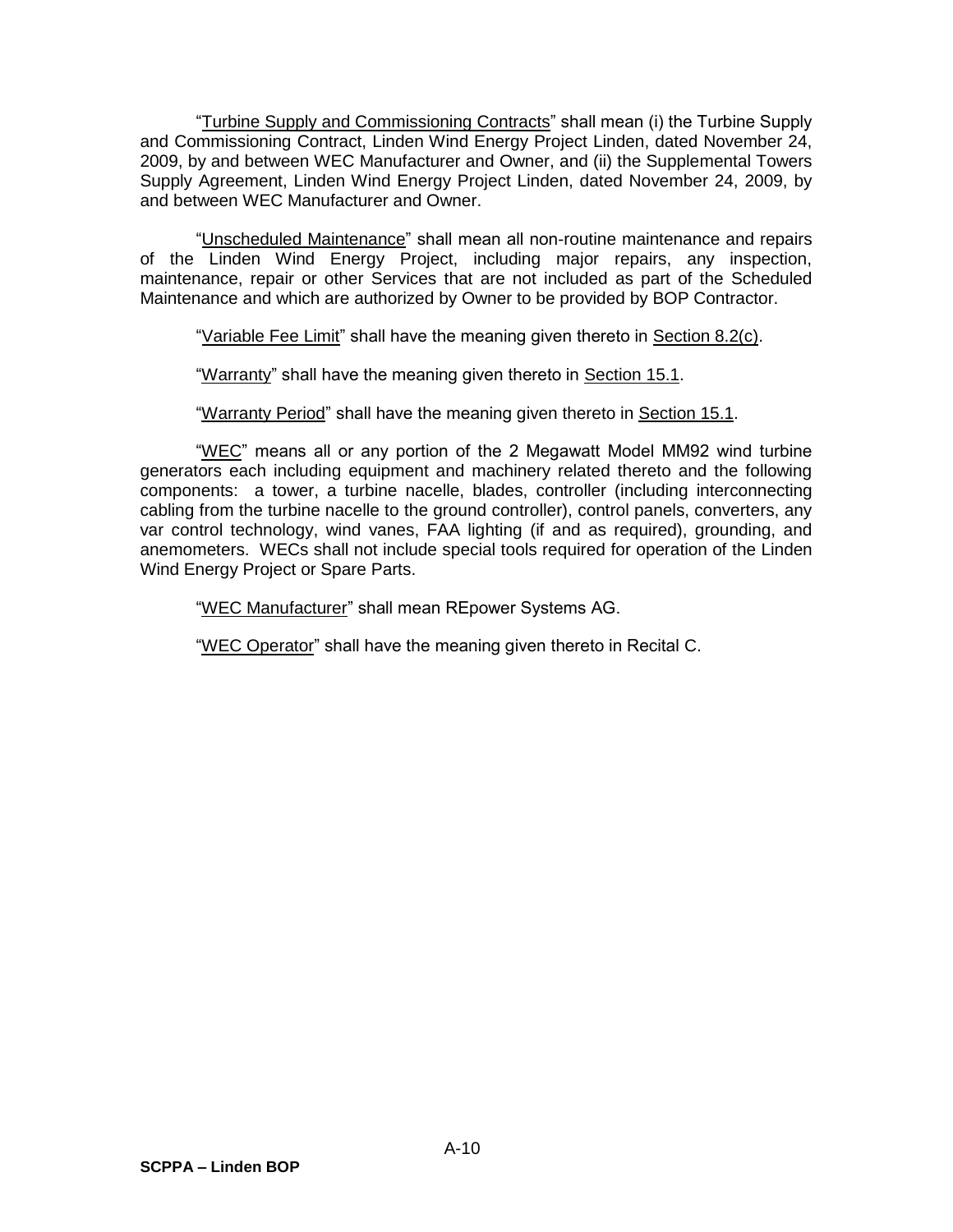"Turbine Supply and Commissioning Contracts" shall mean (i) the Turbine Supply and Commissioning Contract, Linden Wind Energy Project Linden, dated November 24, 2009, by and between WEC Manufacturer and Owner, and (ii) the Supplemental Towers Supply Agreement, Linden Wind Energy Project Linden, dated November 24, 2009, by and between WEC Manufacturer and Owner.

"Unscheduled Maintenance" shall mean all non-routine maintenance and repairs of the Linden Wind Energy Project, including major repairs, any inspection, maintenance, repair or other Services that are not included as part of the Scheduled Maintenance and which are authorized by Owner to be provided by BOP Contractor.

"Variable Fee Limit" shall have the meaning given thereto in Section 8.2(c).

"Warranty" shall have the meaning given thereto in Section 15.1.

"Warranty Period" shall have the meaning given thereto in Section 15.1.

"WEC" means all or any portion of the 2 Megawatt Model MM92 wind turbine generators each including equipment and machinery related thereto and the following components: a tower, a turbine nacelle, blades, controller (including interconnecting cabling from the turbine nacelle to the ground controller), control panels, converters, any var control technology, wind vanes, FAA lighting (if and as required), grounding, and anemometers. WECs shall not include special tools required for operation of the Linden Wind Energy Project or Spare Parts.

"WEC Manufacturer" shall mean REpower Systems AG.

"WEC Operator" shall have the meaning given thereto in Recital C.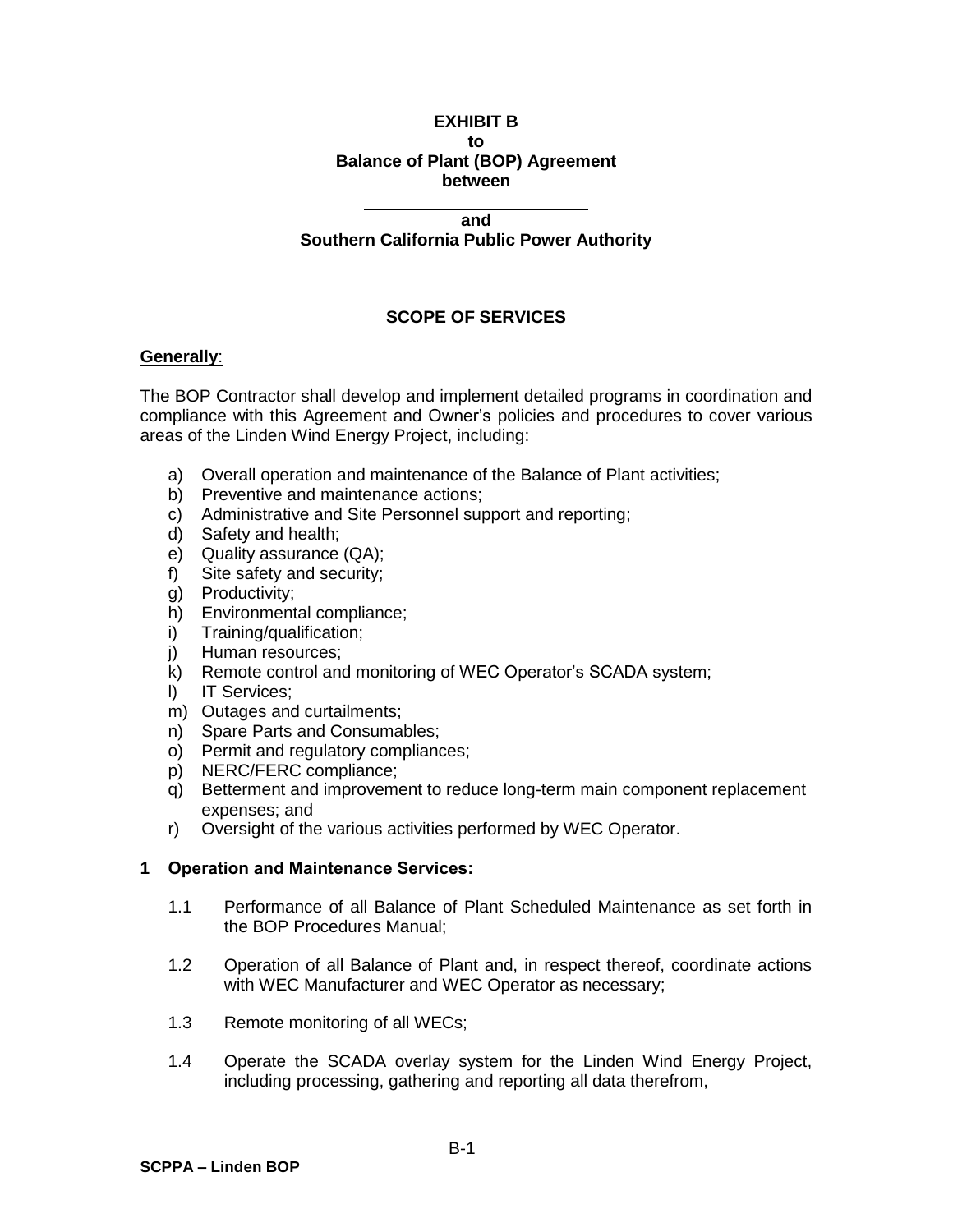**EXHIBIT B**
**to**
**Balance of Plant (BOP) Agreement**
**between**

**\_\_\_\_\_\_\_\_\_\_\_\_\_\_\_\_\_\_\_\_\_\_\_\_**
**and**
**Southern California Public Power Authority**

**SCOPE OF SERVICES**

**Generally**:

The BOP Contractor shall develop and implement detailed programs in coordination and compliance with this Agreement and Owner's policies and procedures to cover various areas of the Linden Wind Energy Project, including:

a) Overall operation and maintenance of the Balance of Plant activities;
b) Preventive and maintenance actions;
c) Administrative and Site Personnel support and reporting;
d) Safety and health;
e) Quality assurance (QA);
f) Site safety and security;
g) Productivity;
h) Environmental compliance;
i) Training/qualification;
j) Human resources;
k) Remote control and monitoring of WEC Operator's SCADA system;
l) IT Services;
m) Outages and curtailments;
n) Spare Parts and Consumables;
o) Permit and regulatory compliances;
p) NERC/FERC compliance;
q) Betterment and improvement to reduce long-term main component replacement expenses; and
r) Oversight of the various activities performed by WEC Operator.

**1 Operation and Maintenance Services:**

1.1 Performance of all Balance of Plant Scheduled Maintenance as set forth in the BOP Procedures Manual;

1.2 Operation of all Balance of Plant and, in respect thereof, coordinate actions with WEC Manufacturer and WEC Operator as necessary;

1.3 Remote monitoring of all WECs;

1.4 Operate the SCADA overlay system for the Linden Wind Energy Project, including processing, gathering and reporting all data therefrom,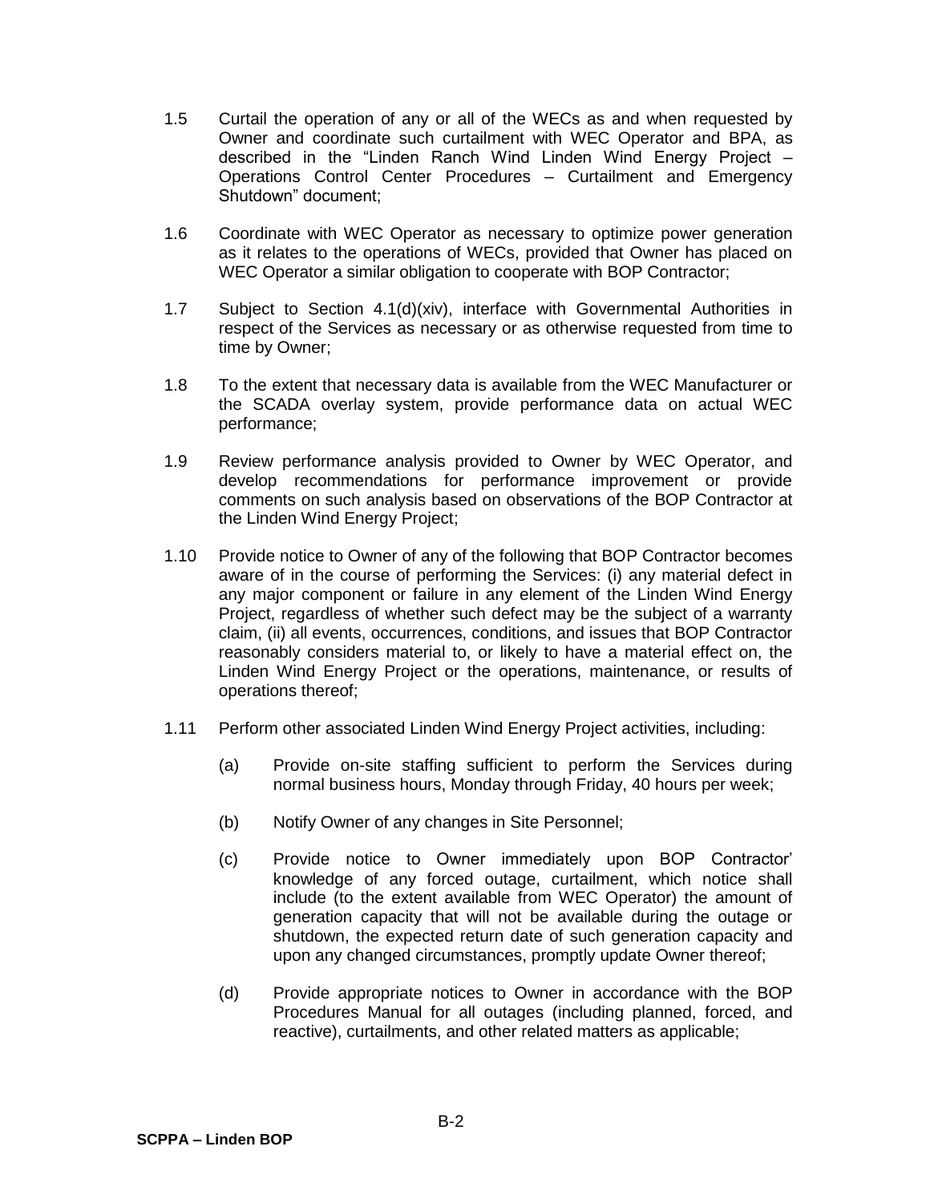1.5 Curtail the operation of any or all of the WECs as and when requested by Owner and coordinate such curtailment with WEC Operator and BPA, as described in the "Linden Ranch Wind Linden Wind Energy Project – Operations Control Center Procedures – Curtailment and Emergency Shutdown" document;

1.6 Coordinate with WEC Operator as necessary to optimize power generation as it relates to the operations of WECs, provided that Owner has placed on WEC Operator a similar obligation to cooperate with BOP Contractor;

1.7 Subject to Section 4.1(d)(xiv), interface with Governmental Authorities in respect of the Services as necessary or as otherwise requested from time to time by Owner;

1.8 To the extent that necessary data is available from the WEC Manufacturer or the SCADA overlay system, provide performance data on actual WEC performance;

1.9 Review performance analysis provided to Owner by WEC Operator, and develop recommendations for performance improvement or provide comments on such analysis based on observations of the BOP Contractor at the Linden Wind Energy Project;

1.10 Provide notice to Owner of any of the following that BOP Contractor becomes aware of in the course of performing the Services: (i) any material defect in any major component or failure in any element of the Linden Wind Energy Project, regardless of whether such defect may be the subject of a warranty claim, (ii) all events, occurrences, conditions, and issues that BOP Contractor reasonably considers material to, or likely to have a material effect on, the Linden Wind Energy Project or the operations, maintenance, or results of operations thereof;

1.11 Perform other associated Linden Wind Energy Project activities, including:

(a) Provide on-site staffing sufficient to perform the Services during normal business hours, Monday through Friday, 40 hours per week;

(b) Notify Owner of any changes in Site Personnel;

(c) Provide notice to Owner immediately upon BOP Contractor' knowledge of any forced outage, curtailment, which notice shall include (to the extent available from WEC Operator) the amount of generation capacity that will not be available during the outage or shutdown, the expected return date of such generation capacity and upon any changed circumstances, promptly update Owner thereof;

(d) Provide appropriate notices to Owner in accordance with the BOP Procedures Manual for all outages (including planned, forced, and reactive), curtailments, and other related matters as applicable;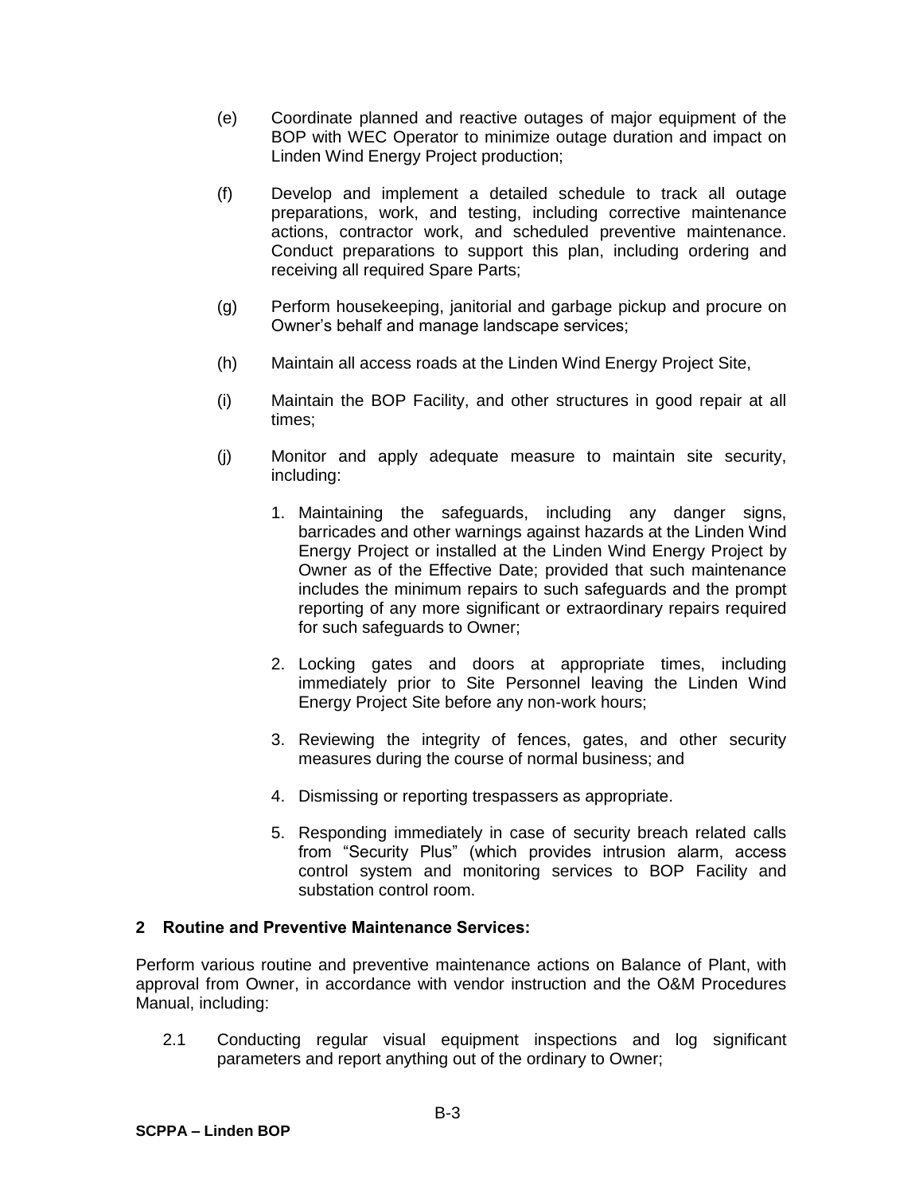(e) Coordinate planned and reactive outages of major equipment of the BOP with WEC Operator to minimize outage duration and impact on Linden Wind Energy Project production;

(f) Develop and implement a detailed schedule to track all outage preparations, work, and testing, including corrective maintenance actions, contractor work, and scheduled preventive maintenance. Conduct preparations to support this plan, including ordering and receiving all required Spare Parts;

(g) Perform housekeeping, janitorial and garbage pickup and procure on Owner's behalf and manage landscape services;

(h) Maintain all access roads at the Linden Wind Energy Project Site,

(i) Maintain the BOP Facility, and other structures in good repair at all times;

(j) Monitor and apply adequate measure to maintain site security, including:

1. Maintaining the safeguards, including any danger signs, barricades and other warnings against hazards at the Linden Wind Energy Project or installed at the Linden Wind Energy Project by Owner as of the Effective Date; provided that such maintenance includes the minimum repairs to such safeguards and the prompt reporting of any more significant or extraordinary repairs required for such safeguards to Owner;

2. Locking gates and doors at appropriate times, including immediately prior to Site Personnel leaving the Linden Wind Energy Project Site before any non-work hours;

3. Reviewing the integrity of fences, gates, and other security measures during the course of normal business; and

4. Dismissing or reporting trespassers as appropriate.

5. Responding immediately in case of security breach related calls from "Security Plus" (which provides intrusion alarm, access control system and monitoring services to BOP Facility and substation control room.

## 2 Routine and Preventive Maintenance Services:

Perform various routine and preventive maintenance actions on Balance of Plant, with approval from Owner, in accordance with vendor instruction and the O&M Procedures Manual, including:

2.1 Conducting regular visual equipment inspections and log significant parameters and report anything out of the ordinary to Owner;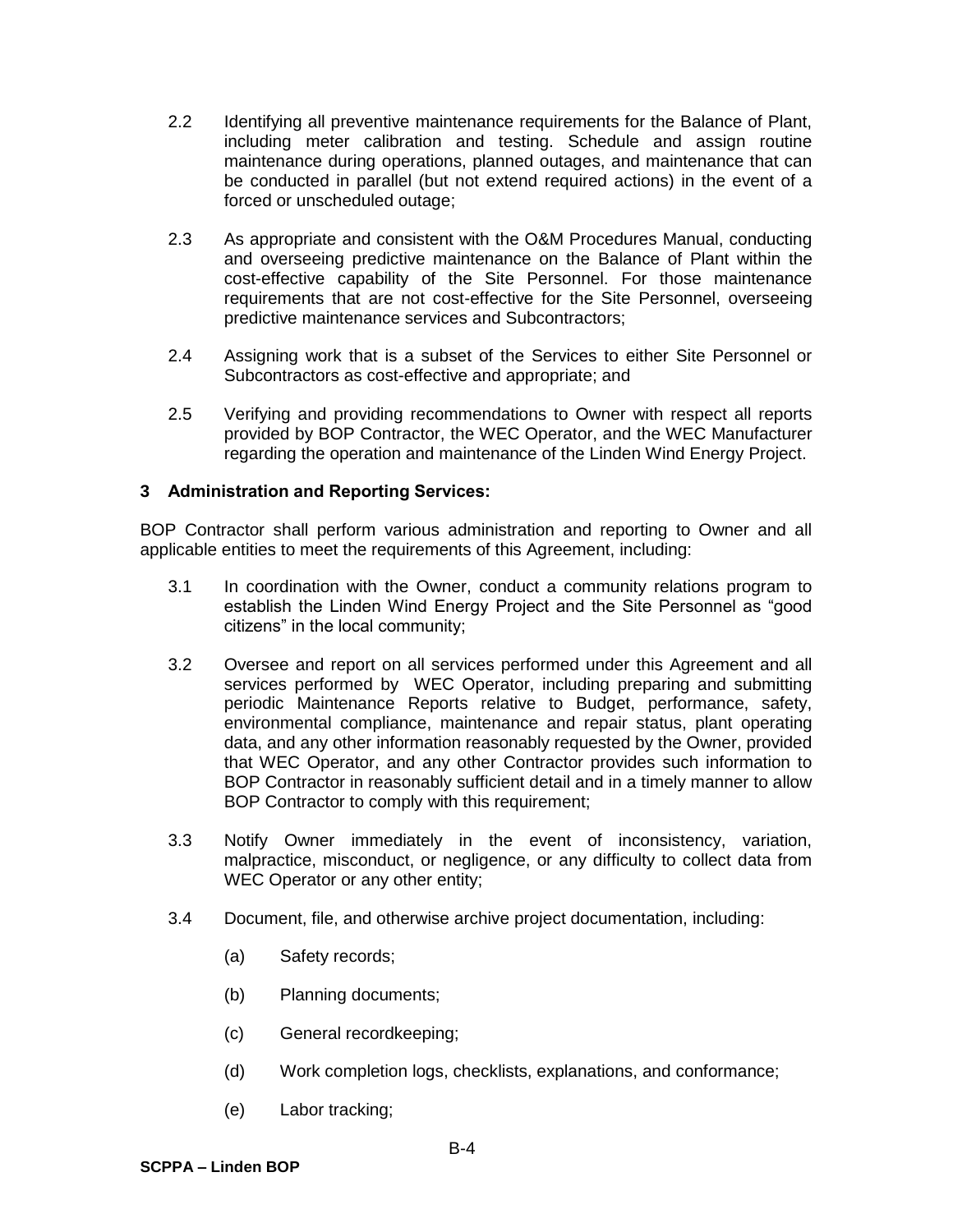2.2 Identifying all preventive maintenance requirements for the Balance of Plant, including meter calibration and testing. Schedule and assign routine maintenance during operations, planned outages, and maintenance that can be conducted in parallel (but not extend required actions) in the event of a forced or unscheduled outage;

2.3 As appropriate and consistent with the O&M Procedures Manual, conducting and overseeing predictive maintenance on the Balance of Plant within the cost-effective capability of the Site Personnel. For those maintenance requirements that are not cost-effective for the Site Personnel, overseeing predictive maintenance services and Subcontractors;

2.4 Assigning work that is a subset of the Services to either Site Personnel or Subcontractors as cost-effective and appropriate; and

2.5 Verifying and providing recommendations to Owner with respect all reports provided by BOP Contractor, the WEC Operator, and the WEC Manufacturer regarding the operation and maintenance of the Linden Wind Energy Project.

**3 Administration and Reporting Services:**

BOP Contractor shall perform various administration and reporting to Owner and all applicable entities to meet the requirements of this Agreement, including:

3.1 In coordination with the Owner, conduct a community relations program to establish the Linden Wind Energy Project and the Site Personnel as "good citizens" in the local community;

3.2 Oversee and report on all services performed under this Agreement and all services performed by WEC Operator, including preparing and submitting periodic Maintenance Reports relative to Budget, performance, safety, environmental compliance, maintenance and repair status, plant operating data, and any other information reasonably requested by the Owner, provided that WEC Operator, and any other Contractor provides such information to BOP Contractor in reasonably sufficient detail and in a timely manner to allow BOP Contractor to comply with this requirement;

3.3 Notify Owner immediately in the event of inconsistency, variation, malpractice, misconduct, or negligence, or any difficulty to collect data from WEC Operator or any other entity;

3.4 Document, file, and otherwise archive project documentation, including:

(a) Safety records;

(b) Planning documents;

(c) General recordkeeping;

(d) Work completion logs, checklists, explanations, and conformance;

(e) Labor tracking;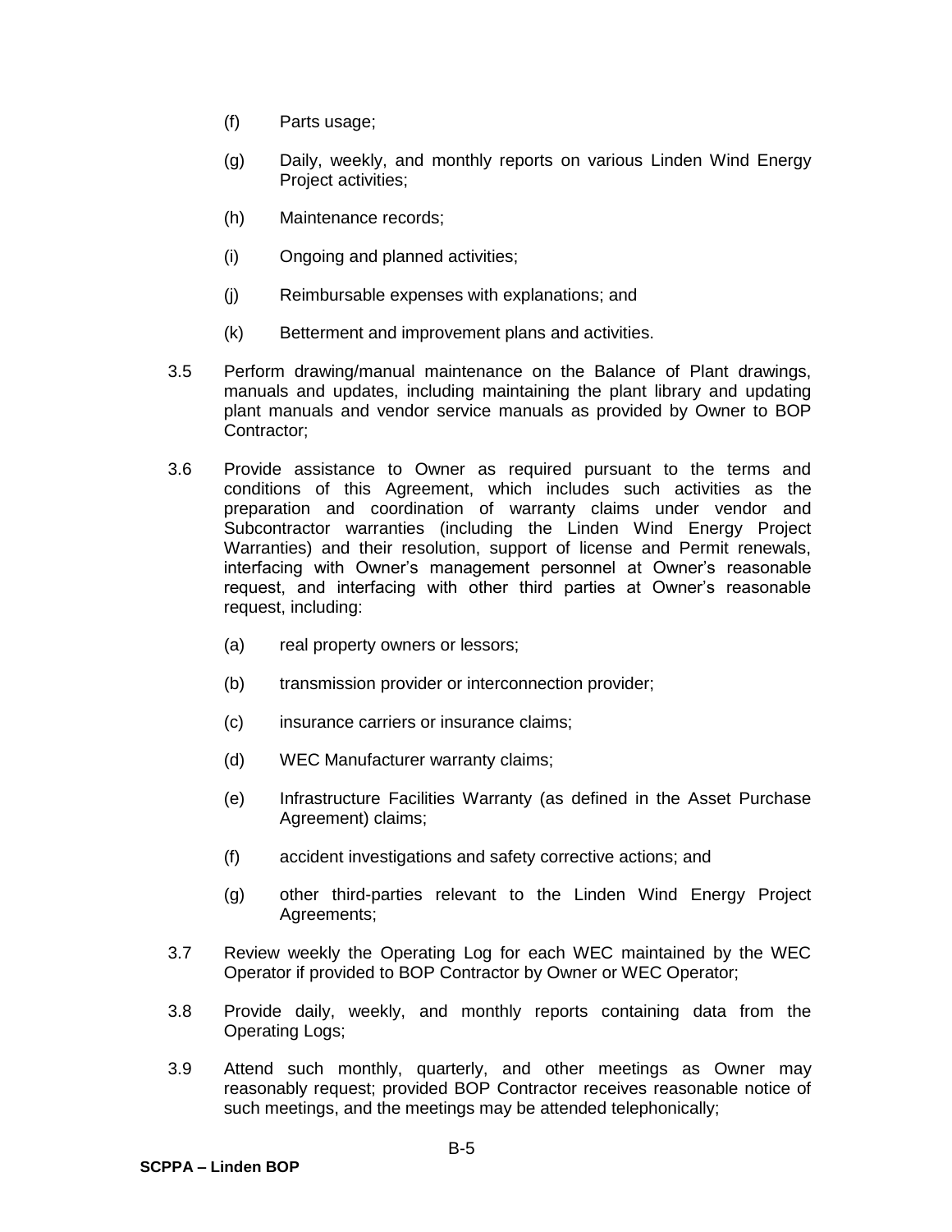(f) Parts usage;

(g) Daily, weekly, and monthly reports on various Linden Wind Energy Project activities;

(h) Maintenance records;

(i) Ongoing and planned activities;

(j) Reimbursable expenses with explanations; and

(k) Betterment and improvement plans and activities.

3.5 Perform drawing/manual maintenance on the Balance of Plant drawings, manuals and updates, including maintaining the plant library and updating plant manuals and vendor service manuals as provided by Owner to BOP Contractor;

3.6 Provide assistance to Owner as required pursuant to the terms and conditions of this Agreement, which includes such activities as the preparation and coordination of warranty claims under vendor and Subcontractor warranties (including the Linden Wind Energy Project Warranties) and their resolution, support of license and Permit renewals, interfacing with Owner's management personnel at Owner's reasonable request, and interfacing with other third parties at Owner's reasonable request, including:

(a) real property owners or lessors;

(b) transmission provider or interconnection provider;

(c) insurance carriers or insurance claims;

(d) WEC Manufacturer warranty claims;

(e) Infrastructure Facilities Warranty (as defined in the Asset Purchase Agreement) claims;

(f) accident investigations and safety corrective actions; and

(g) other third-parties relevant to the Linden Wind Energy Project Agreements;

3.7 Review weekly the Operating Log for each WEC maintained by the WEC Operator if provided to BOP Contractor by Owner or WEC Operator;

3.8 Provide daily, weekly, and monthly reports containing data from the Operating Logs;

3.9 Attend such monthly, quarterly, and other meetings as Owner may reasonably request; provided BOP Contractor receives reasonable notice of such meetings, and the meetings may be attended telephonically;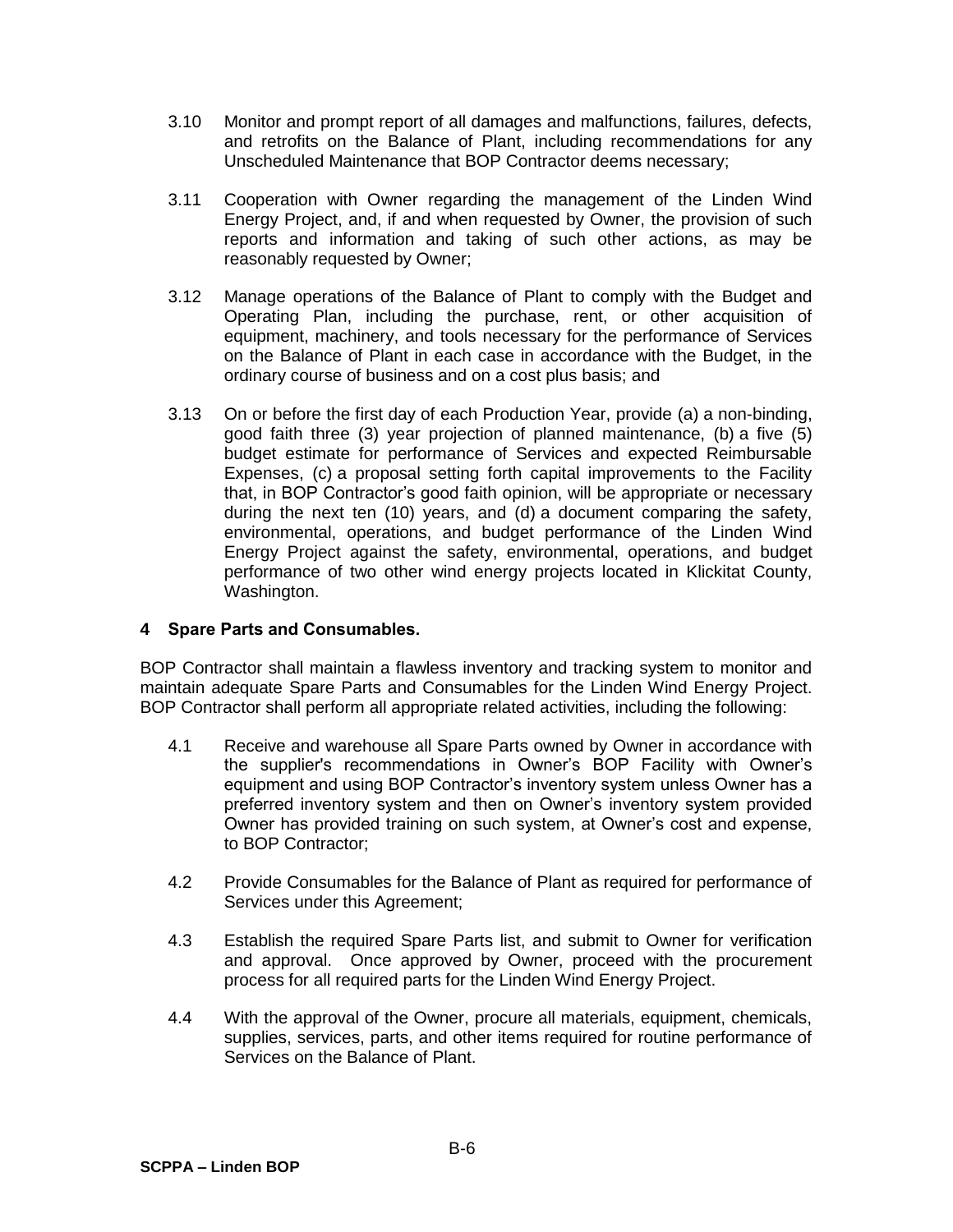3.10 Monitor and prompt report of all damages and malfunctions, failures, defects, and retrofits on the Balance of Plant, including recommendations for any Unscheduled Maintenance that BOP Contractor deems necessary;

3.11 Cooperation with Owner regarding the management of the Linden Wind Energy Project, and, if and when requested by Owner, the provision of such reports and information and taking of such other actions, as may be reasonably requested by Owner;

3.12 Manage operations of the Balance of Plant to comply with the Budget and Operating Plan, including the purchase, rent, or other acquisition of equipment, machinery, and tools necessary for the performance of Services on the Balance of Plant in each case in accordance with the Budget, in the ordinary course of business and on a cost plus basis; and

3.13 On or before the first day of each Production Year, provide (a) a non-binding, good faith three (3) year projection of planned maintenance, (b) a five (5) budget estimate for performance of Services and expected Reimbursable Expenses, (c) a proposal setting forth capital improvements to the Facility that, in BOP Contractor's good faith opinion, will be appropriate or necessary during the next ten (10) years, and (d) a document comparing the safety, environmental, operations, and budget performance of the Linden Wind Energy Project against the safety, environmental, operations, and budget performance of two other wind energy projects located in Klickitat County, Washington.

## 4 Spare Parts and Consumables.

BOP Contractor shall maintain a flawless inventory and tracking system to monitor and maintain adequate Spare Parts and Consumables for the Linden Wind Energy Project. BOP Contractor shall perform all appropriate related activities, including the following:

4.1 Receive and warehouse all Spare Parts owned by Owner in accordance with the supplier's recommendations in Owner's BOP Facility with Owner's equipment and using BOP Contractor's inventory system unless Owner has a preferred inventory system and then on Owner's inventory system provided Owner has provided training on such system, at Owner's cost and expense, to BOP Contractor;

4.2 Provide Consumables for the Balance of Plant as required for performance of Services under this Agreement;

4.3 Establish the required Spare Parts list, and submit to Owner for verification and approval. Once approved by Owner, proceed with the procurement process for all required parts for the Linden Wind Energy Project.

4.4 With the approval of the Owner, procure all materials, equipment, chemicals, supplies, services, parts, and other items required for routine performance of Services on the Balance of Plant.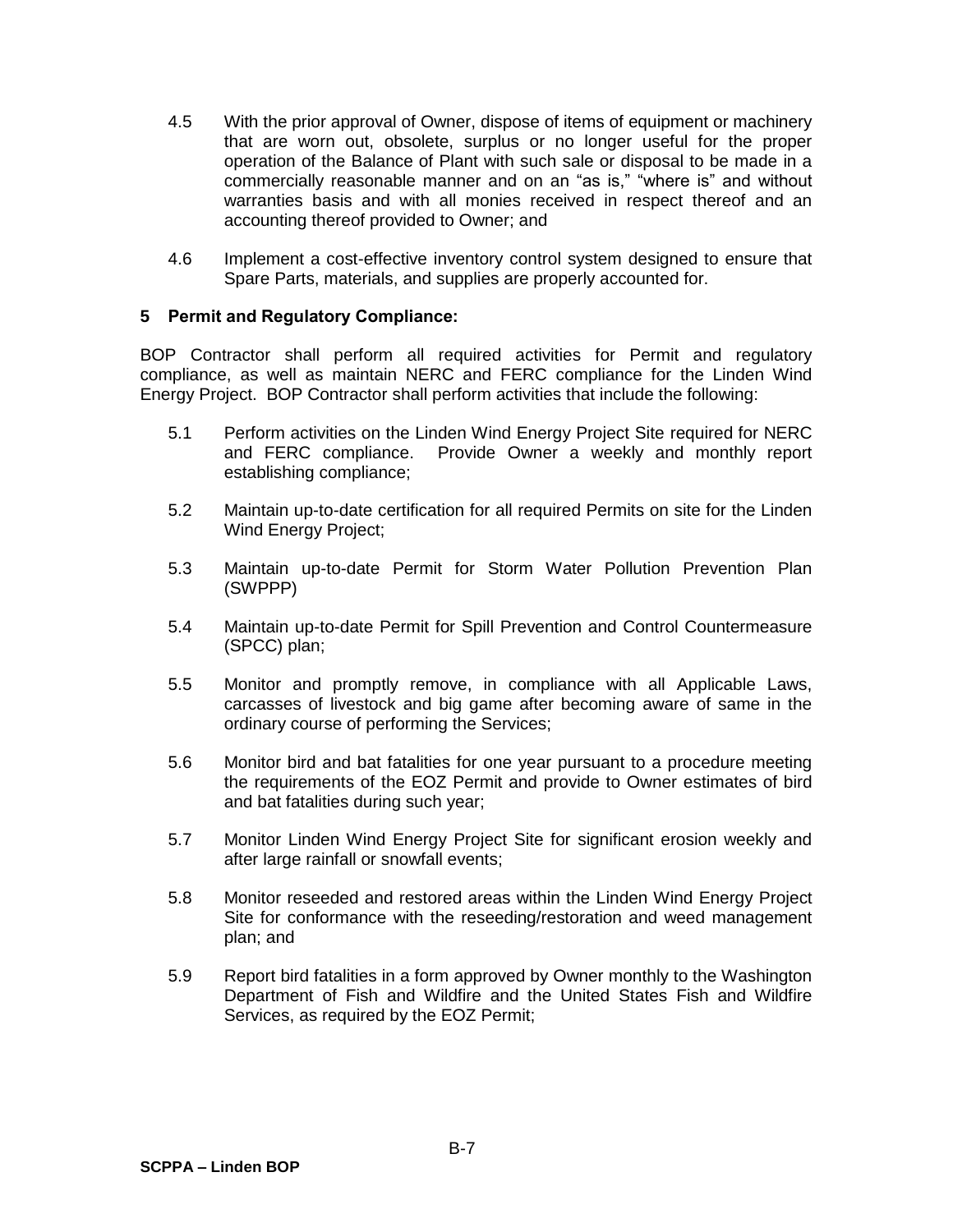4.5 With the prior approval of Owner, dispose of items of equipment or machinery that are worn out, obsolete, surplus or no longer useful for the proper operation of the Balance of Plant with such sale or disposal to be made in a commercially reasonable manner and on an "as is," "where is" and without warranties basis and with all monies received in respect thereof and an accounting thereof provided to Owner; and

4.6 Implement a cost-effective inventory control system designed to ensure that Spare Parts, materials, and supplies are properly accounted for.

**5 Permit and Regulatory Compliance:**

BOP Contractor shall perform all required activities for Permit and regulatory compliance, as well as maintain NERC and FERC compliance for the Linden Wind Energy Project. BOP Contractor shall perform activities that include the following:

5.1 Perform activities on the Linden Wind Energy Project Site required for NERC and FERC compliance. Provide Owner a weekly and monthly report establishing compliance;

5.2 Maintain up-to-date certification for all required Permits on site for the Linden Wind Energy Project;

5.3 Maintain up-to-date Permit for Storm Water Pollution Prevention Plan (SWPPP)

5.4 Maintain up-to-date Permit for Spill Prevention and Control Countermeasure (SPCC) plan;

5.5 Monitor and promptly remove, in compliance with all Applicable Laws, carcasses of livestock and big game after becoming aware of same in the ordinary course of performing the Services;

5.6 Monitor bird and bat fatalities for one year pursuant to a procedure meeting the requirements of the EOZ Permit and provide to Owner estimates of bird and bat fatalities during such year;

5.7 Monitor Linden Wind Energy Project Site for significant erosion weekly and after large rainfall or snowfall events;

5.8 Monitor reseeded and restored areas within the Linden Wind Energy Project Site for conformance with the reseeding/restoration and weed management plan; and

5.9 Report bird fatalities in a form approved by Owner monthly to the Washington Department of Fish and Wildfire and the United States Fish and Wildfire Services, as required by the EOZ Permit;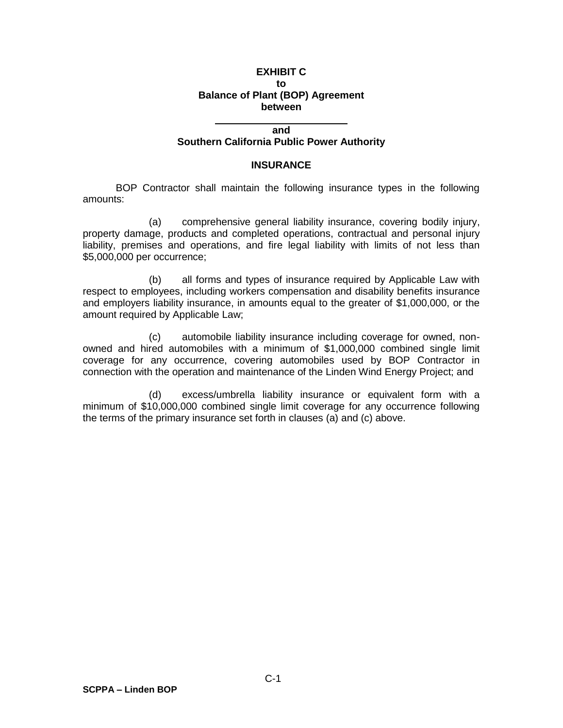**EXHIBIT C**
**to**
**Balance of Plant (BOP) Agreement**
**between**

**\_\_\_\_\_\_\_\_\_\_\_\_\_\_\_\_\_\_\_\_\_\_\_\_**
**and**
**Southern California Public Power Authority**

**INSURANCE**

BOP Contractor shall maintain the following insurance types in the following amounts:

(a) comprehensive general liability insurance, covering bodily injury, property damage, products and completed operations, contractual and personal injury liability, premises and operations, and fire legal liability with limits of not less than $5,000,000 per occurrence;

(b) all forms and types of insurance required by Applicable Law with respect to employees, including workers compensation and disability benefits insurance and employers liability insurance, in amounts equal to the greater of $1,000,000, or the amount required by Applicable Law;

(c) automobile liability insurance including coverage for owned, non-owned and hired automobiles with a minimum of $1,000,000 combined single limit coverage for any occurrence, covering automobiles used by BOP Contractor in connection with the operation and maintenance of the Linden Wind Energy Project; and

(d) excess/umbrella liability insurance or equivalent form with a minimum of $10,000,000 combined single limit coverage for any occurrence following the terms of the primary insurance set forth in clauses (a) and (c) above.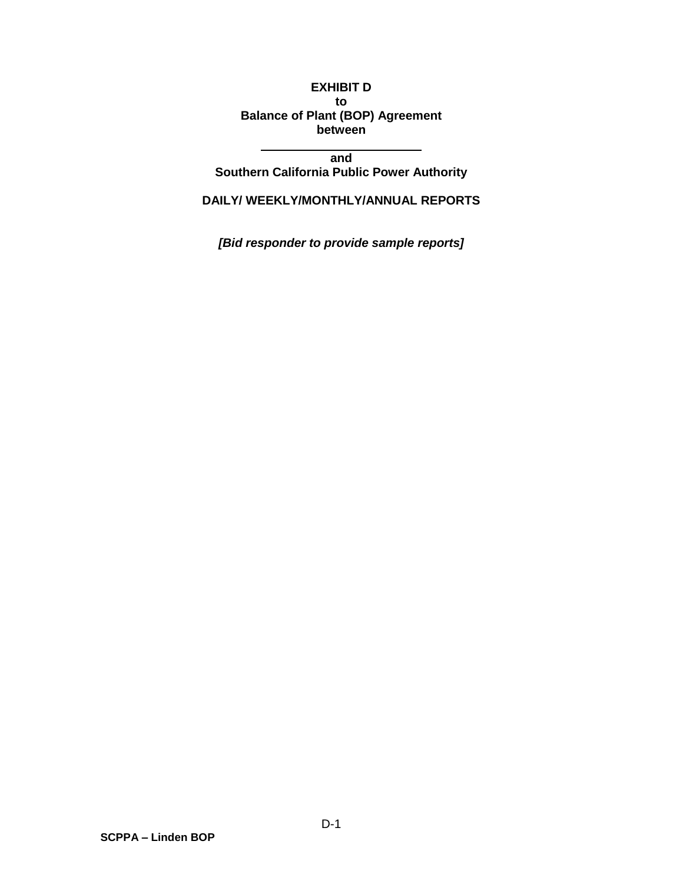**EXHIBIT D**
**to**
**Balance of Plant (BOP) Agreement**
**between**

**\_\_\_\_\_\_\_\_\_\_\_\_\_\_\_\_\_\_\_\_\_\_\_\_**
**and**
**Southern California Public Power Authority**

**DAILY/ WEEKLY/MONTHLY/ANNUAL REPORTS**

***[Bid responder to provide sample reports]***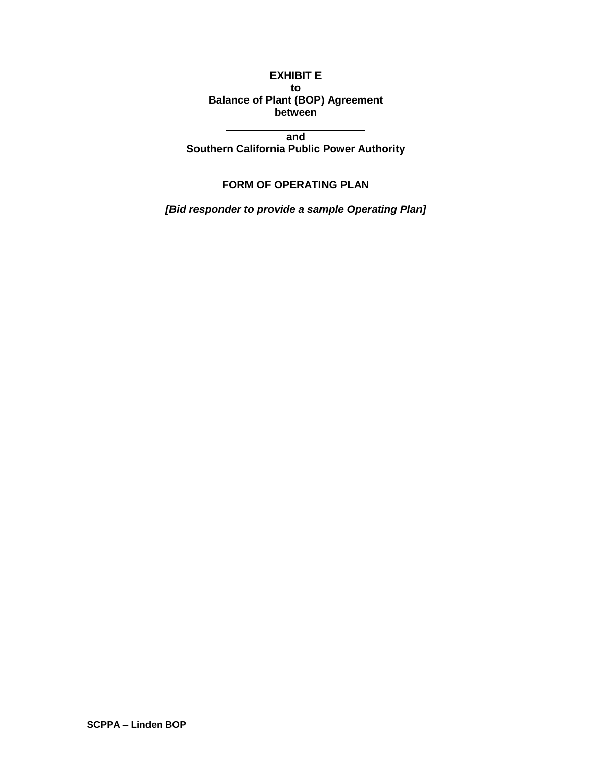**EXHIBIT E**
**to**
**Balance of Plant (BOP) Agreement**
**between**

**______________________**
**and**
**Southern California Public Power Authority**

**FORM OF OPERATING PLAN**

***[Bid responder to provide a sample Operating Plan]***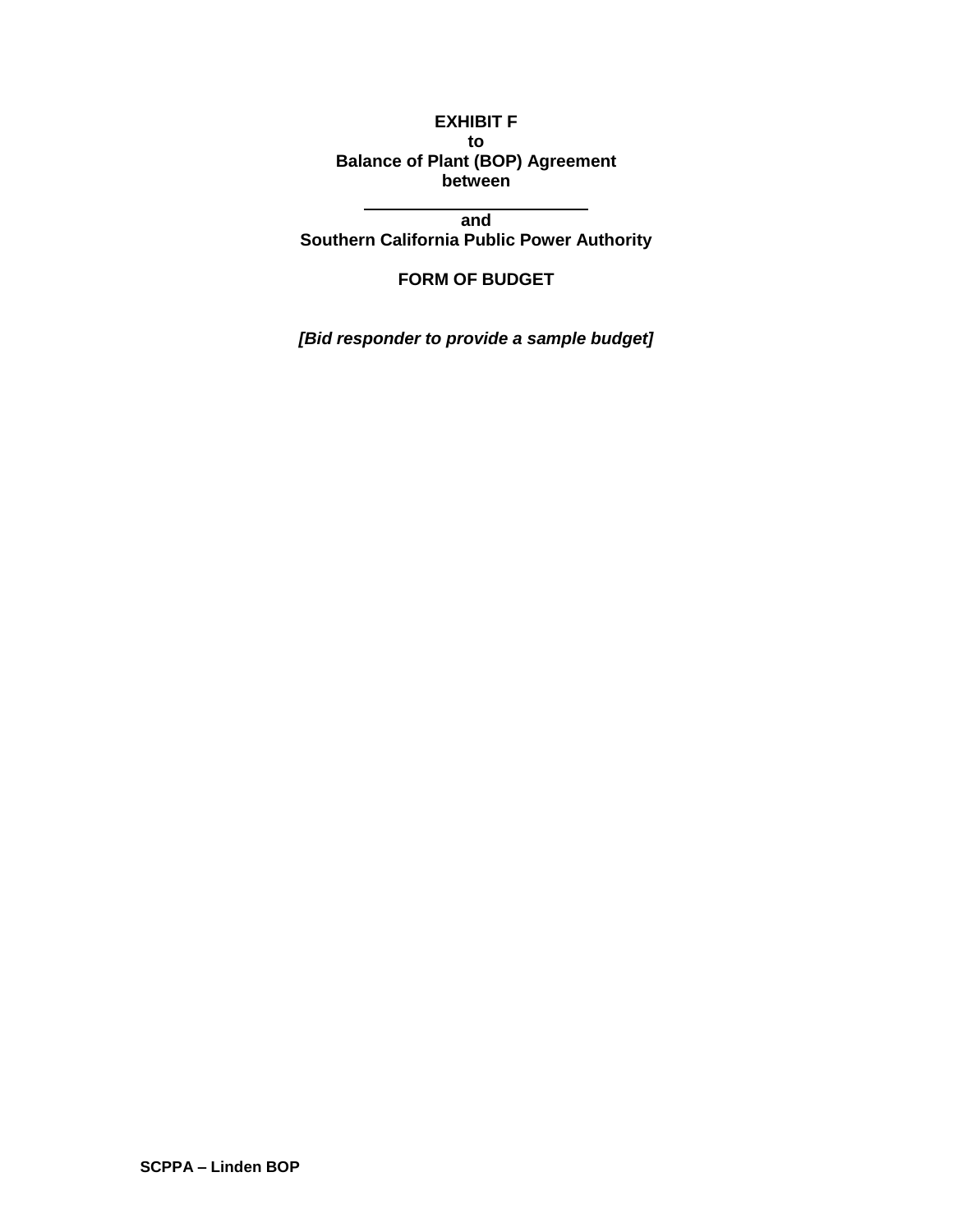**EXHIBIT F**
**to**
**Balance of Plant (BOP) Agreement**
**between**

**\_\_\_\_\_\_\_\_\_\_\_\_\_\_\_\_\_\_\_\_\_\_\_\_**
**and**
**Southern California Public Power Authority**

**FORM OF BUDGET**

***[Bid responder to provide a sample budget]***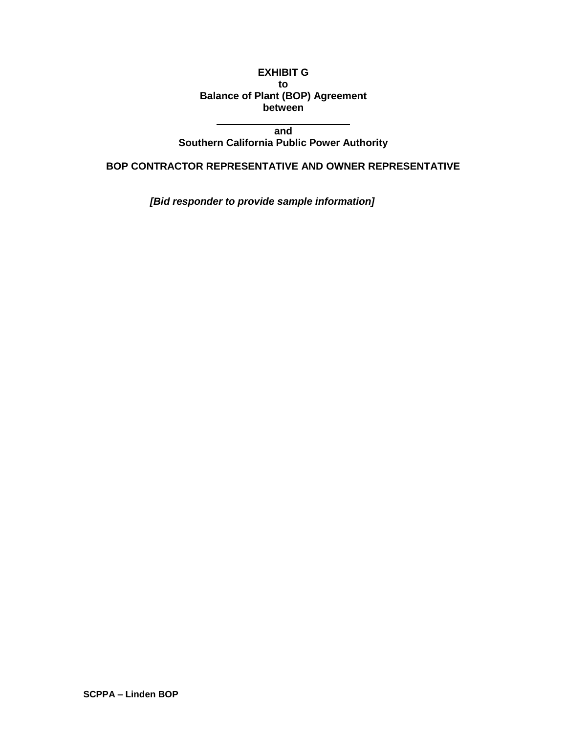**EXHIBIT G**
**to**
**Balance of Plant (BOP) Agreement**
**between**

**\_\_\_\_\_\_\_\_\_\_\_\_\_\_\_\_\_\_\_\_\_\_\_\_**
**and**
**Southern California Public Power Authority**

**BOP CONTRACTOR REPRESENTATIVE AND OWNER REPRESENTATIVE**

***[Bid responder to provide sample information]***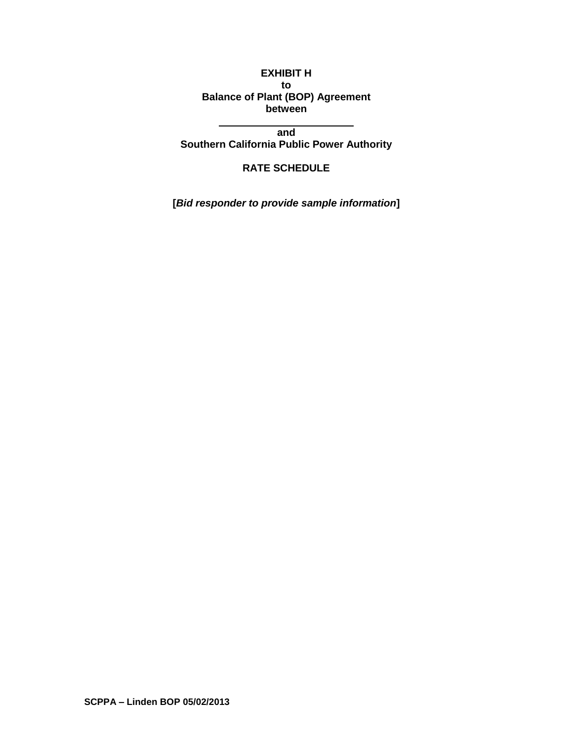**EXHIBIT H**
**to**
**Balance of Plant (BOP) Agreement**
**between**

**______________________**
**and**
**Southern California Public Power Authority**

**RATE SCHEDULE**

**[*Bid responder to provide sample information*]**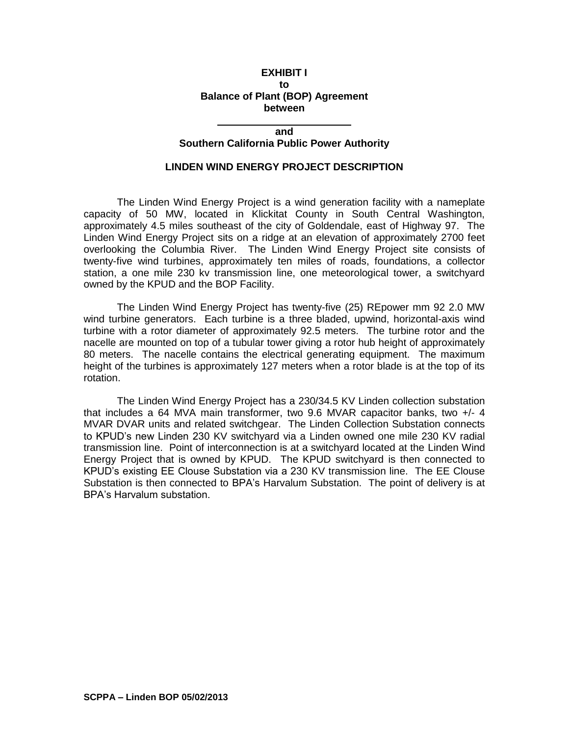**EXHIBIT I**
**to**
**Balance of Plant (BOP) Agreement**
**between**

**\_\_\_\_\_\_\_\_\_\_\_\_\_\_\_\_\_\_\_\_\_\_\_\_**
**and**
**Southern California Public Power Authority**

**LINDEN WIND ENERGY PROJECT DESCRIPTION**

The Linden Wind Energy Project is a wind generation facility with a nameplate capacity of 50 MW, located in Klickitat County in South Central Washington, approximately 4.5 miles southeast of the city of Goldendale, east of Highway 97. The Linden Wind Energy Project sits on a ridge at an elevation of approximately 2700 feet overlooking the Columbia River. The Linden Wind Energy Project site consists of twenty-five wind turbines, approximately ten miles of roads, foundations, a collector station, a one mile 230 kv transmission line, one meteorological tower, a switchyard owned by the KPUD and the BOP Facility.

The Linden Wind Energy Project has twenty-five (25) REpower mm 92 2.0 MW wind turbine generators. Each turbine is a three bladed, upwind, horizontal-axis wind turbine with a rotor diameter of approximately 92.5 meters. The turbine rotor and the nacelle are mounted on top of a tubular tower giving a rotor hub height of approximately 80 meters. The nacelle contains the electrical generating equipment. The maximum height of the turbines is approximately 127 meters when a rotor blade is at the top of its rotation.

The Linden Wind Energy Project has a 230/34.5 KV Linden collection substation that includes a 64 MVA main transformer, two 9.6 MVAR capacitor banks, two +/- 4 MVAR DVAR units and related switchgear. The Linden Collection Substation connects to KPUD's new Linden 230 KV switchyard via a Linden owned one mile 230 KV radial transmission line. Point of interconnection is at a switchyard located at the Linden Wind Energy Project that is owned by KPUD. The KPUD switchyard is then connected to KPUD's existing EE Clouse Substation via a 230 KV transmission line. The EE Clouse Substation is then connected to BPA's Harvalum Substation. The point of delivery is at BPA's Harvalum substation.

**SCPPA – Linden BOP 05/02/2013**